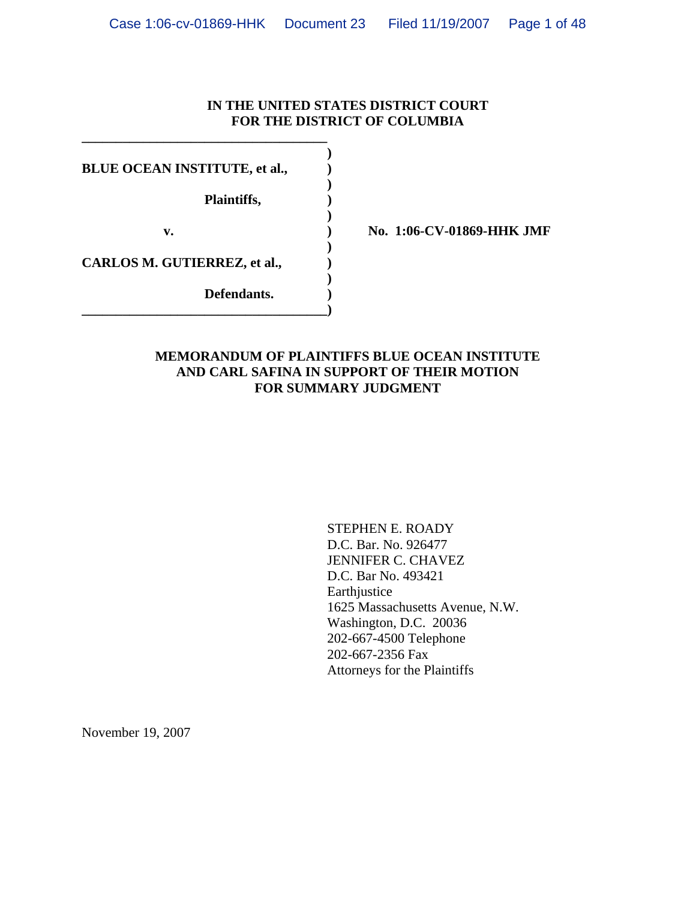**IN THE UNITED STATES DISTRICT COURT**
**FOR THE DISTRICT OF COLUMBIA**

| | | |
|---|---|---|
| **BLUE OCEAN INSTITUTE, et al.,** | ) | |
| **Plaintiffs,** | ) | |
| **v.** | ) | **No. 1:06-CV-01869-HHK JMF** |
| **CARLOS M. GUTIERREZ, et al.,** | ) | |
| **Defendants.** | ) | |

**MEMORANDUM OF PLAINTIFFS BLUE OCEAN INSTITUTE AND CARL SAFINA IN SUPPORT OF THEIR MOTION FOR SUMMARY JUDGMENT**

STEPHEN E. ROADY
D.C. Bar. No. 926477
JENNIFER C. CHAVEZ
D.C. Bar No. 493421
Earthjustice
1625 Massachusetts Avenue, N.W.
Washington, D.C. 20036
202-667-4500 Telephone
202-667-2356 Fax
Attorneys for the Plaintiffs

November 19, 2007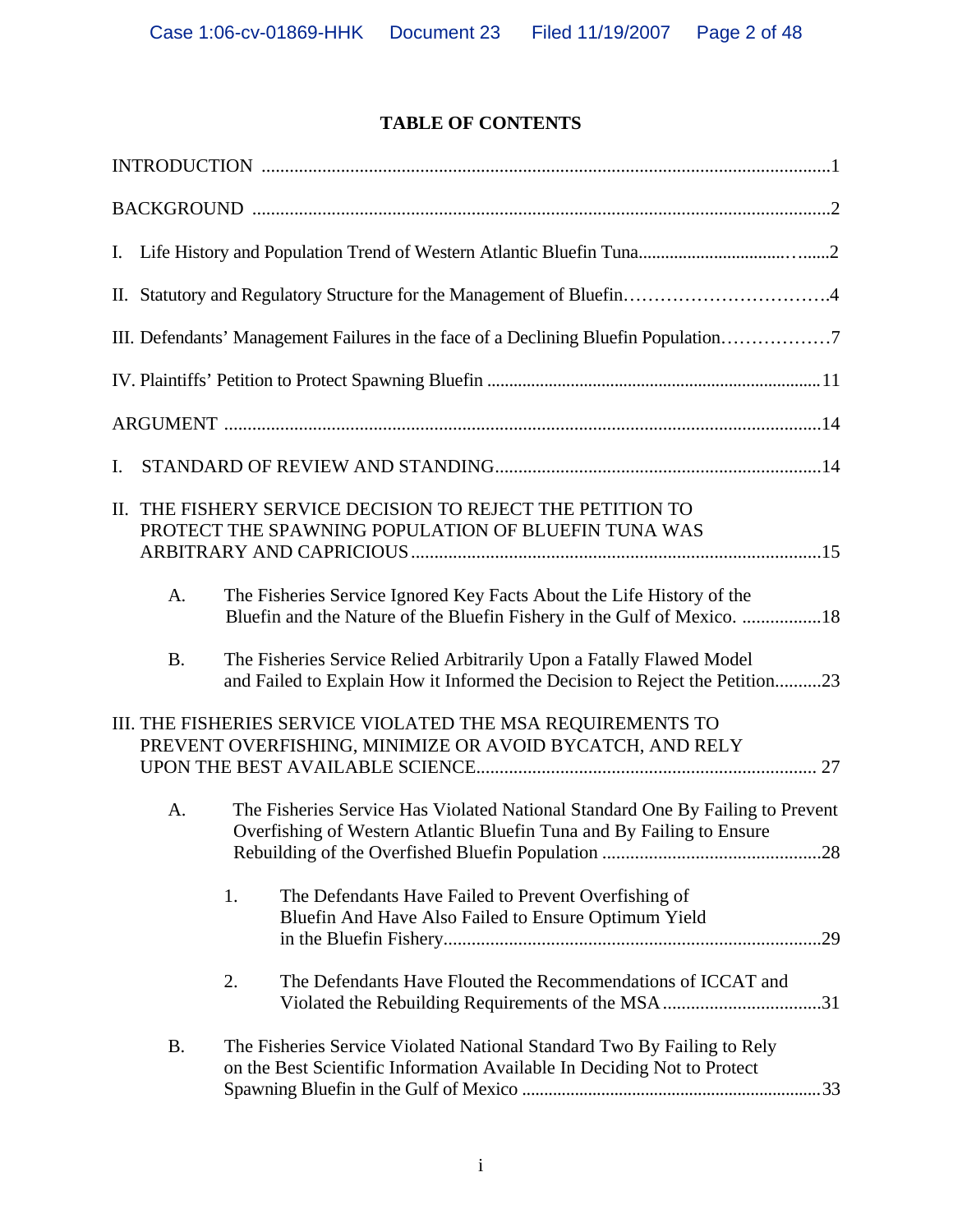## TABLE OF CONTENTS

INTRODUCTION ..........................................................................................................................1

BACKGROUND ..........................................................................................................................2

I. Life History and Population Trend of Western Atlantic Bluefin Tuna...................................2

II. Statutory and Regulatory Structure for the Management of Bluefin.................................4

III. Defendants' Management Failures in the face of a Declining Bluefin Population.................7

IV. Plaintiffs' Petition to Protect Spawning Bluefin ..........................................................................11

ARGUMENT ..............................................................................................................................14

I. STANDARD OF REVIEW AND STANDING.......................................................................14

II. THE FISHERY SERVICE DECISION TO REJECT THE PETITION TO PROTECT THE SPAWNING POPULATION OF BLUEFIN TUNA WAS ARBITRARY AND CAPRICIOUS..........................................................................................15

A. The Fisheries Service Ignored Key Facts About the Life History of the Bluefin and the Nature of the Bluefin Fishery in the Gulf of Mexico. .................18

B. The Fisheries Service Relied Arbitrarily Upon a Fatally Flawed Model and Failed to Explain How it Informed the Decision to Reject the Petition..........23

III. THE FISHERIES SERVICE VIOLATED THE MSA REQUIREMENTS TO PREVENT OVERFISHING, MINIMIZE OR AVOID BYCATCH, AND RELY UPON THE BEST AVAILABLE SCIENCE........................................................................ 27

A. The Fisheries Service Has Violated National Standard One By Failing to Prevent Overfishing of Western Atlantic Bluefin Tuna and By Failing to Ensure Rebuilding of the Overfished Bluefin Population ...............................................28

1. The Defendants Have Failed to Prevent Overfishing of Bluefin And Have Also Failed to Ensure Optimum Yield in the Bluefin Fishery..................................................................................29

2. The Defendants Have Flouted the Recommendations of ICCAT and Violated the Rebuilding Requirements of the MSA ..................................31

B. The Fisheries Service Violated National Standard Two By Failing to Rely on the Best Scientific Information Available In Deciding Not to Protect Spawning Bluefin in the Gulf of Mexico ...................................................................33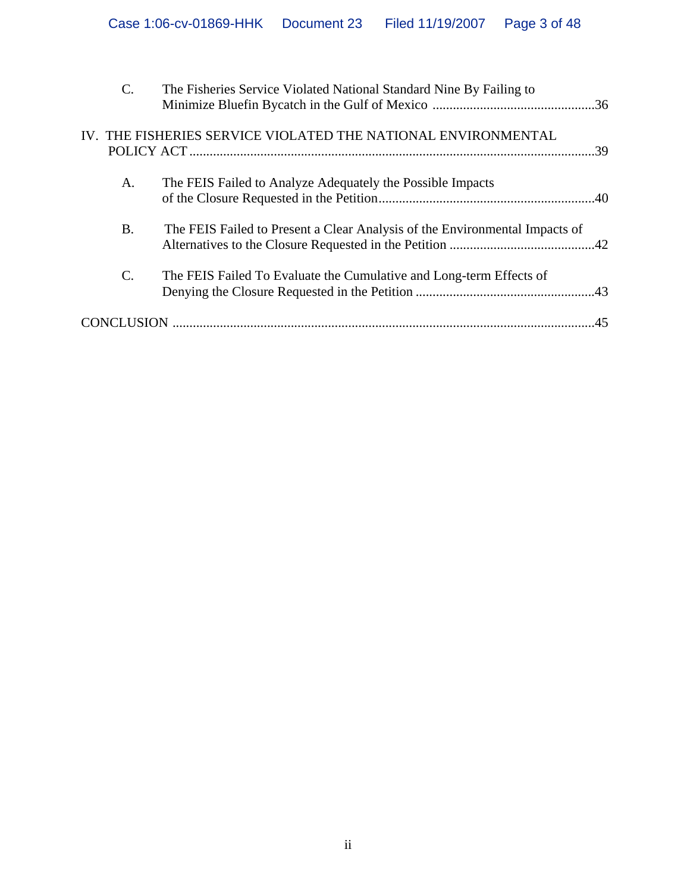C. The Fisheries Service Violated National Standard Nine By Failing to Minimize Bluefin Bycatch in the Gulf of Mexico ................................................36

IV. THE FISHERIES SERVICE VIOLATED THE NATIONAL ENVIRONMENTAL POLICY ACT .......................................................................................................................39

A. The FEIS Failed to Analyze Adequately the Possible Impacts of the Closure Requested in the Petition................................................................40

B. The FEIS Failed to Present a Clear Analysis of the Environmental Impacts of Alternatives to the Closure Requested in the Petition ...........................................42

C. The FEIS Failed To Evaluate the Cumulative and Long-term Effects of Denying the Closure Requested in the Petition .....................................................43

CONCLUSION ...........................................................................................................................45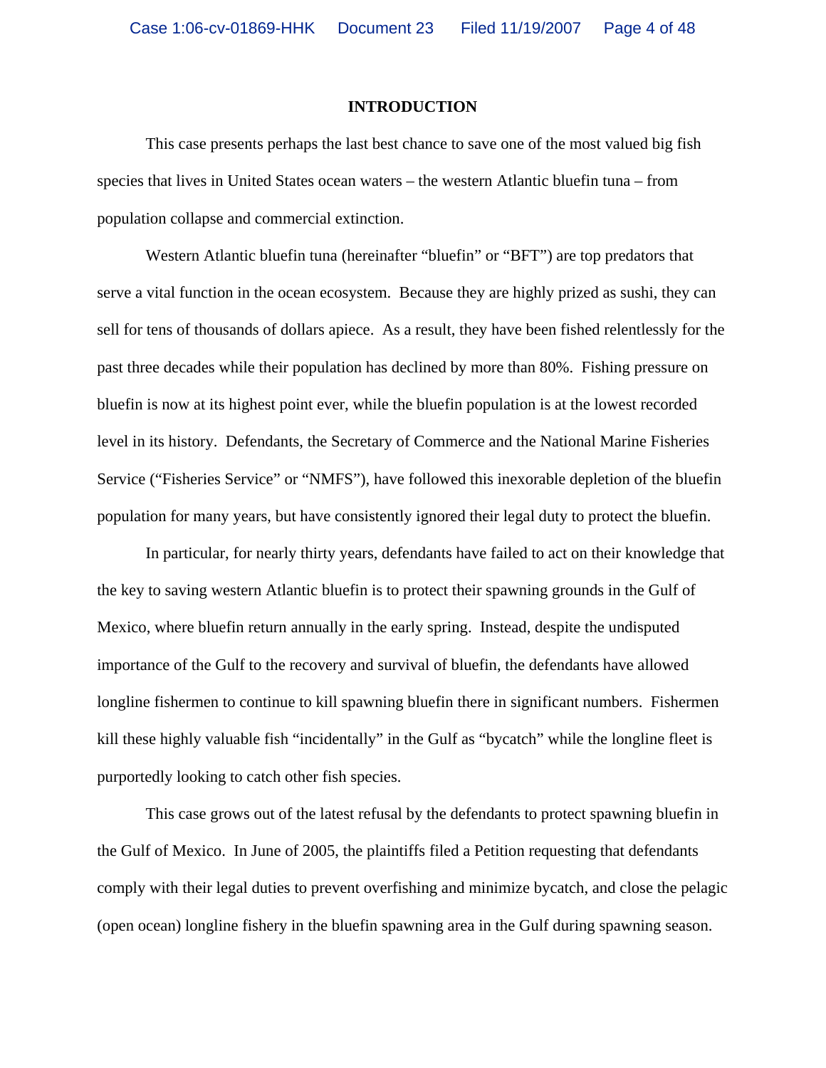# INTRODUCTION

This case presents perhaps the last best chance to save one of the most valued big fish species that lives in United States ocean waters – the western Atlantic bluefin tuna – from population collapse and commercial extinction.

Western Atlantic bluefin tuna (hereinafter "bluefin" or "BFT") are top predators that serve a vital function in the ocean ecosystem. Because they are highly prized as sushi, they can sell for tens of thousands of dollars apiece. As a result, they have been fished relentlessly for the past three decades while their population has declined by more than 80%. Fishing pressure on bluefin is now at its highest point ever, while the bluefin population is at the lowest recorded level in its history. Defendants, the Secretary of Commerce and the National Marine Fisheries Service ("Fisheries Service" or "NMFS"), have followed this inexorable depletion of the bluefin population for many years, but have consistently ignored their legal duty to protect the bluefin.

In particular, for nearly thirty years, defendants have failed to act on their knowledge that the key to saving western Atlantic bluefin is to protect their spawning grounds in the Gulf of Mexico, where bluefin return annually in the early spring. Instead, despite the undisputed importance of the Gulf to the recovery and survival of bluefin, the defendants have allowed longline fishermen to continue to kill spawning bluefin there in significant numbers. Fishermen kill these highly valuable fish "incidentally" in the Gulf as "bycatch" while the longline fleet is purportedly looking to catch other fish species.

This case grows out of the latest refusal by the defendants to protect spawning bluefin in the Gulf of Mexico. In June of 2005, the plaintiffs filed a Petition requesting that defendants comply with their legal duties to prevent overfishing and minimize bycatch, and close the pelagic (open ocean) longline fishery in the bluefin spawning area in the Gulf during spawning season.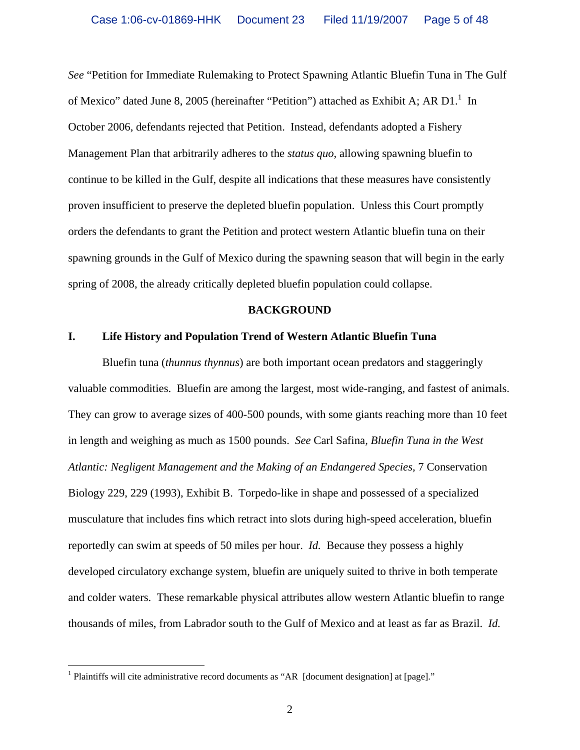*See* "Petition for Immediate Rulemaking to Protect Spawning Atlantic Bluefin Tuna in The Gulf of Mexico" dated June 8, 2005 (hereinafter "Petition") attached as Exhibit A; AR D1.[1] In October 2006, defendants rejected that Petition. Instead, defendants adopted a Fishery Management Plan that arbitrarily adheres to the *status quo*, allowing spawning bluefin to continue to be killed in the Gulf, despite all indications that these measures have consistently proven insufficient to preserve the depleted bluefin population. Unless this Court promptly orders the defendants to grant the Petition and protect western Atlantic bluefin tuna on their spawning grounds in the Gulf of Mexico during the spawning season that will begin in the early spring of 2008, the already critically depleted bluefin population could collapse.

## BACKGROUND

### I. Life History and Population Trend of Western Atlantic Bluefin Tuna

Bluefin tuna (*thunnus thynnus*) are both important ocean predators and staggeringly valuable commodities. Bluefin are among the largest, most wide-ranging, and fastest of animals. They can grow to average sizes of 400-500 pounds, with some giants reaching more than 10 feet in length and weighing as much as 1500 pounds. *See* Carl Safina, *Bluefin Tuna in the West Atlantic: Negligent Management and the Making of an Endangered Species*, 7 Conservation Biology 229, 229 (1993), Exhibit B. Torpedo-like in shape and possessed of a specialized musculature that includes fins which retract into slots during high-speed acceleration, bluefin reportedly can swim at speeds of 50 miles per hour. *Id.* Because they possess a highly developed circulatory exchange system, bluefin are uniquely suited to thrive in both temperate and colder waters. These remarkable physical attributes allow western Atlantic bluefin to range thousands of miles, from Labrador south to the Gulf of Mexico and at least as far as Brazil. *Id.*

[1] Plaintiffs will cite administrative record documents as "AR [document designation] at [page]."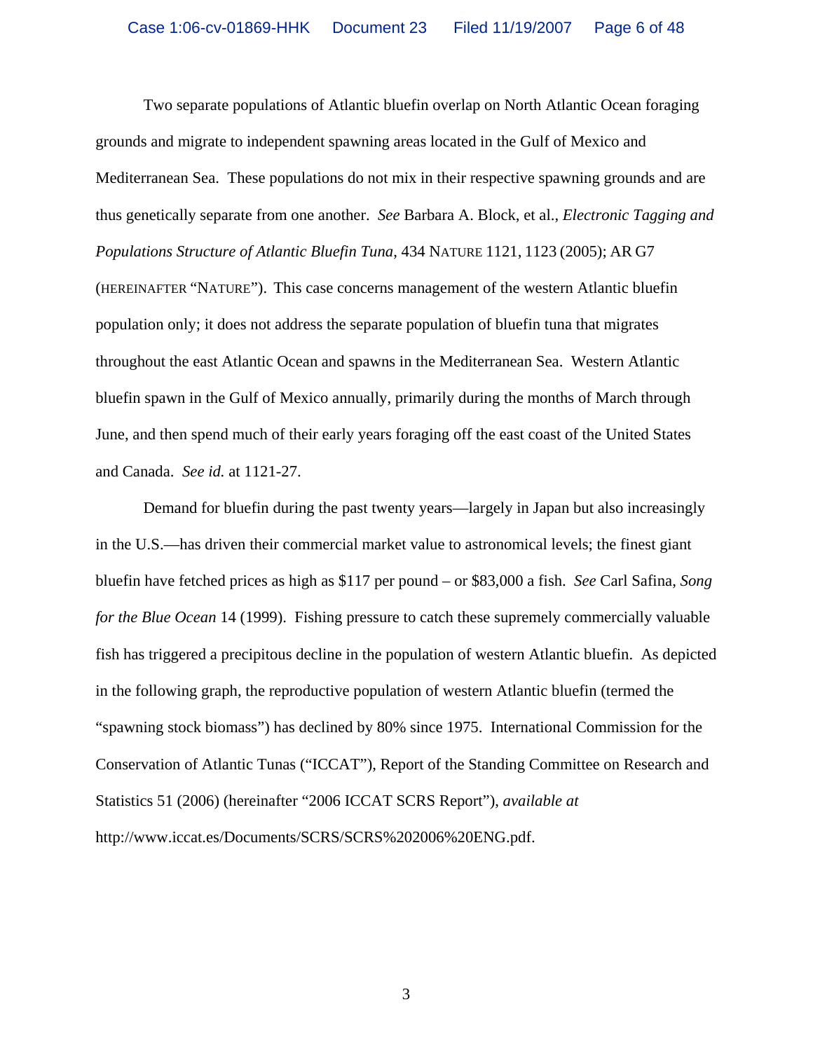Two separate populations of Atlantic bluefin overlap on North Atlantic Ocean foraging grounds and migrate to independent spawning areas located in the Gulf of Mexico and Mediterranean Sea. These populations do not mix in their respective spawning grounds and are thus genetically separate from one another. *See* Barbara A. Block, et al., *Electronic Tagging and Populations Structure of Atlantic Bluefin Tuna*, 434 NATURE 1121, 1123 (2005); AR G7 (HEREINAFTER "NATURE"). This case concerns management of the western Atlantic bluefin population only; it does not address the separate population of bluefin tuna that migrates throughout the east Atlantic Ocean and spawns in the Mediterranean Sea. Western Atlantic bluefin spawn in the Gulf of Mexico annually, primarily during the months of March through June, and then spend much of their early years foraging off the east coast of the United States and Canada. *See id.* at 1121-27.

Demand for bluefin during the past twenty years—largely in Japan but also increasingly in the U.S.—has driven their commercial market value to astronomical levels; the finest giant bluefin have fetched prices as high as $117 per pound – or $83,000 a fish. *See* Carl Safina, *Song for the Blue Ocean* 14 (1999). Fishing pressure to catch these supremely commercially valuable fish has triggered a precipitous decline in the population of western Atlantic bluefin. As depicted in the following graph, the reproductive population of western Atlantic bluefin (termed the "spawning stock biomass") has declined by 80% since 1975. International Commission for the Conservation of Atlantic Tunas ("ICCAT"), Report of the Standing Committee on Research and Statistics 51 (2006) (hereinafter "2006 ICCAT SCRS Report"), *available at* http://www.iccat.es/Documents/SCRS/SCRS%202006%20ENG.pdf.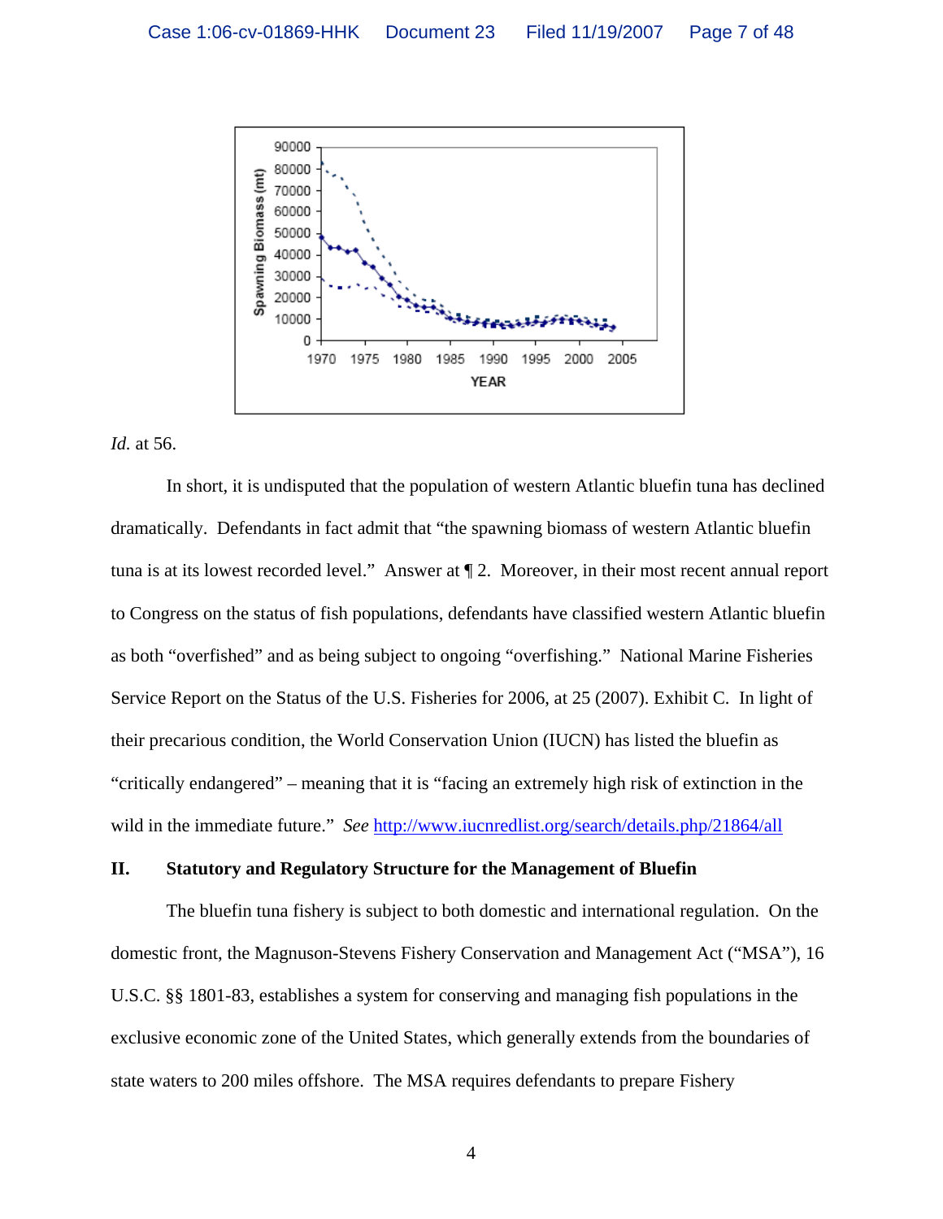*Id.* at 56.

In short, it is undisputed that the population of western Atlantic bluefin tuna has declined dramatically. Defendants in fact admit that "the spawning biomass of western Atlantic bluefin tuna is at its lowest recorded level." Answer at ¶ 2. Moreover, in their most recent annual report to Congress on the status of fish populations, defendants have classified western Atlantic bluefin as both "overfished" and as being subject to ongoing "overfishing." National Marine Fisheries Service Report on the Status of the U.S. Fisheries for 2006, at 25 (2007). Exhibit C. In light of their precarious condition, the World Conservation Union (IUCN) has listed the bluefin as "critically endangered" – meaning that it is "facing an extremely high risk of extinction in the wild in the immediate future." *See* http://www.iucnredlist.org/search/details.php/21864/all

## II. Statutory and Regulatory Structure for the Management of Bluefin

The bluefin tuna fishery is subject to both domestic and international regulation. On the domestic front, the Magnuson-Stevens Fishery Conservation and Management Act ("MSA"), 16 U.S.C. §§ 1801-83, establishes a system for conserving and managing fish populations in the exclusive economic zone of the United States, which generally extends from the boundaries of state waters to 200 miles offshore. The MSA requires defendants to prepare Fishery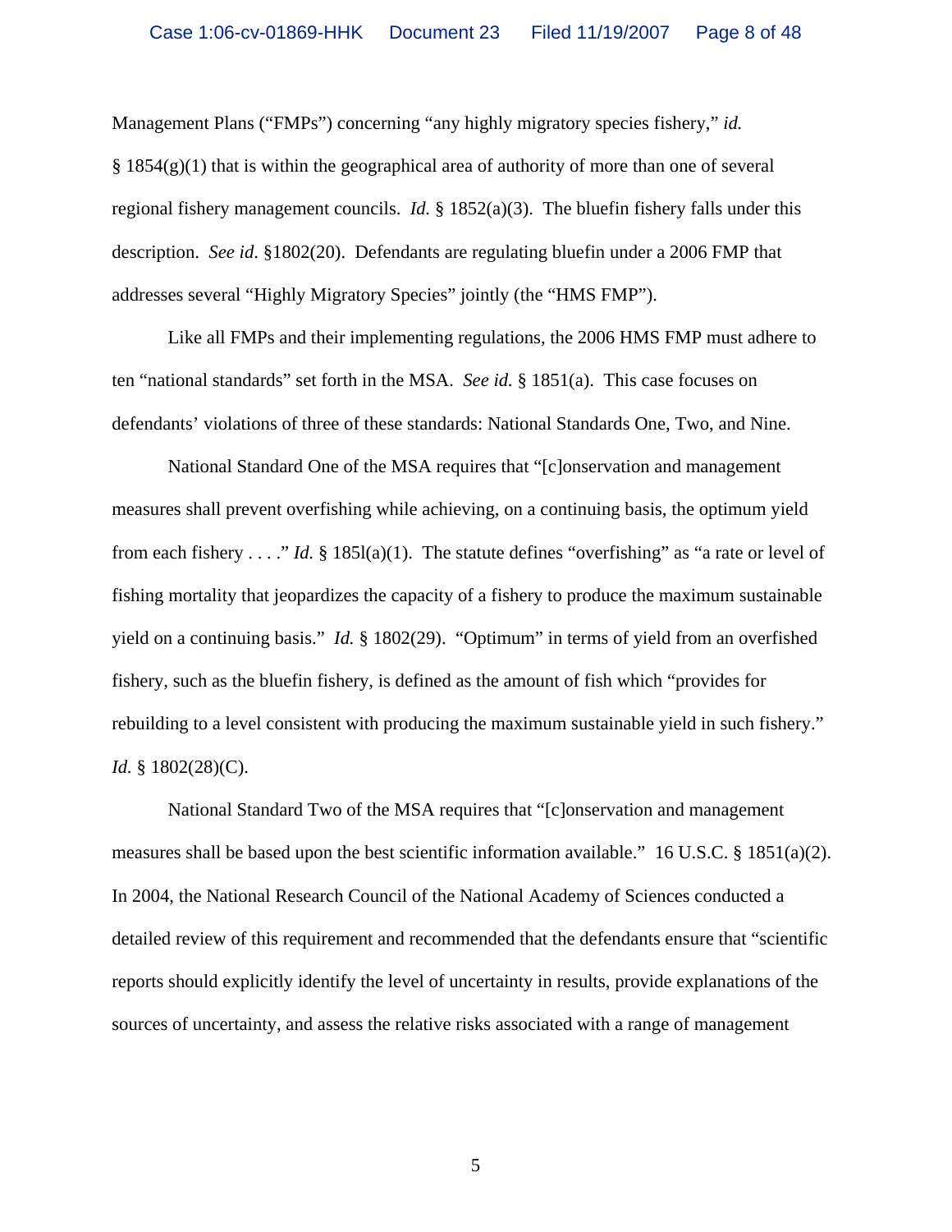Management Plans ("FMPs") concerning "any highly migratory species fishery," *id.* § 1854(g)(1) that is within the geographical area of authority of more than one of several regional fishery management councils. *Id.* § 1852(a)(3). The bluefin fishery falls under this description. *See id.* §1802(20). Defendants are regulating bluefin under a 2006 FMP that addresses several "Highly Migratory Species" jointly (the "HMS FMP").

Like all FMPs and their implementing regulations, the 2006 HMS FMP must adhere to ten "national standards" set forth in the MSA. *See id.* § 1851(a). This case focuses on defendants' violations of three of these standards: National Standards One, Two, and Nine.

National Standard One of the MSA requires that "[c]onservation and management measures shall prevent overfishing while achieving, on a continuing basis, the optimum yield from each fishery . . . ." *Id.* § 185l(a)(1). The statute defines "overfishing" as "a rate or level of fishing mortality that jeopardizes the capacity of a fishery to produce the maximum sustainable yield on a continuing basis." *Id.* § 1802(29). "Optimum" in terms of yield from an overfished fishery, such as the bluefin fishery, is defined as the amount of fish which "provides for rebuilding to a level consistent with producing the maximum sustainable yield in such fishery." *Id.* § 1802(28)(C).

National Standard Two of the MSA requires that "[c]onservation and management measures shall be based upon the best scientific information available." 16 U.S.C. § 1851(a)(2). In 2004, the National Research Council of the National Academy of Sciences conducted a detailed review of this requirement and recommended that the defendants ensure that "scientific reports should explicitly identify the level of uncertainty in results, provide explanations of the sources of uncertainty, and assess the relative risks associated with a range of management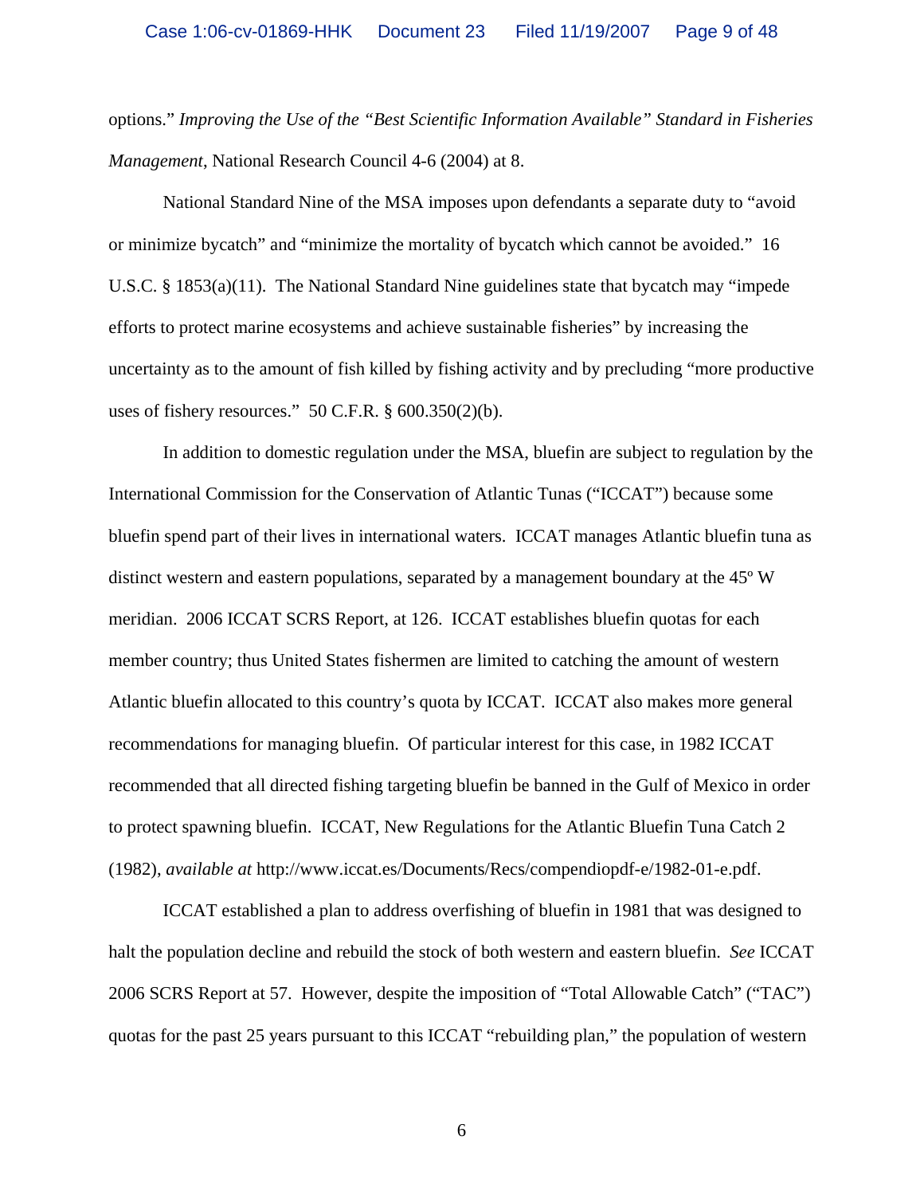options." *Improving the Use of the "Best Scientific Information Available" Standard in Fisheries Management*, National Research Council 4-6 (2004) at 8.

National Standard Nine of the MSA imposes upon defendants a separate duty to "avoid or minimize bycatch" and "minimize the mortality of bycatch which cannot be avoided." 16 U.S.C. § 1853(a)(11). The National Standard Nine guidelines state that bycatch may "impede efforts to protect marine ecosystems and achieve sustainable fisheries" by increasing the uncertainty as to the amount of fish killed by fishing activity and by precluding "more productive uses of fishery resources." 50 C.F.R. § 600.350(2)(b).

In addition to domestic regulation under the MSA, bluefin are subject to regulation by the International Commission for the Conservation of Atlantic Tunas ("ICCAT") because some bluefin spend part of their lives in international waters. ICCAT manages Atlantic bluefin tuna as distinct western and eastern populations, separated by a management boundary at the 45º W meridian. 2006 ICCAT SCRS Report, at 126. ICCAT establishes bluefin quotas for each member country; thus United States fishermen are limited to catching the amount of western Atlantic bluefin allocated to this country's quota by ICCAT. ICCAT also makes more general recommendations for managing bluefin. Of particular interest for this case, in 1982 ICCAT recommended that all directed fishing targeting bluefin be banned in the Gulf of Mexico in order to protect spawning bluefin. ICCAT, New Regulations for the Atlantic Bluefin Tuna Catch 2 (1982), *available at* http://www.iccat.es/Documents/Recs/compendiopdf-e/1982-01-e.pdf.

ICCAT established a plan to address overfishing of bluefin in 1981 that was designed to halt the population decline and rebuild the stock of both western and eastern bluefin. *See* ICCAT 2006 SCRS Report at 57. However, despite the imposition of "Total Allowable Catch" ("TAC") quotas for the past 25 years pursuant to this ICCAT "rebuilding plan," the population of western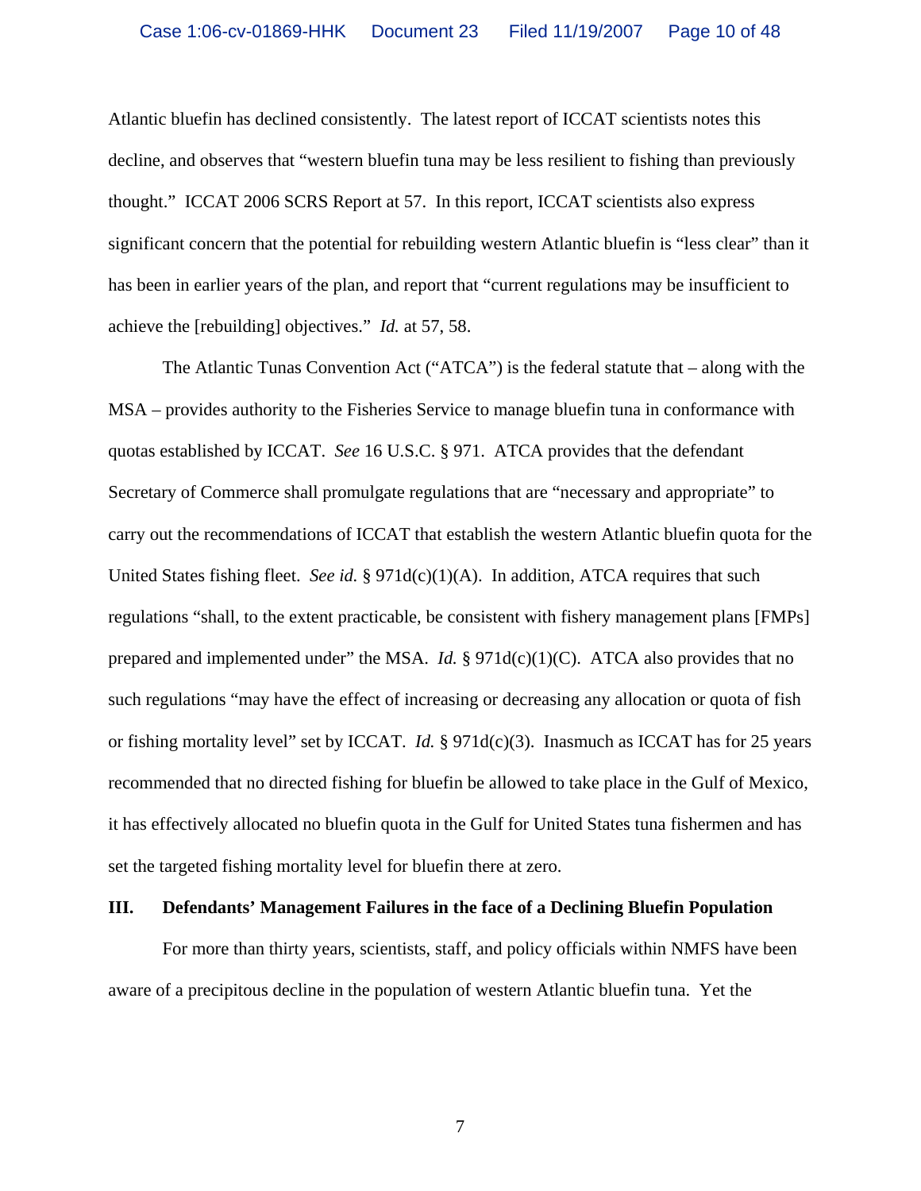Atlantic bluefin has declined consistently. The latest report of ICCAT scientists notes this decline, and observes that "western bluefin tuna may be less resilient to fishing than previously thought." ICCAT 2006 SCRS Report at 57. In this report, ICCAT scientists also express significant concern that the potential for rebuilding western Atlantic bluefin is "less clear" than it has been in earlier years of the plan, and report that "current regulations may be insufficient to achieve the [rebuilding] objectives." *Id.* at 57, 58.

The Atlantic Tunas Convention Act ("ATCA") is the federal statute that – along with the MSA – provides authority to the Fisheries Service to manage bluefin tuna in conformance with quotas established by ICCAT. *See* 16 U.S.C. § 971. ATCA provides that the defendant Secretary of Commerce shall promulgate regulations that are "necessary and appropriate" to carry out the recommendations of ICCAT that establish the western Atlantic bluefin quota for the United States fishing fleet. *See id.* § 971d(c)(1)(A). In addition, ATCA requires that such regulations "shall, to the extent practicable, be consistent with fishery management plans [FMPs] prepared and implemented under" the MSA. *Id.* § 971d(c)(1)(C). ATCA also provides that no such regulations "may have the effect of increasing or decreasing any allocation or quota of fish or fishing mortality level" set by ICCAT. *Id.* § 971d(c)(3). Inasmuch as ICCAT has for 25 years recommended that no directed fishing for bluefin be allowed to take place in the Gulf of Mexico, it has effectively allocated no bluefin quota in the Gulf for United States tuna fishermen and has set the targeted fishing mortality level for bluefin there at zero.

## III. Defendants' Management Failures in the face of a Declining Bluefin Population

For more than thirty years, scientists, staff, and policy officials within NMFS have been aware of a precipitous decline in the population of western Atlantic bluefin tuna. Yet the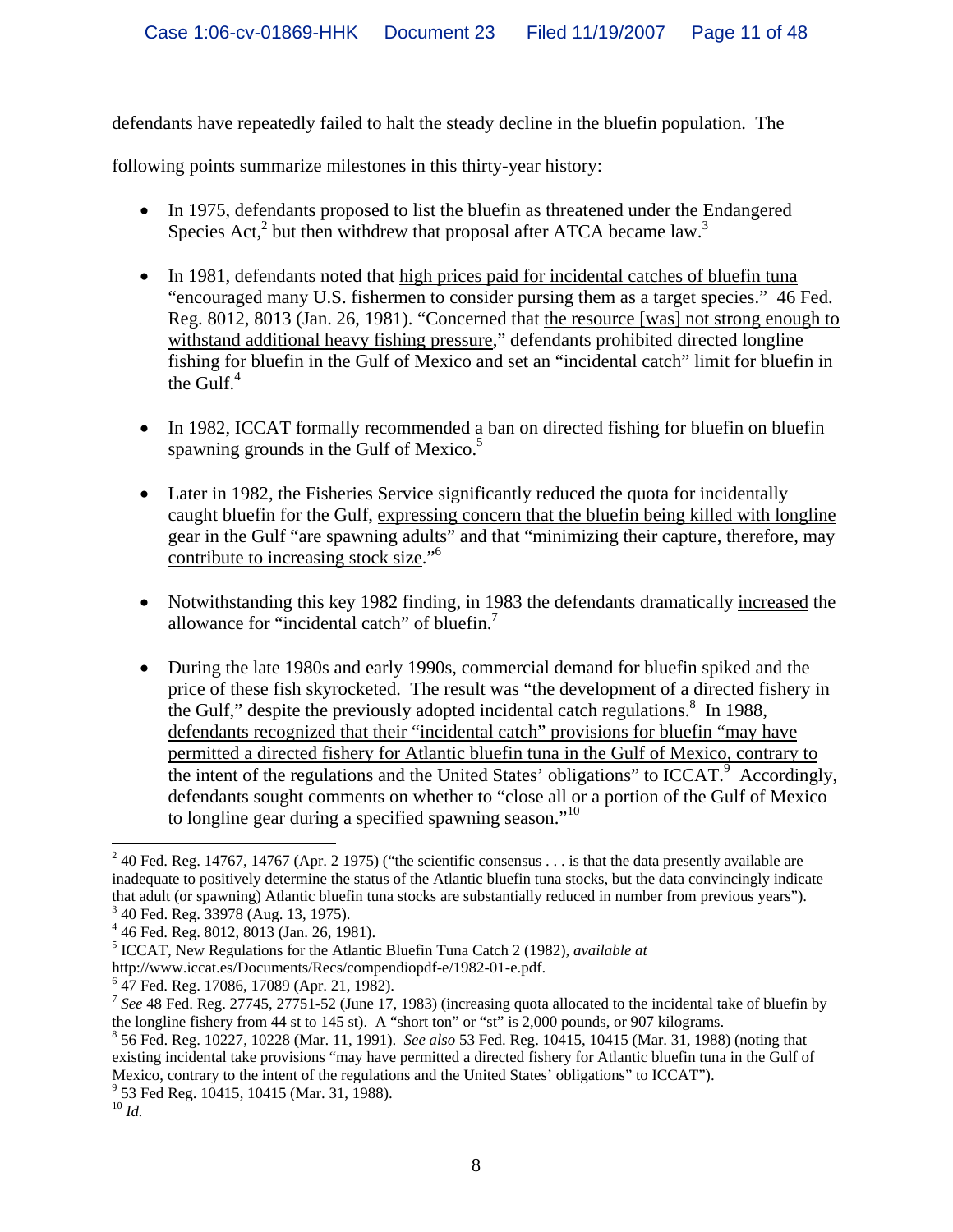defendants have repeatedly failed to halt the steady decline in the bluefin population. The following points summarize milestones in this thirty-year history:

- In 1975, defendants proposed to list the bluefin as threatened under the Endangered Species Act,[2] but then withdrew that proposal after ATCA became law.[3]

- In 1981, defendants noted that <u>high prices paid for incidental catches of bluefin tuna "encouraged many U.S. fishermen to consider pursing them as a target species</u>." 46 Fed. Reg. 8012, 8013 (Jan. 26, 1981). "Concerned that <u>the resource [was] not strong enough to withstand additional heavy fishing pressure</u>," defendants prohibited directed longline fishing for bluefin in the Gulf of Mexico and set an "incidental catch" limit for bluefin in the Gulf.[4]

- In 1982, ICCAT formally recommended a ban on directed fishing for bluefin on bluefin spawning grounds in the Gulf of Mexico.[5]

- Later in 1982, the Fisheries Service significantly reduced the quota for incidentally caught bluefin for the Gulf, <u>expressing concern that the bluefin being killed with longline gear in the Gulf "are spawning adults" and that "minimizing their capture, therefore, may contribute to increasing stock size</u>."[6]

- Notwithstanding this key 1982 finding, in 1983 the defendants dramatically <u>increased</u> the allowance for "incidental catch" of bluefin.[7]

- During the late 1980s and early 1990s, commercial demand for bluefin spiked and the price of these fish skyrocketed. The result was "the development of a directed fishery in the Gulf," despite the previously adopted incidental catch regulations.[8] In 1988, <u>defendants recognized that their "incidental catch" provisions for bluefin "may have permitted a directed fishery for Atlantic bluefin tuna in the Gulf of Mexico, contrary to the intent of the regulations and the United States' obligations" to ICCAT</u>.[9] Accordingly, defendants sought comments on whether to "close all or a portion of the Gulf of Mexico to longline gear during a specified spawning season."[10]

---

[2] 40 Fed. Reg. 14767, 14767 (Apr. 2 1975) ("the scientific consensus . . . is that the data presently available are inadequate to positively determine the status of the Atlantic bluefin tuna stocks, but the data convincingly indicate that adult (or spawning) Atlantic bluefin tuna stocks are substantially reduced in number from previous years").

[3] 40 Fed. Reg. 33978 (Aug. 13, 1975).

[4] 46 Fed. Reg. 8012, 8013 (Jan. 26, 1981).

[5] ICCAT, New Regulations for the Atlantic Bluefin Tuna Catch 2 (1982), *available at* http://www.iccat.es/Documents/Recs/compendiopdf-e/1982-01-e.pdf.

[6] 47 Fed. Reg. 17086, 17089 (Apr. 21, 1982).

[7] *See* 48 Fed. Reg. 27745, 27751-52 (June 17, 1983) (increasing quota allocated to the incidental take of bluefin by the longline fishery from 44 st to 145 st). A "short ton" or "st" is 2,000 pounds, or 907 kilograms.

[8] 56 Fed. Reg. 10227, 10228 (Mar. 11, 1991). *See also* 53 Fed. Reg. 10415, 10415 (Mar. 31, 1988) (noting that existing incidental take provisions "may have permitted a directed fishery for Atlantic bluefin tuna in the Gulf of Mexico, contrary to the intent of the regulations and the United States' obligations" to ICCAT").

[9] 53 Fed Reg. 10415, 10415 (Mar. 31, 1988).

[10] *Id.*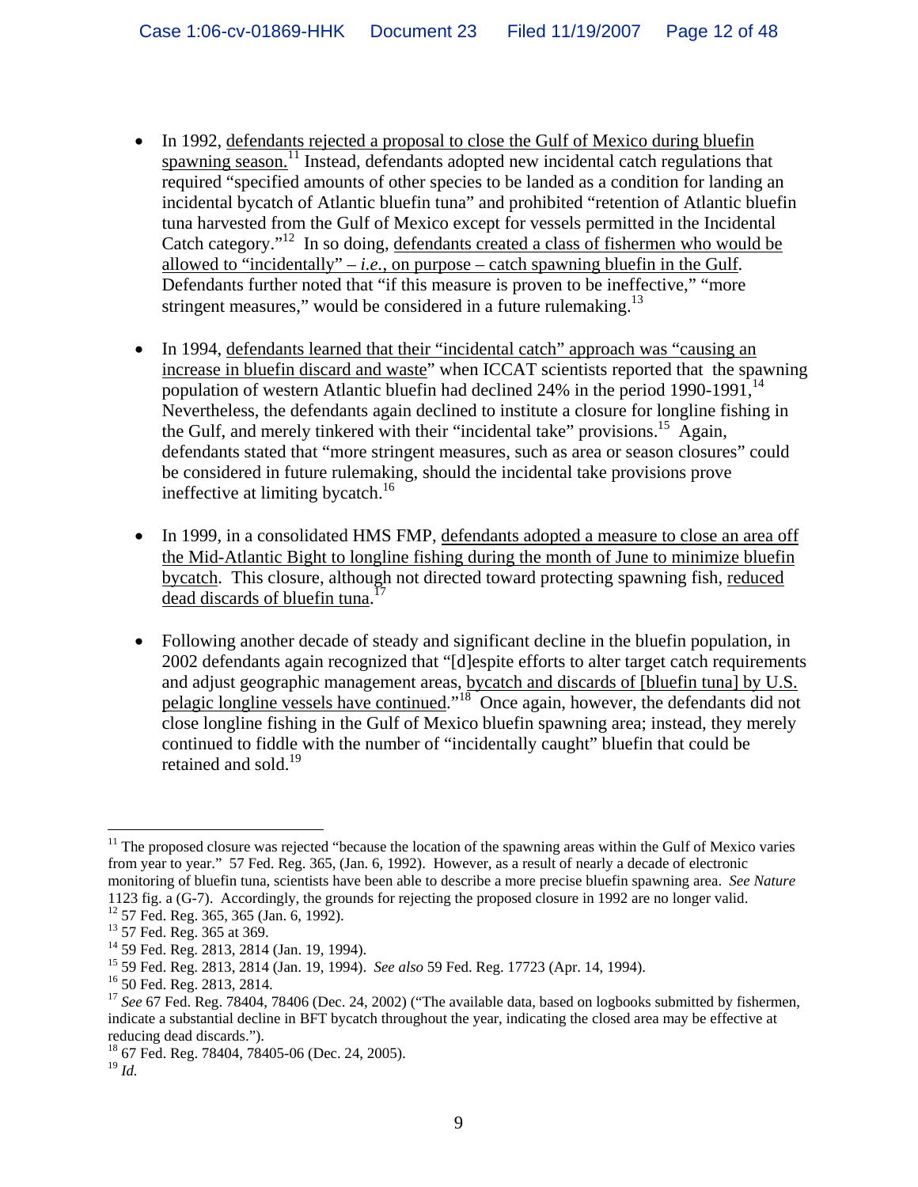- In 1992, defendants rejected a proposal to close the Gulf of Mexico during bluefin spawning season.[11] Instead, defendants adopted new incidental catch regulations that required "specified amounts of other species to be landed as a condition for landing an incidental bycatch of Atlantic bluefin tuna" and prohibited "retention of Atlantic bluefin tuna harvested from the Gulf of Mexico except for vessels permitted in the Incidental Catch category."[12] In so doing, defendants created a class of fishermen who would be allowed to "incidentally" – *i.e.*, on purpose – catch spawning bluefin in the Gulf. Defendants further noted that "if this measure is proven to be ineffective," "more stringent measures," would be considered in a future rulemaking.[13]

- In 1994, defendants learned that their "incidental catch" approach was "causing an increase in bluefin discard and waste" when ICCAT scientists reported that the spawning population of western Atlantic bluefin had declined 24% in the period 1990-1991,[14] Nevertheless, the defendants again declined to institute a closure for longline fishing in the Gulf, and merely tinkered with their "incidental take" provisions.[15] Again, defendants stated that "more stringent measures, such as area or season closures" could be considered in future rulemaking, should the incidental take provisions prove ineffective at limiting bycatch.[16]

- In 1999, in a consolidated HMS FMP, defendants adopted a measure to close an area off the Mid-Atlantic Bight to longline fishing during the month of June to minimize bluefin bycatch. This closure, although not directed toward protecting spawning fish, reduced dead discards of bluefin tuna.[17]

- Following another decade of steady and significant decline in the bluefin population, in 2002 defendants again recognized that "[d]espite efforts to alter target catch requirements and adjust geographic management areas, bycatch and discards of [bluefin tuna] by U.S. pelagic longline vessels have continued."[18] Once again, however, the defendants did not close longline fishing in the Gulf of Mexico bluefin spawning area; instead, they merely continued to fiddle with the number of "incidentally caught" bluefin that could be retained and sold.[19]

---

[11] The proposed closure was rejected "because the location of the spawning areas within the Gulf of Mexico varies from year to year." 57 Fed. Reg. 365, (Jan. 6, 1992). However, as a result of nearly a decade of electronic monitoring of bluefin tuna, scientists have been able to describe a more precise bluefin spawning area. *See Nature* 1123 fig. a (G-7). Accordingly, the grounds for rejecting the proposed closure in 1992 are no longer valid.

[12] 57 Fed. Reg. 365, 365 (Jan. 6, 1992).

[13] 57 Fed. Reg. 365 at 369.

[14] 59 Fed. Reg. 2813, 2814 (Jan. 19, 1994).

[15] 59 Fed. Reg. 2813, 2814 (Jan. 19, 1994). *See also* 59 Fed. Reg. 17723 (Apr. 14, 1994).

[16] 50 Fed. Reg. 2813, 2814.

[17] *See* 67 Fed. Reg. 78404, 78406 (Dec. 24, 2002) ("The available data, based on logbooks submitted by fishermen, indicate a substantial decline in BFT bycatch throughout the year, indicating the closed area may be effective at reducing dead discards.").

[18] 67 Fed. Reg. 78404, 78405-06 (Dec. 24, 2005).

[19] *Id.*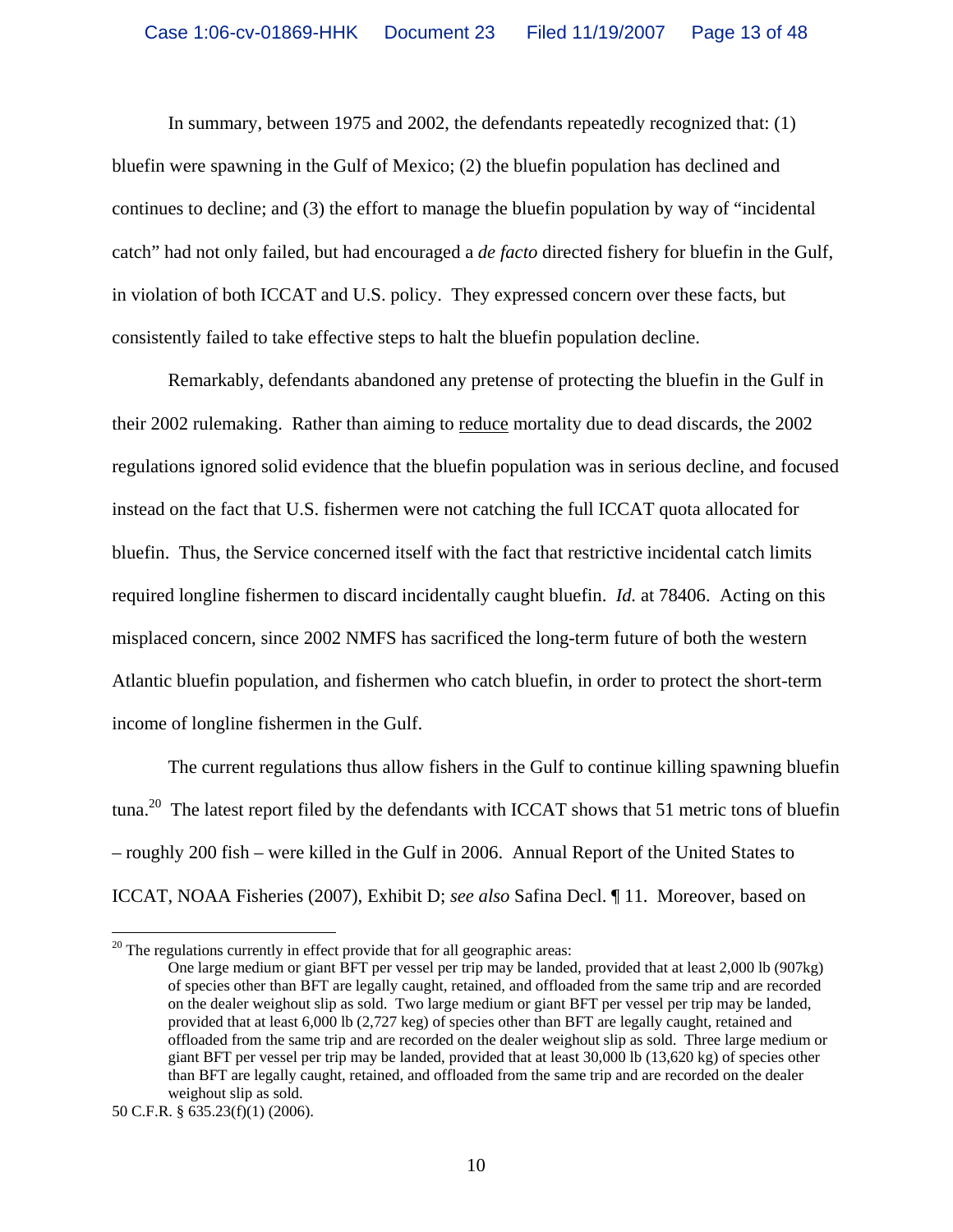In summary, between 1975 and 2002, the defendants repeatedly recognized that: (1) bluefin were spawning in the Gulf of Mexico; (2) the bluefin population has declined and continues to decline; and (3) the effort to manage the bluefin population by way of "incidental catch" had not only failed, but had encouraged a *de facto* directed fishery for bluefin in the Gulf, in violation of both ICCAT and U.S. policy. They expressed concern over these facts, but consistently failed to take effective steps to halt the bluefin population decline.

Remarkably, defendants abandoned any pretense of protecting the bluefin in the Gulf in their 2002 rulemaking. Rather than aiming to <u>reduce</u> mortality due to dead discards, the 2002 regulations ignored solid evidence that the bluefin population was in serious decline, and focused instead on the fact that U.S. fishermen were not catching the full ICCAT quota allocated for bluefin. Thus, the Service concerned itself with the fact that restrictive incidental catch limits required longline fishermen to discard incidentally caught bluefin. *Id.* at 78406. Acting on this misplaced concern, since 2002 NMFS has sacrificed the long-term future of both the western Atlantic bluefin population, and fishermen who catch bluefin, in order to protect the short-term income of longline fishermen in the Gulf.

The current regulations thus allow fishers in the Gulf to continue killing spawning bluefin tuna.[20] The latest report filed by the defendants with ICCAT shows that 51 metric tons of bluefin – roughly 200 fish – were killed in the Gulf in 2006. Annual Report of the United States to ICCAT, NOAA Fisheries (2007), Exhibit D; *see also* Safina Decl. ¶ 11. Moreover, based on

---

[20] The regulations currently in effect provide that for all geographic areas:

> One large medium or giant BFT per vessel per trip may be landed, provided that at least 2,000 lb (907kg) of species other than BFT are legally caught, retained, and offloaded from the same trip and are recorded on the dealer weighout slip as sold. Two large medium or giant BFT per vessel per trip may be landed, provided that at least 6,000 lb (2,727 keg) of species other than BFT are legally caught, retained and offloaded from the same trip and are recorded on the dealer weighout slip as sold. Three large medium or giant BFT per vessel per trip may be landed, provided that at least 30,000 lb (13,620 kg) of species other than BFT are legally caught, retained, and offloaded from the same trip and are recorded on the dealer weighout slip as sold.

50 C.F.R. § 635.23(f)(1) (2006).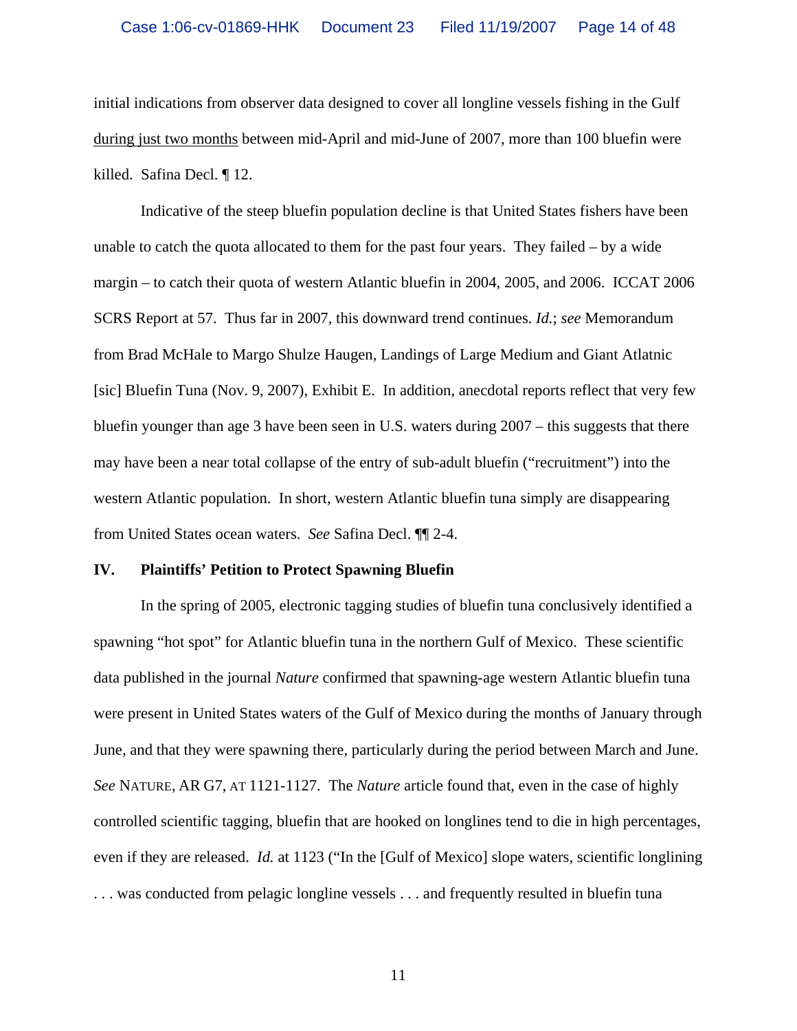initial indications from observer data designed to cover all longline vessels fishing in the Gulf <u>during just two months</u> between mid-April and mid-June of 2007, more than 100 bluefin were killed. Safina Decl. ¶ 12.

Indicative of the steep bluefin population decline is that United States fishers have been unable to catch the quota allocated to them for the past four years. They failed – by a wide margin – to catch their quota of western Atlantic bluefin in 2004, 2005, and 2006. ICCAT 2006 SCRS Report at 57. Thus far in 2007, this downward trend continues. *Id.*; *see* Memorandum from Brad McHale to Margo Shulze Haugen, Landings of Large Medium and Giant Atlatnic [sic] Bluefin Tuna (Nov. 9, 2007), Exhibit E. In addition, anecdotal reports reflect that very few bluefin younger than age 3 have been seen in U.S. waters during 2007 – this suggests that there may have been a near total collapse of the entry of sub-adult bluefin ("recruitment") into the western Atlantic population. In short, western Atlantic bluefin tuna simply are disappearing from United States ocean waters. *See* Safina Decl. ¶¶ 2-4.

**IV. Plaintiffs' Petition to Protect Spawning Bluefin**

In the spring of 2005, electronic tagging studies of bluefin tuna conclusively identified a spawning "hot spot" for Atlantic bluefin tuna in the northern Gulf of Mexico. These scientific data published in the journal *Nature* confirmed that spawning-age western Atlantic bluefin tuna were present in United States waters of the Gulf of Mexico during the months of January through June, and that they were spawning there, particularly during the period between March and June. *See* NATURE, AR G7, AT 1121-1127. The *Nature* article found that, even in the case of highly controlled scientific tagging, bluefin that are hooked on longlines tend to die in high percentages, even if they are released. *Id.* at 1123 ("In the [Gulf of Mexico] slope waters, scientific longlining . . . was conducted from pelagic longline vessels . . . and frequently resulted in bluefin tuna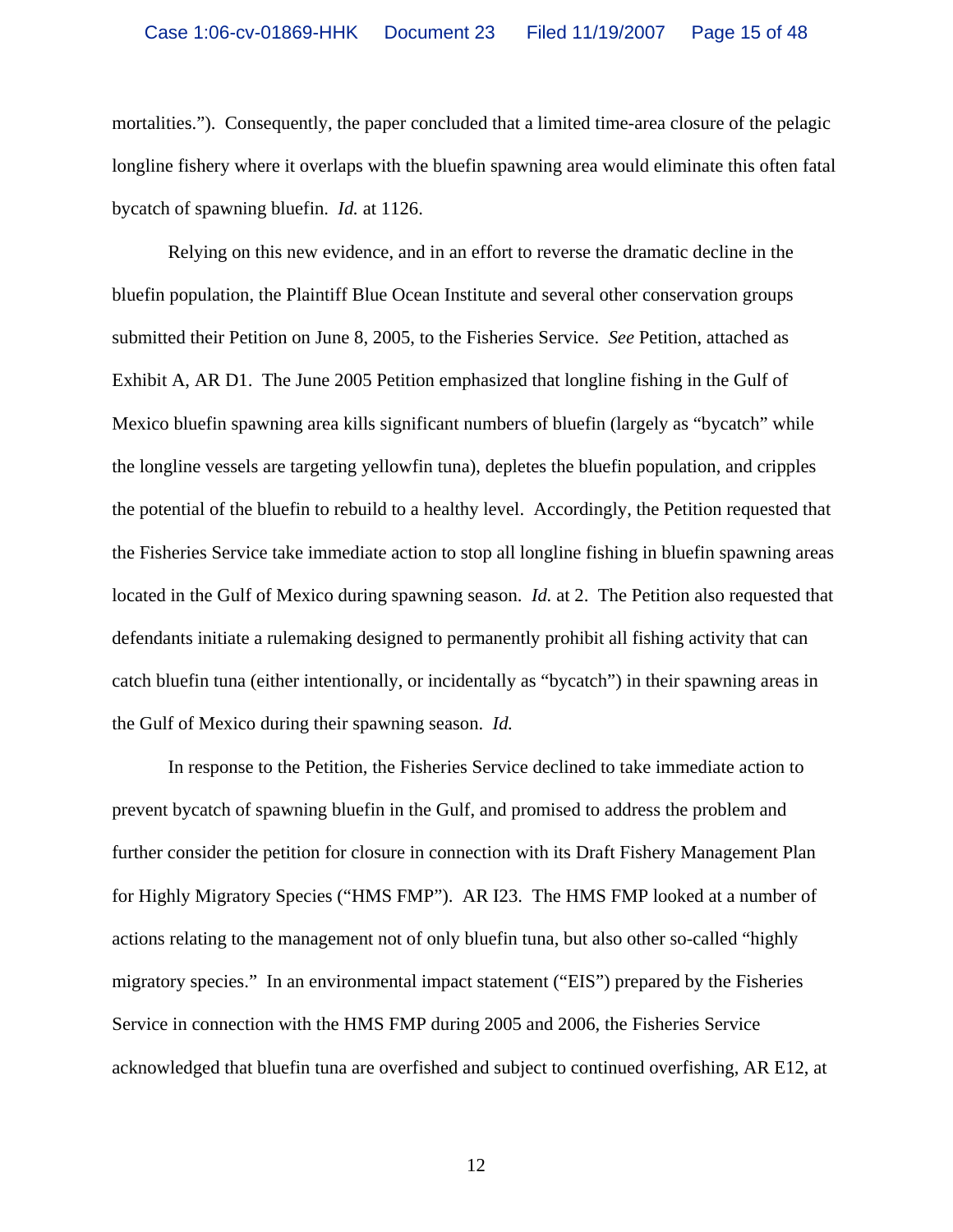mortalities."). Consequently, the paper concluded that a limited time-area closure of the pelagic longline fishery where it overlaps with the bluefin spawning area would eliminate this often fatal bycatch of spawning bluefin. *Id.* at 1126.

Relying on this new evidence, and in an effort to reverse the dramatic decline in the bluefin population, the Plaintiff Blue Ocean Institute and several other conservation groups submitted their Petition on June 8, 2005, to the Fisheries Service. *See* Petition, attached as Exhibit A, AR D1. The June 2005 Petition emphasized that longline fishing in the Gulf of Mexico bluefin spawning area kills significant numbers of bluefin (largely as "bycatch" while the longline vessels are targeting yellowfin tuna), depletes the bluefin population, and cripples the potential of the bluefin to rebuild to a healthy level. Accordingly, the Petition requested that the Fisheries Service take immediate action to stop all longline fishing in bluefin spawning areas located in the Gulf of Mexico during spawning season. *Id.* at 2. The Petition also requested that defendants initiate a rulemaking designed to permanently prohibit all fishing activity that can catch bluefin tuna (either intentionally, or incidentally as "bycatch") in their spawning areas in the Gulf of Mexico during their spawning season. *Id.*

In response to the Petition, the Fisheries Service declined to take immediate action to prevent bycatch of spawning bluefin in the Gulf, and promised to address the problem and further consider the petition for closure in connection with its Draft Fishery Management Plan for Highly Migratory Species ("HMS FMP"). AR I23. The HMS FMP looked at a number of actions relating to the management not of only bluefin tuna, but also other so-called "highly migratory species." In an environmental impact statement ("EIS") prepared by the Fisheries Service in connection with the HMS FMP during 2005 and 2006, the Fisheries Service acknowledged that bluefin tuna are overfished and subject to continued overfishing, AR E12, at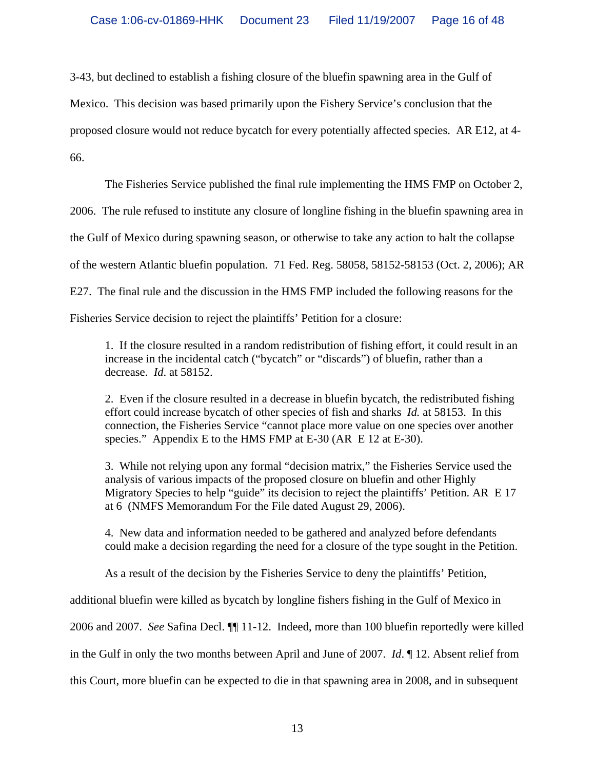3-43, but declined to establish a fishing closure of the bluefin spawning area in the Gulf of Mexico. This decision was based primarily upon the Fishery Service's conclusion that the proposed closure would not reduce bycatch for every potentially affected species. AR E12, at 4-66.

The Fisheries Service published the final rule implementing the HMS FMP on October 2, 2006. The rule refused to institute any closure of longline fishing in the bluefin spawning area in the Gulf of Mexico during spawning season, or otherwise to take any action to halt the collapse of the western Atlantic bluefin population. 71 Fed. Reg. 58058, 58152-58153 (Oct. 2, 2006); AR E27. The final rule and the discussion in the HMS FMP included the following reasons for the Fisheries Service decision to reject the plaintiffs' Petition for a closure:

> 1. If the closure resulted in a random redistribution of fishing effort, it could result in an increase in the incidental catch ("bycatch" or "discards") of bluefin, rather than a decrease. *Id*. at 58152.
>
> 2. Even if the closure resulted in a decrease in bluefin bycatch, the redistributed fishing effort could increase bycatch of other species of fish and sharks *Id.* at 58153. In this connection, the Fisheries Service "cannot place more value on one species over another species." Appendix E to the HMS FMP at E-30 (AR E 12 at E-30).
>
> 3. While not relying upon any formal "decision matrix," the Fisheries Service used the analysis of various impacts of the proposed closure on bluefin and other Highly Migratory Species to help "guide" its decision to reject the plaintiffs' Petition. AR E 17 at 6 (NMFS Memorandum For the File dated August 29, 2006).
>
> 4. New data and information needed to be gathered and analyzed before defendants could make a decision regarding the need for a closure of the type sought in the Petition.

As a result of the decision by the Fisheries Service to deny the plaintiffs' Petition, additional bluefin were killed as bycatch by longline fishers fishing in the Gulf of Mexico in 2006 and 2007. *See* Safina Decl. ¶¶ 11-12. Indeed, more than 100 bluefin reportedly were killed in the Gulf in only the two months between April and June of 2007. *Id*. ¶ 12. Absent relief from this Court, more bluefin can be expected to die in that spawning area in 2008, and in subsequent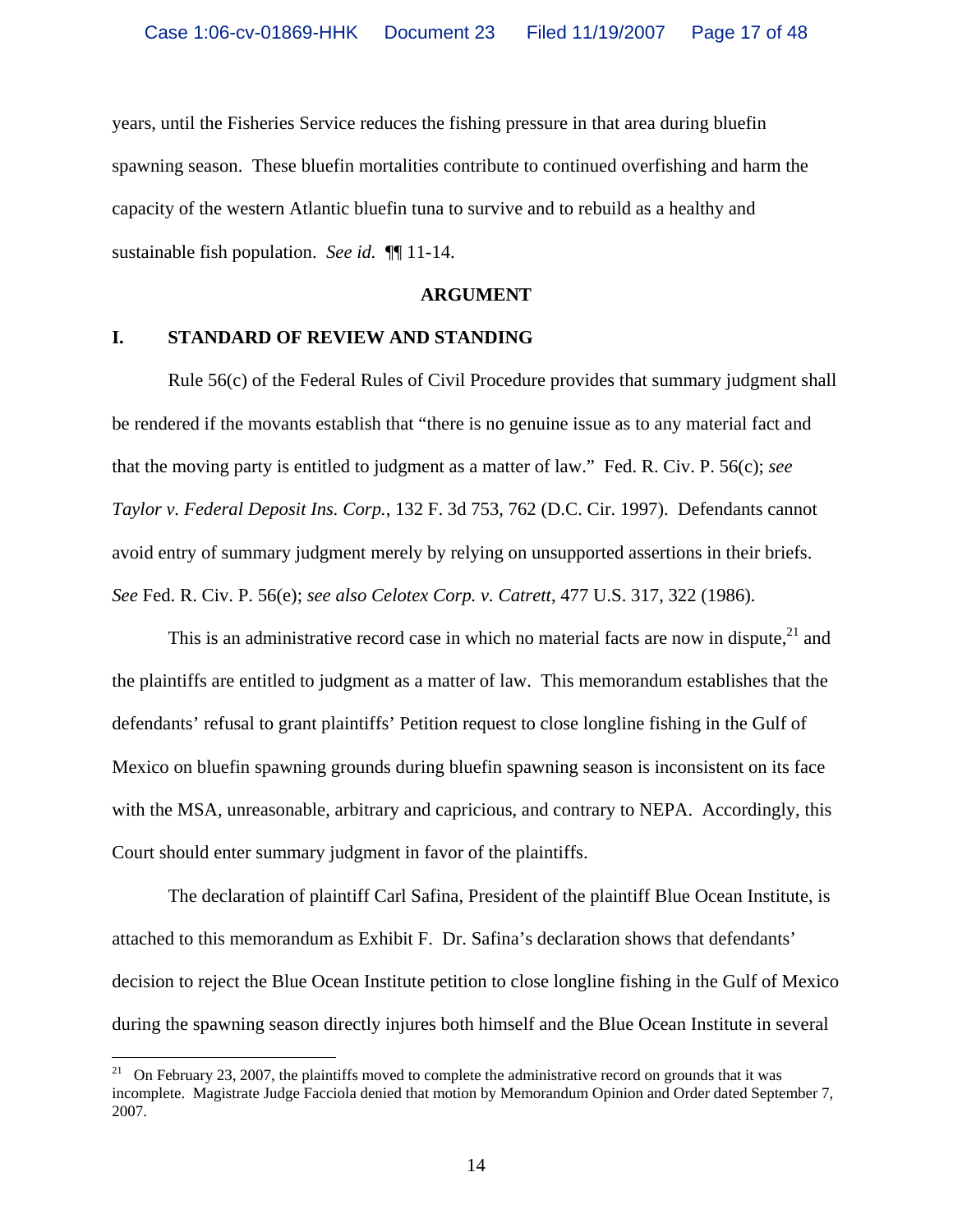years, until the Fisheries Service reduces the fishing pressure in that area during bluefin spawning season. These bluefin mortalities contribute to continued overfishing and harm the capacity of the western Atlantic bluefin tuna to survive and to rebuild as a healthy and sustainable fish population. *See id.* ¶¶ 11-14.

## ARGUMENT

### I. STANDARD OF REVIEW AND STANDING

Rule 56(c) of the Federal Rules of Civil Procedure provides that summary judgment shall be rendered if the movants establish that "there is no genuine issue as to any material fact and that the moving party is entitled to judgment as a matter of law." Fed. R. Civ. P. 56(c); *see Taylor v. Federal Deposit Ins. Corp.*, 132 F. 3d 753, 762 (D.C. Cir. 1997). Defendants cannot avoid entry of summary judgment merely by relying on unsupported assertions in their briefs. *See* Fed. R. Civ. P. 56(e); *see also Celotex Corp. v. Catrett*, 477 U.S. 317, 322 (1986).

This is an administrative record case in which no material facts are now in dispute,[21] and the plaintiffs are entitled to judgment as a matter of law. This memorandum establishes that the defendants' refusal to grant plaintiffs' Petition request to close longline fishing in the Gulf of Mexico on bluefin spawning grounds during bluefin spawning season is inconsistent on its face with the MSA, unreasonable, arbitrary and capricious, and contrary to NEPA. Accordingly, this Court should enter summary judgment in favor of the plaintiffs.

The declaration of plaintiff Carl Safina, President of the plaintiff Blue Ocean Institute, is attached to this memorandum as Exhibit F. Dr. Safina's declaration shows that defendants' decision to reject the Blue Ocean Institute petition to close longline fishing in the Gulf of Mexico during the spawning season directly injures both himself and the Blue Ocean Institute in several

[21] On February 23, 2007, the plaintiffs moved to complete the administrative record on grounds that it was incomplete. Magistrate Judge Facciola denied that motion by Memorandum Opinion and Order dated September 7, 2007.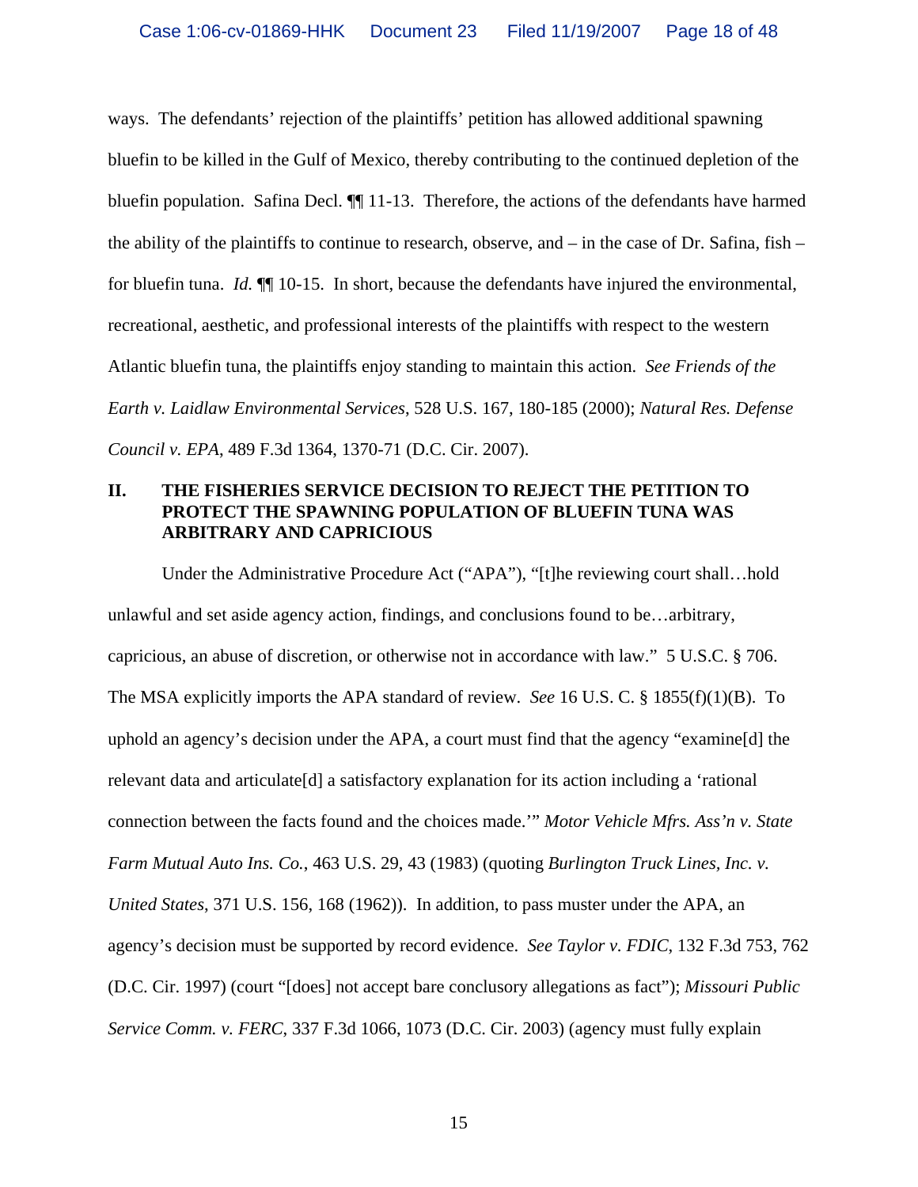ways. The defendants' rejection of the plaintiffs' petition has allowed additional spawning bluefin to be killed in the Gulf of Mexico, thereby contributing to the continued depletion of the bluefin population. Safina Decl. ¶¶ 11-13. Therefore, the actions of the defendants have harmed the ability of the plaintiffs to continue to research, observe, and – in the case of Dr. Safina, fish – for bluefin tuna. *Id.* ¶¶ 10-15. In short, because the defendants have injured the environmental, recreational, aesthetic, and professional interests of the plaintiffs with respect to the western Atlantic bluefin tuna, the plaintiffs enjoy standing to maintain this action. *See Friends of the Earth v. Laidlaw Environmental Services*, 528 U.S. 167, 180-185 (2000); *Natural Res. Defense Council v. EPA*, 489 F.3d 1364, 1370-71 (D.C. Cir. 2007).

## II. THE FISHERIES SERVICE DECISION TO REJECT THE PETITION TO PROTECT THE SPAWNING POPULATION OF BLUEFIN TUNA WAS ARBITRARY AND CAPRICIOUS

Under the Administrative Procedure Act ("APA"), "[t]he reviewing court shall…hold unlawful and set aside agency action, findings, and conclusions found to be…arbitrary, capricious, an abuse of discretion, or otherwise not in accordance with law." 5 U.S.C. § 706. The MSA explicitly imports the APA standard of review. *See* 16 U.S. C. § 1855(f)(1)(B). To uphold an agency's decision under the APA, a court must find that the agency "examine[d] the relevant data and articulate[d] a satisfactory explanation for its action including a 'rational connection between the facts found and the choices made.'" *Motor Vehicle Mfrs. Ass'n v. State Farm Mutual Auto Ins. Co.*, 463 U.S. 29, 43 (1983) (quoting *Burlington Truck Lines, Inc. v. United States*, 371 U.S. 156, 168 (1962)). In addition, to pass muster under the APA, an agency's decision must be supported by record evidence. *See Taylor v. FDIC*, 132 F.3d 753, 762 (D.C. Cir. 1997) (court "[does] not accept bare conclusory allegations as fact"); *Missouri Public Service Comm. v. FERC*, 337 F.3d 1066, 1073 (D.C. Cir. 2003) (agency must fully explain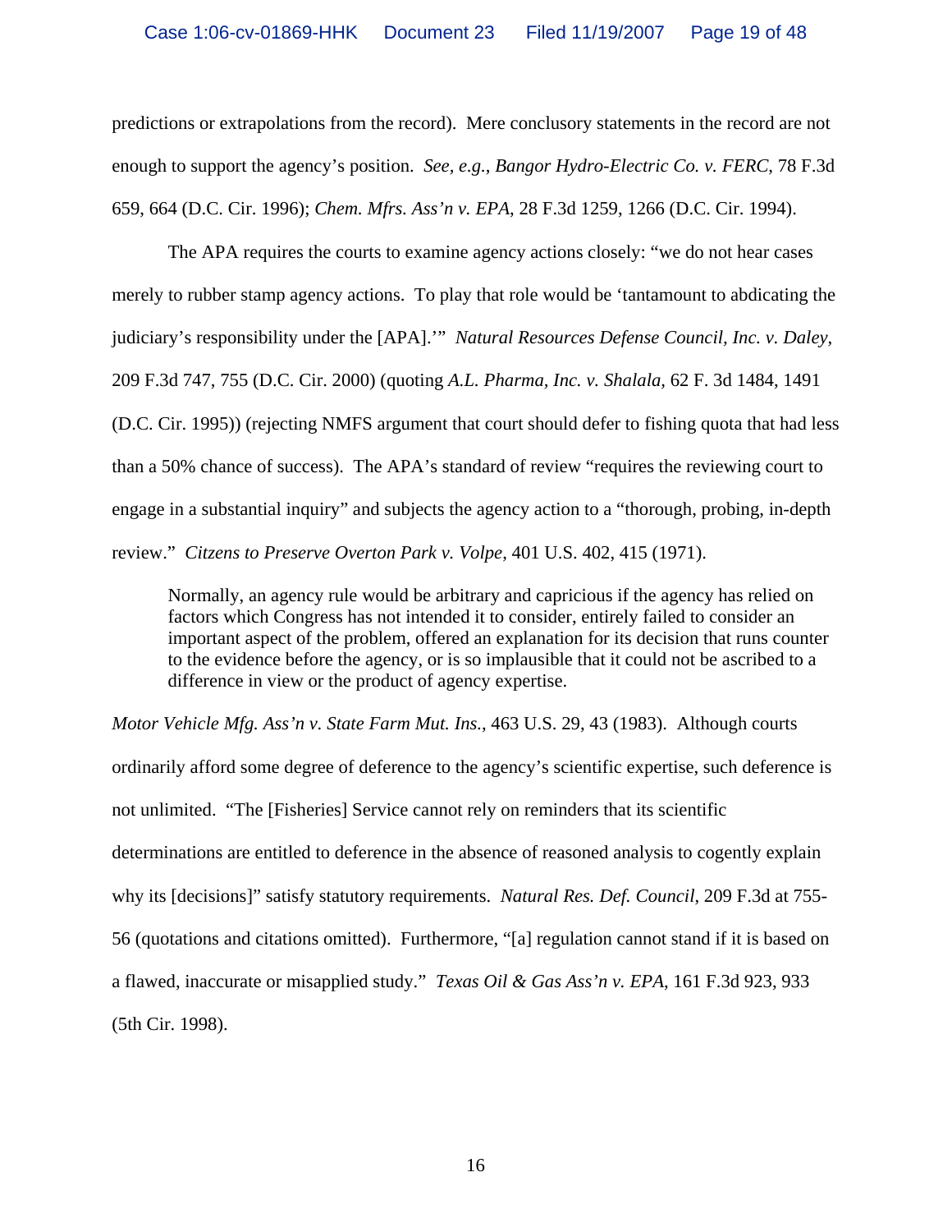predictions or extrapolations from the record). Mere conclusory statements in the record are not enough to support the agency's position. *See, e.g.*, *Bangor Hydro-Electric Co. v. FERC*, 78 F.3d 659, 664 (D.C. Cir. 1996); *Chem. Mfrs. Ass'n v. EPA*, 28 F.3d 1259, 1266 (D.C. Cir. 1994).

The APA requires the courts to examine agency actions closely: "we do not hear cases merely to rubber stamp agency actions. To play that role would be 'tantamount to abdicating the judiciary's responsibility under the [APA].'" *Natural Resources Defense Council, Inc. v. Daley*, 209 F.3d 747, 755 (D.C. Cir. 2000) (quoting *A.L. Pharma, Inc. v. Shalala*, 62 F. 3d 1484, 1491 (D.C. Cir. 1995)) (rejecting NMFS argument that court should defer to fishing quota that had less than a 50% chance of success). The APA's standard of review "requires the reviewing court to engage in a substantial inquiry" and subjects the agency action to a "thorough, probing, in-depth review." *Citizens to Preserve Overton Park v. Volpe*, 401 U.S. 402, 415 (1971).

> Normally, an agency rule would be arbitrary and capricious if the agency has relied on factors which Congress has not intended it to consider, entirely failed to consider an important aspect of the problem, offered an explanation for its decision that runs counter to the evidence before the agency, or is so implausible that it could not be ascribed to a difference in view or the product of agency expertise.

*Motor Vehicle Mfg. Ass'n v. State Farm Mut. Ins.*, 463 U.S. 29, 43 (1983). Although courts ordinarily afford some degree of deference to the agency's scientific expertise, such deference is not unlimited. "The [Fisheries] Service cannot rely on reminders that its scientific determinations are entitled to deference in the absence of reasoned analysis to cogently explain why its [decisions]" satisfy statutory requirements. *Natural Res. Def. Council*, 209 F.3d at 755-56 (quotations and citations omitted). Furthermore, "[a] regulation cannot stand if it is based on a flawed, inaccurate or misapplied study." *Texas Oil & Gas Ass'n v. EPA*, 161 F.3d 923, 933 (5th Cir. 1998).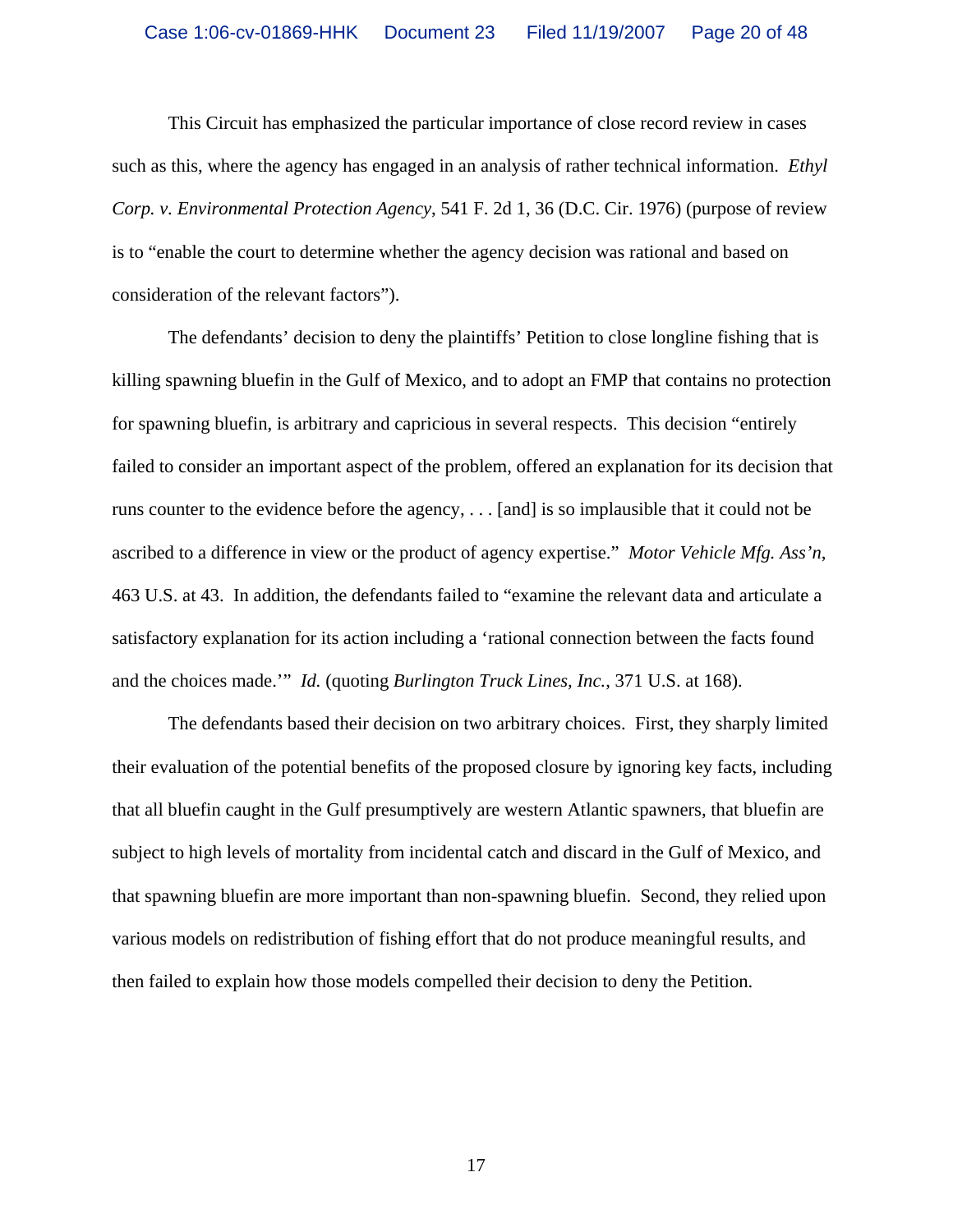This Circuit has emphasized the particular importance of close record review in cases such as this, where the agency has engaged in an analysis of rather technical information. *Ethyl Corp. v. Environmental Protection Agency*, 541 F. 2d 1, 36 (D.C. Cir. 1976) (purpose of review is to "enable the court to determine whether the agency decision was rational and based on consideration of the relevant factors").

The defendants' decision to deny the plaintiffs' Petition to close longline fishing that is killing spawning bluefin in the Gulf of Mexico, and to adopt an FMP that contains no protection for spawning bluefin, is arbitrary and capricious in several respects. This decision "entirely failed to consider an important aspect of the problem, offered an explanation for its decision that runs counter to the evidence before the agency, . . . [and] is so implausible that it could not be ascribed to a difference in view or the product of agency expertise." *Motor Vehicle Mfg. Ass'n*, 463 U.S. at 43. In addition, the defendants failed to "examine the relevant data and articulate a satisfactory explanation for its action including a 'rational connection between the facts found and the choices made.'" *Id.* (quoting *Burlington Truck Lines, Inc.*, 371 U.S. at 168).

The defendants based their decision on two arbitrary choices. First, they sharply limited their evaluation of the potential benefits of the proposed closure by ignoring key facts, including that all bluefin caught in the Gulf presumptively are western Atlantic spawners, that bluefin are subject to high levels of mortality from incidental catch and discard in the Gulf of Mexico, and that spawning bluefin are more important than non-spawning bluefin. Second, they relied upon various models on redistribution of fishing effort that do not produce meaningful results, and then failed to explain how those models compelled their decision to deny the Petition.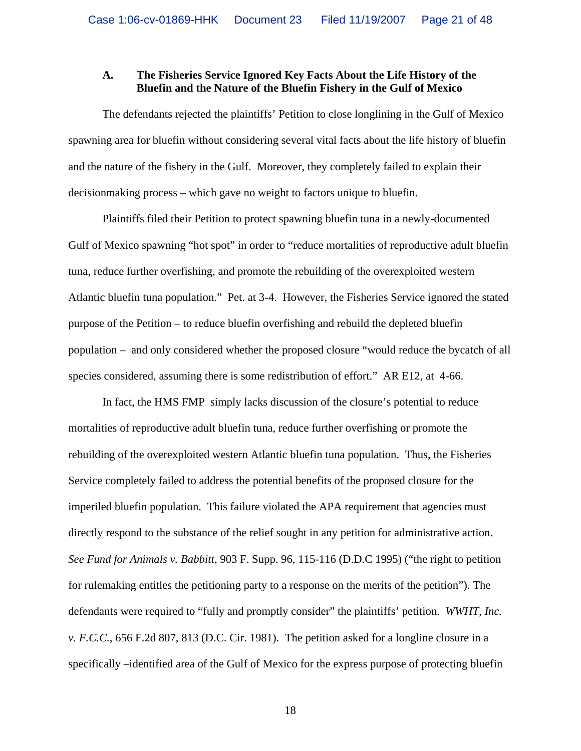### A. The Fisheries Service Ignored Key Facts About the Life History of the Bluefin and the Nature of the Bluefin Fishery in the Gulf of Mexico

The defendants rejected the plaintiffs' Petition to close longlining in the Gulf of Mexico spawning area for bluefin without considering several vital facts about the life history of bluefin and the nature of the fishery in the Gulf. Moreover, they completely failed to explain their decisionmaking process – which gave no weight to factors unique to bluefin.

Plaintiffs filed their Petition to protect spawning bluefin tuna in a newly-documented Gulf of Mexico spawning "hot spot" in order to "reduce mortalities of reproductive adult bluefin tuna, reduce further overfishing, and promote the rebuilding of the overexploited western Atlantic bluefin tuna population." Pet. at 3-4. However, the Fisheries Service ignored the stated purpose of the Petition – to reduce bluefin overfishing and rebuild the depleted bluefin population – and only considered whether the proposed closure "would reduce the bycatch of all species considered, assuming there is some redistribution of effort." AR E12, at 4-66.

In fact, the HMS FMP simply lacks discussion of the closure's potential to reduce mortalities of reproductive adult bluefin tuna, reduce further overfishing or promote the rebuilding of the overexploited western Atlantic bluefin tuna population. Thus, the Fisheries Service completely failed to address the potential benefits of the proposed closure for the imperiled bluefin population. This failure violated the APA requirement that agencies must directly respond to the substance of the relief sought in any petition for administrative action. *See Fund for Animals v. Babbitt*, 903 F. Supp. 96, 115-116 (D.D.C 1995) ("the right to petition for rulemaking entitles the petitioning party to a response on the merits of the petition"). The defendants were required to "fully and promptly consider" the plaintiffs' petition. *WWHT, Inc. v. F.C.C.*, 656 F.2d 807, 813 (D.C. Cir. 1981). The petition asked for a longline closure in a specifically –identified area of the Gulf of Mexico for the express purpose of protecting bluefin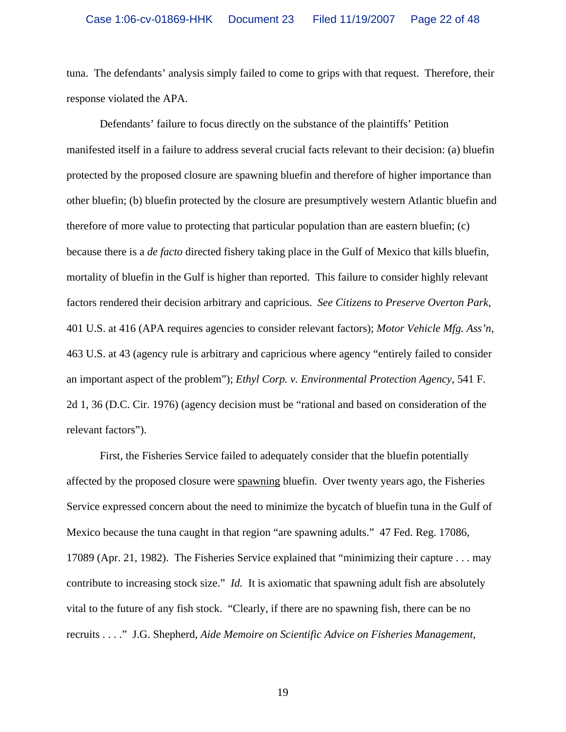tuna. The defendants' analysis simply failed to come to grips with that request. Therefore, their response violated the APA.

Defendants' failure to focus directly on the substance of the plaintiffs' Petition manifested itself in a failure to address several crucial facts relevant to their decision: (a) bluefin protected by the proposed closure are spawning bluefin and therefore of higher importance than other bluefin; (b) bluefin protected by the closure are presumptively western Atlantic bluefin and therefore of more value to protecting that particular population than are eastern bluefin; (c) because there is a *de facto* directed fishery taking place in the Gulf of Mexico that kills bluefin, mortality of bluefin in the Gulf is higher than reported. This failure to consider highly relevant factors rendered their decision arbitrary and capricious. *See Citizens to Preserve Overton Park*, 401 U.S. at 416 (APA requires agencies to consider relevant factors); *Motor Vehicle Mfg. Ass'n*, 463 U.S. at 43 (agency rule is arbitrary and capricious where agency "entirely failed to consider an important aspect of the problem"); *Ethyl Corp. v. Environmental Protection Agency*, 541 F. 2d 1, 36 (D.C. Cir. 1976) (agency decision must be "rational and based on consideration of the relevant factors").

First, the Fisheries Service failed to adequately consider that the bluefin potentially affected by the proposed closure were <u>spawning</u> bluefin. Over twenty years ago, the Fisheries Service expressed concern about the need to minimize the bycatch of bluefin tuna in the Gulf of Mexico because the tuna caught in that region "are spawning adults." 47 Fed. Reg. 17086, 17089 (Apr. 21, 1982). The Fisheries Service explained that "minimizing their capture . . . may contribute to increasing stock size." *Id.* It is axiomatic that spawning adult fish are absolutely vital to the future of any fish stock. "Clearly, if there are no spawning fish, there can be no recruits . . . ." J.G. Shepherd, *Aide Memoire on Scientific Advice on Fisheries Management*,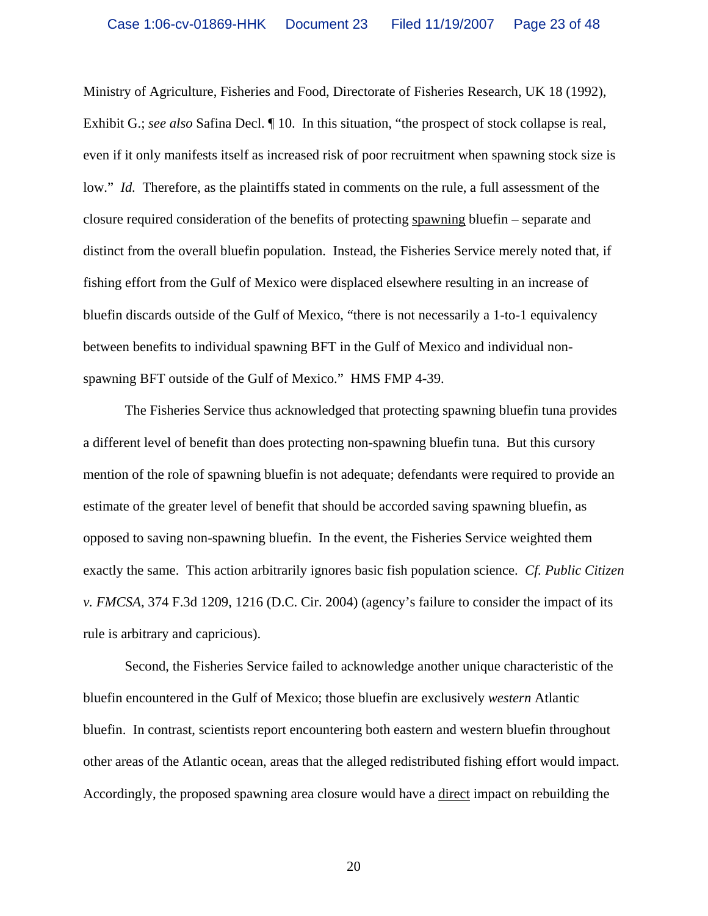Ministry of Agriculture, Fisheries and Food, Directorate of Fisheries Research, UK 18 (1992), Exhibit G.; *see also* Safina Decl. ¶ 10. In this situation, "the prospect of stock collapse is real, even if it only manifests itself as increased risk of poor recruitment when spawning stock size is low." *Id.* Therefore, as the plaintiffs stated in comments on the rule, a full assessment of the closure required consideration of the benefits of protecting <u>spawning</u> bluefin – separate and distinct from the overall bluefin population. Instead, the Fisheries Service merely noted that, if fishing effort from the Gulf of Mexico were displaced elsewhere resulting in an increase of bluefin discards outside of the Gulf of Mexico, "there is not necessarily a 1-to-1 equivalency between benefits to individual spawning BFT in the Gulf of Mexico and individual non-spawning BFT outside of the Gulf of Mexico." HMS FMP 4-39.

The Fisheries Service thus acknowledged that protecting spawning bluefin tuna provides a different level of benefit than does protecting non-spawning bluefin tuna. But this cursory mention of the role of spawning bluefin is not adequate; defendants were required to provide an estimate of the greater level of benefit that should be accorded saving spawning bluefin, as opposed to saving non-spawning bluefin. In the event, the Fisheries Service weighted them exactly the same. This action arbitrarily ignores basic fish population science. *Cf. Public Citizen v. FMCSA*, 374 F.3d 1209, 1216 (D.C. Cir. 2004) (agency's failure to consider the impact of its rule is arbitrary and capricious).

Second, the Fisheries Service failed to acknowledge another unique characteristic of the bluefin encountered in the Gulf of Mexico; those bluefin are exclusively *western* Atlantic bluefin. In contrast, scientists report encountering both eastern and western bluefin throughout other areas of the Atlantic ocean, areas that the alleged redistributed fishing effort would impact. Accordingly, the proposed spawning area closure would have a <u>direct</u> impact on rebuilding the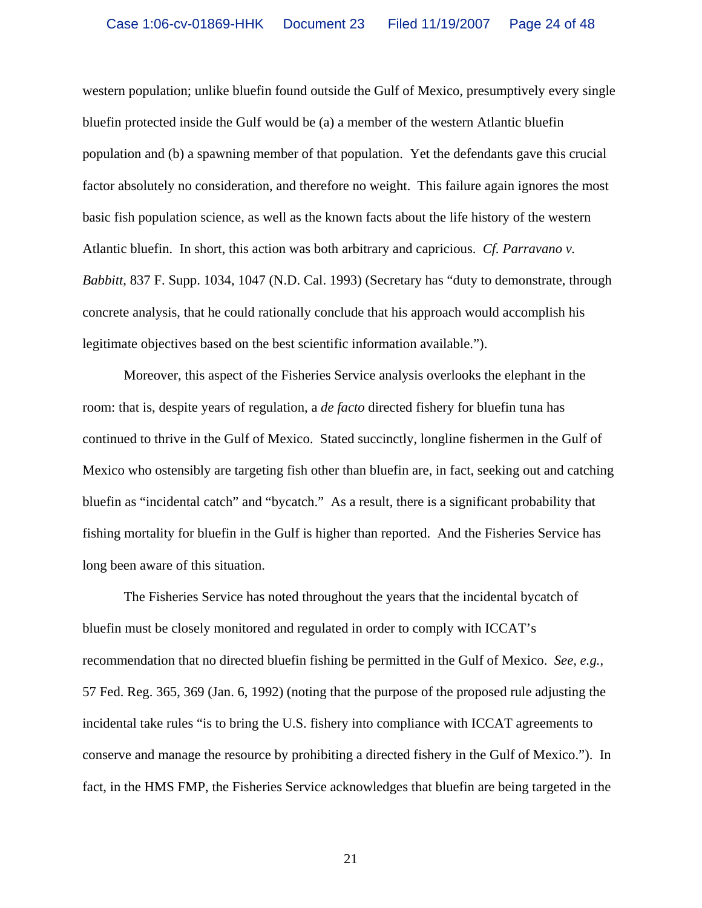western population; unlike bluefin found outside the Gulf of Mexico, presumptively every single bluefin protected inside the Gulf would be (a) a member of the western Atlantic bluefin population and (b) a spawning member of that population. Yet the defendants gave this crucial factor absolutely no consideration, and therefore no weight. This failure again ignores the most basic fish population science, as well as the known facts about the life history of the western Atlantic bluefin. In short, this action was both arbitrary and capricious. *Cf. Parravano v. Babbitt*, 837 F. Supp. 1034, 1047 (N.D. Cal. 1993) (Secretary has "duty to demonstrate, through concrete analysis, that he could rationally conclude that his approach would accomplish his legitimate objectives based on the best scientific information available.").

Moreover, this aspect of the Fisheries Service analysis overlooks the elephant in the room: that is, despite years of regulation, a *de facto* directed fishery for bluefin tuna has continued to thrive in the Gulf of Mexico. Stated succinctly, longline fishermen in the Gulf of Mexico who ostensibly are targeting fish other than bluefin are, in fact, seeking out and catching bluefin as "incidental catch" and "bycatch." As a result, there is a significant probability that fishing mortality for bluefin in the Gulf is higher than reported. And the Fisheries Service has long been aware of this situation.

The Fisheries Service has noted throughout the years that the incidental bycatch of bluefin must be closely monitored and regulated in order to comply with ICCAT's recommendation that no directed bluefin fishing be permitted in the Gulf of Mexico. *See, e.g.*, 57 Fed. Reg. 365, 369 (Jan. 6, 1992) (noting that the purpose of the proposed rule adjusting the incidental take rules "is to bring the U.S. fishery into compliance with ICCAT agreements to conserve and manage the resource by prohibiting a directed fishery in the Gulf of Mexico."). In fact, in the HMS FMP, the Fisheries Service acknowledges that bluefin are being targeted in the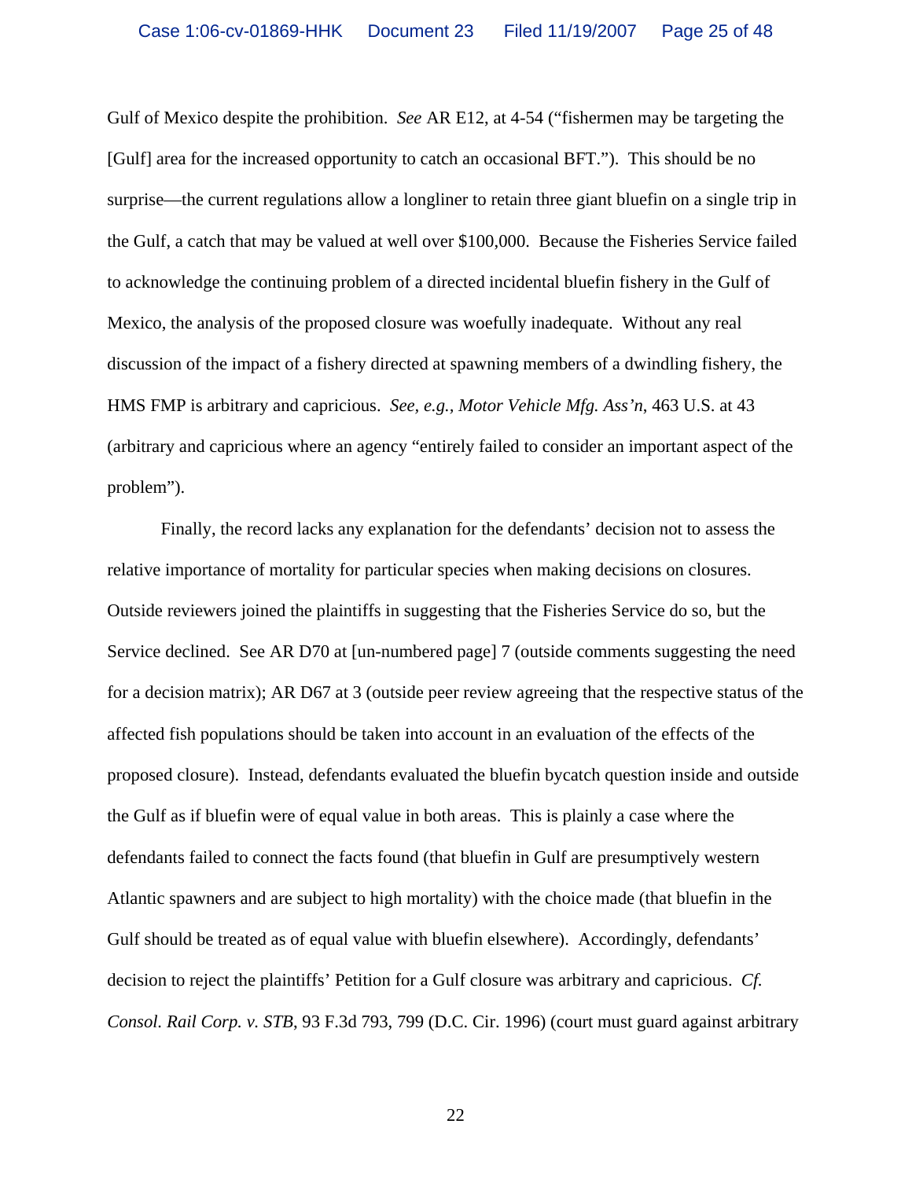Gulf of Mexico despite the prohibition. *See* AR E12, at 4-54 ("fishermen may be targeting the [Gulf] area for the increased opportunity to catch an occasional BFT."). This should be no surprise—the current regulations allow a longliner to retain three giant bluefin on a single trip in the Gulf, a catch that may be valued at well over $100,000. Because the Fisheries Service failed to acknowledge the continuing problem of a directed incidental bluefin fishery in the Gulf of Mexico, the analysis of the proposed closure was woefully inadequate. Without any real discussion of the impact of a fishery directed at spawning members of a dwindling fishery, the HMS FMP is arbitrary and capricious. *See, e.g., Motor Vehicle Mfg. Ass'n*, 463 U.S. at 43 (arbitrary and capricious where an agency "entirely failed to consider an important aspect of the problem").

Finally, the record lacks any explanation for the defendants' decision not to assess the relative importance of mortality for particular species when making decisions on closures. Outside reviewers joined the plaintiffs in suggesting that the Fisheries Service do so, but the Service declined. See AR D70 at [un-numbered page] 7 (outside comments suggesting the need for a decision matrix); AR D67 at 3 (outside peer review agreeing that the respective status of the affected fish populations should be taken into account in an evaluation of the effects of the proposed closure). Instead, defendants evaluated the bluefin bycatch question inside and outside the Gulf as if bluefin were of equal value in both areas. This is plainly a case where the defendants failed to connect the facts found (that bluefin in Gulf are presumptively western Atlantic spawners and are subject to high mortality) with the choice made (that bluefin in the Gulf should be treated as of equal value with bluefin elsewhere). Accordingly, defendants' decision to reject the plaintiffs' Petition for a Gulf closure was arbitrary and capricious. *Cf. Consol. Rail Corp. v. STB*, 93 F.3d 793, 799 (D.C. Cir. 1996) (court must guard against arbitrary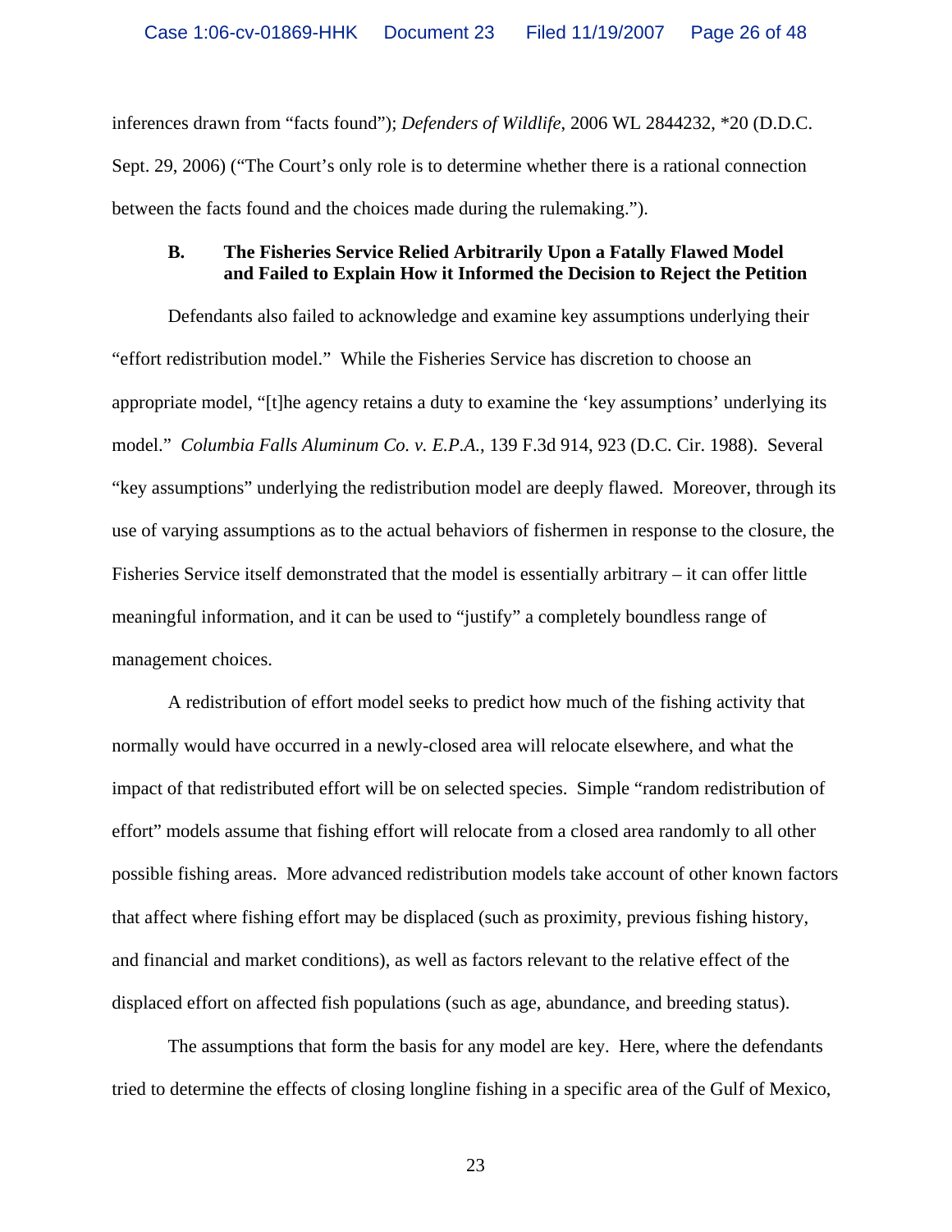inferences drawn from "facts found"); *Defenders of Wildlife*, 2006 WL 2844232, *20 (D.D.C. Sept. 29, 2006) ("The Court's only role is to determine whether there is a rational connection between the facts found and the choices made during the rulemaking.").

### B. The Fisheries Service Relied Arbitrarily Upon a Fatally Flawed Model and Failed to Explain How it Informed the Decision to Reject the Petition

Defendants also failed to acknowledge and examine key assumptions underlying their "effort redistribution model." While the Fisheries Service has discretion to choose an appropriate model, "[t]he agency retains a duty to examine the 'key assumptions' underlying its model." *Columbia Falls Aluminum Co. v. E.P.A.*, 139 F.3d 914, 923 (D.C. Cir. 1988). Several "key assumptions" underlying the redistribution model are deeply flawed. Moreover, through its use of varying assumptions as to the actual behaviors of fishermen in response to the closure, the Fisheries Service itself demonstrated that the model is essentially arbitrary – it can offer little meaningful information, and it can be used to "justify" a completely boundless range of management choices.

A redistribution of effort model seeks to predict how much of the fishing activity that normally would have occurred in a newly-closed area will relocate elsewhere, and what the impact of that redistributed effort will be on selected species. Simple "random redistribution of effort" models assume that fishing effort will relocate from a closed area randomly to all other possible fishing areas. More advanced redistribution models take account of other known factors that affect where fishing effort may be displaced (such as proximity, previous fishing history, and financial and market conditions), as well as factors relevant to the relative effect of the displaced effort on affected fish populations (such as age, abundance, and breeding status).

The assumptions that form the basis for any model are key. Here, where the defendants tried to determine the effects of closing longline fishing in a specific area of the Gulf of Mexico,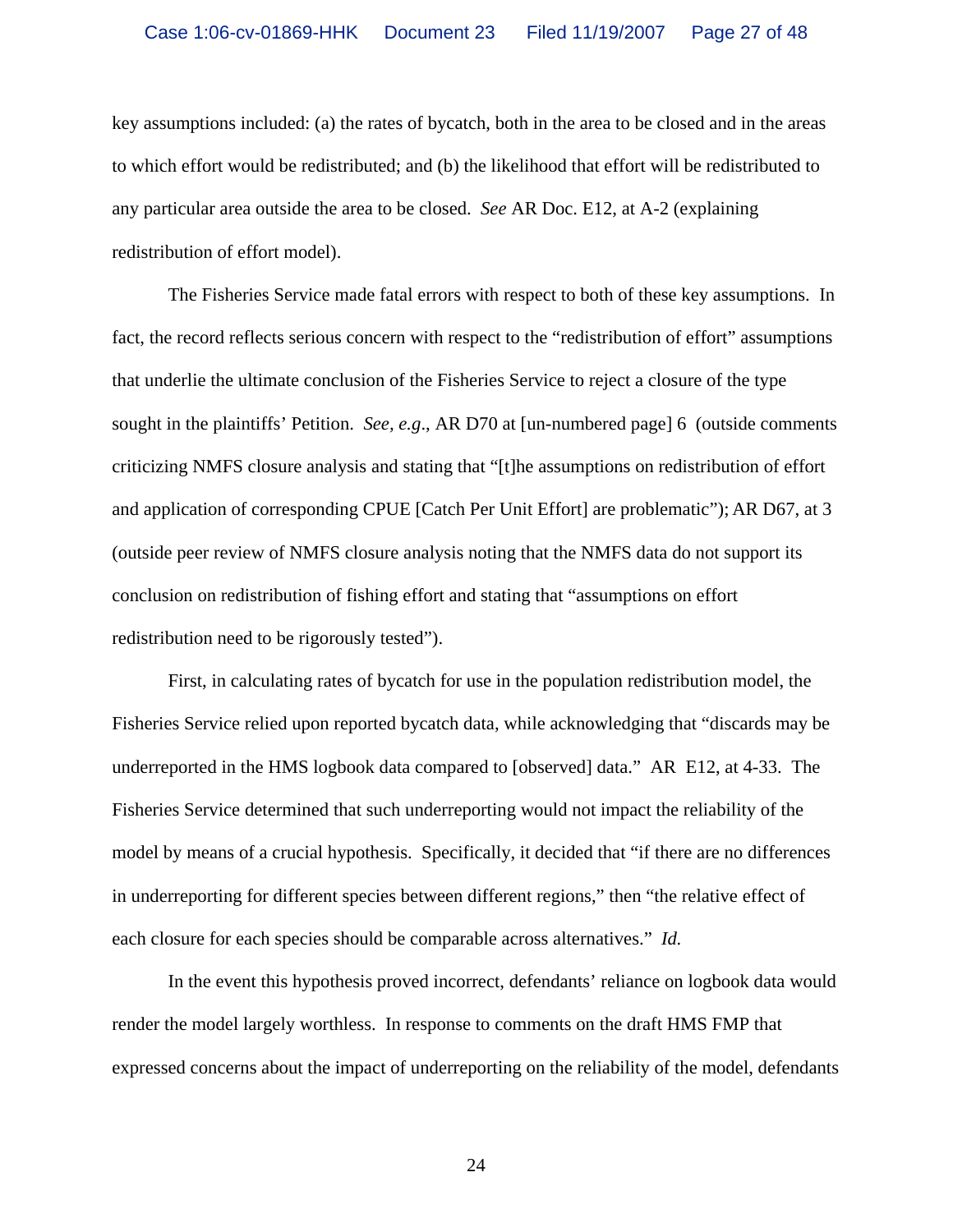key assumptions included: (a) the rates of bycatch, both in the area to be closed and in the areas to which effort would be redistributed; and (b) the likelihood that effort will be redistributed to any particular area outside the area to be closed. *See* AR Doc. E12, at A-2 (explaining redistribution of effort model).

The Fisheries Service made fatal errors with respect to both of these key assumptions. In fact, the record reflects serious concern with respect to the "redistribution of effort" assumptions that underlie the ultimate conclusion of the Fisheries Service to reject a closure of the type sought in the plaintiffs' Petition. *See, e.g.*, AR D70 at [un-numbered page] 6 (outside comments criticizing NMFS closure analysis and stating that "[t]he assumptions on redistribution of effort and application of corresponding CPUE [Catch Per Unit Effort] are problematic"); AR D67, at 3 (outside peer review of NMFS closure analysis noting that the NMFS data do not support its conclusion on redistribution of fishing effort and stating that "assumptions on effort redistribution need to be rigorously tested").

First, in calculating rates of bycatch for use in the population redistribution model, the Fisheries Service relied upon reported bycatch data, while acknowledging that "discards may be underreported in the HMS logbook data compared to [observed] data." AR E12, at 4-33. The Fisheries Service determined that such underreporting would not impact the reliability of the model by means of a crucial hypothesis. Specifically, it decided that "if there are no differences in underreporting for different species between different regions," then "the relative effect of each closure for each species should be comparable across alternatives." *Id.*

In the event this hypothesis proved incorrect, defendants' reliance on logbook data would render the model largely worthless. In response to comments on the draft HMS FMP that expressed concerns about the impact of underreporting on the reliability of the model, defendants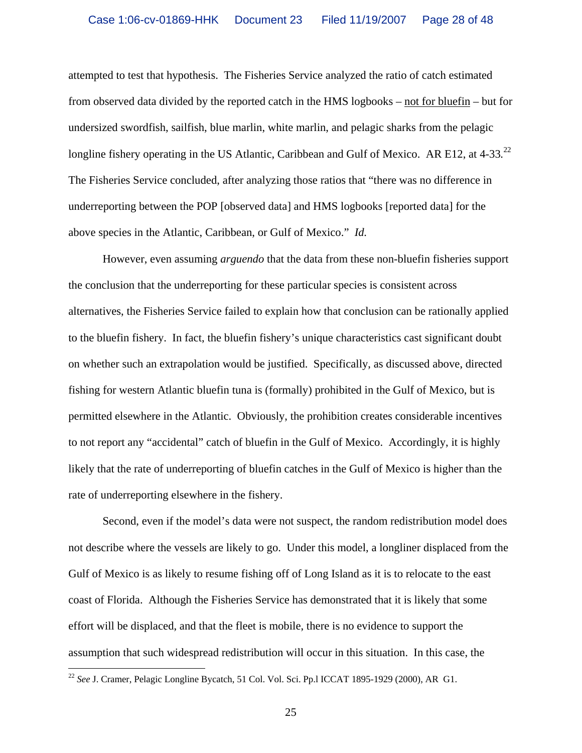attempted to test that hypothesis. The Fisheries Service analyzed the ratio of catch estimated from observed data divided by the reported catch in the HMS logbooks – <u>not for bluefin</u> – but for undersized swordfish, sailfish, blue marlin, white marlin, and pelagic sharks from the pelagic longline fishery operating in the US Atlantic, Caribbean and Gulf of Mexico. AR E12, at 4-33.[22] The Fisheries Service concluded, after analyzing those ratios that "there was no difference in underreporting between the POP [observed data] and HMS logbooks [reported data] for the above species in the Atlantic, Caribbean, or Gulf of Mexico." *Id.*

However, even assuming *arguendo* that the data from these non-bluefin fisheries support the conclusion that the underreporting for these particular species is consistent across alternatives, the Fisheries Service failed to explain how that conclusion can be rationally applied to the bluefin fishery. In fact, the bluefin fishery's unique characteristics cast significant doubt on whether such an extrapolation would be justified. Specifically, as discussed above, directed fishing for western Atlantic bluefin tuna is (formally) prohibited in the Gulf of Mexico, but is permitted elsewhere in the Atlantic. Obviously, the prohibition creates considerable incentives to not report any "accidental" catch of bluefin in the Gulf of Mexico. Accordingly, it is highly likely that the rate of underreporting of bluefin catches in the Gulf of Mexico is higher than the rate of underreporting elsewhere in the fishery.

Second, even if the model's data were not suspect, the random redistribution model does not describe where the vessels are likely to go. Under this model, a longliner displaced from the Gulf of Mexico is as likely to resume fishing off of Long Island as it is to relocate to the east coast of Florida. Although the Fisheries Service has demonstrated that it is likely that some effort will be displaced, and that the fleet is mobile, there is no evidence to support the assumption that such widespread redistribution will occur in this situation. In this case, the

[22] *See* J. Cramer, Pelagic Longline Bycatch, 51 Col. Vol. Sci. Pp.l ICCAT 1895-1929 (2000), AR G1.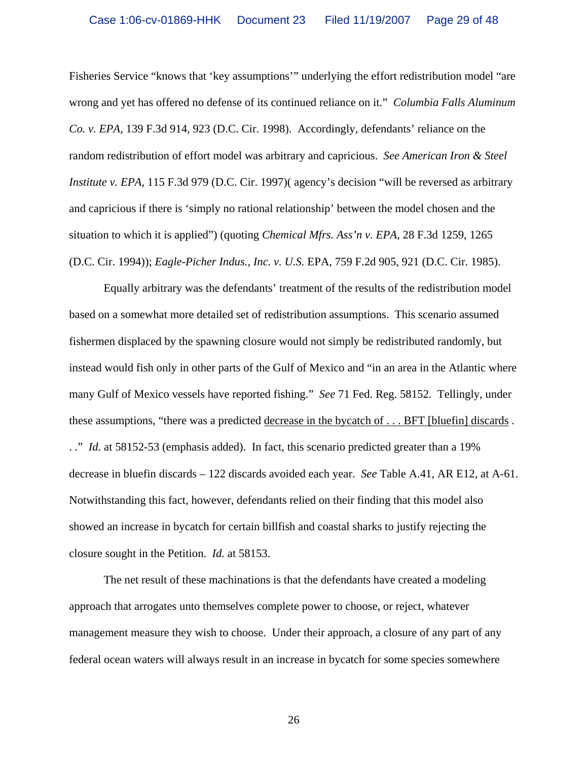Fisheries Service "knows that 'key assumptions'" underlying the effort redistribution model "are wrong and yet has offered no defense of its continued reliance on it." *Columbia Falls Aluminum Co. v. EPA*, 139 F.3d 914, 923 (D.C. Cir. 1998). Accordingly, defendants' reliance on the random redistribution of effort model was arbitrary and capricious. *See American Iron & Steel Institute v. EPA*, 115 F.3d 979 (D.C. Cir. 1997)( agency's decision "will be reversed as arbitrary and capricious if there is 'simply no rational relationship' between the model chosen and the situation to which it is applied") (quoting *Chemical Mfrs. Ass'n v. EPA*, 28 F.3d 1259, 1265 (D.C. Cir. 1994)); *Eagle-Picher Indus., Inc. v. U.S.* EPA, 759 F.2d 905, 921 (D.C. Cir. 1985).

Equally arbitrary was the defendants' treatment of the results of the redistribution model based on a somewhat more detailed set of redistribution assumptions. This scenario assumed fishermen displaced by the spawning closure would not simply be redistributed randomly, but instead would fish only in other parts of the Gulf of Mexico and "in an area in the Atlantic where many Gulf of Mexico vessels have reported fishing." *See* 71 Fed. Reg. 58152. Tellingly, under these assumptions, "there was a predicted <u>decrease in the bycatch of . . . BFT [bluefin] discards</u> . . ." *Id.* at 58152-53 (emphasis added). In fact, this scenario predicted greater than a 19% decrease in bluefin discards – 122 discards avoided each year. *See* Table A.41, AR E12, at A-61. Notwithstanding this fact, however, defendants relied on their finding that this model also showed an increase in bycatch for certain billfish and coastal sharks to justify rejecting the closure sought in the Petition. *Id.* at 58153.

The net result of these machinations is that the defendants have created a modeling approach that arrogates unto themselves complete power to choose, or reject, whatever management measure they wish to choose. Under their approach, a closure of any part of any federal ocean waters will always result in an increase in bycatch for some species somewhere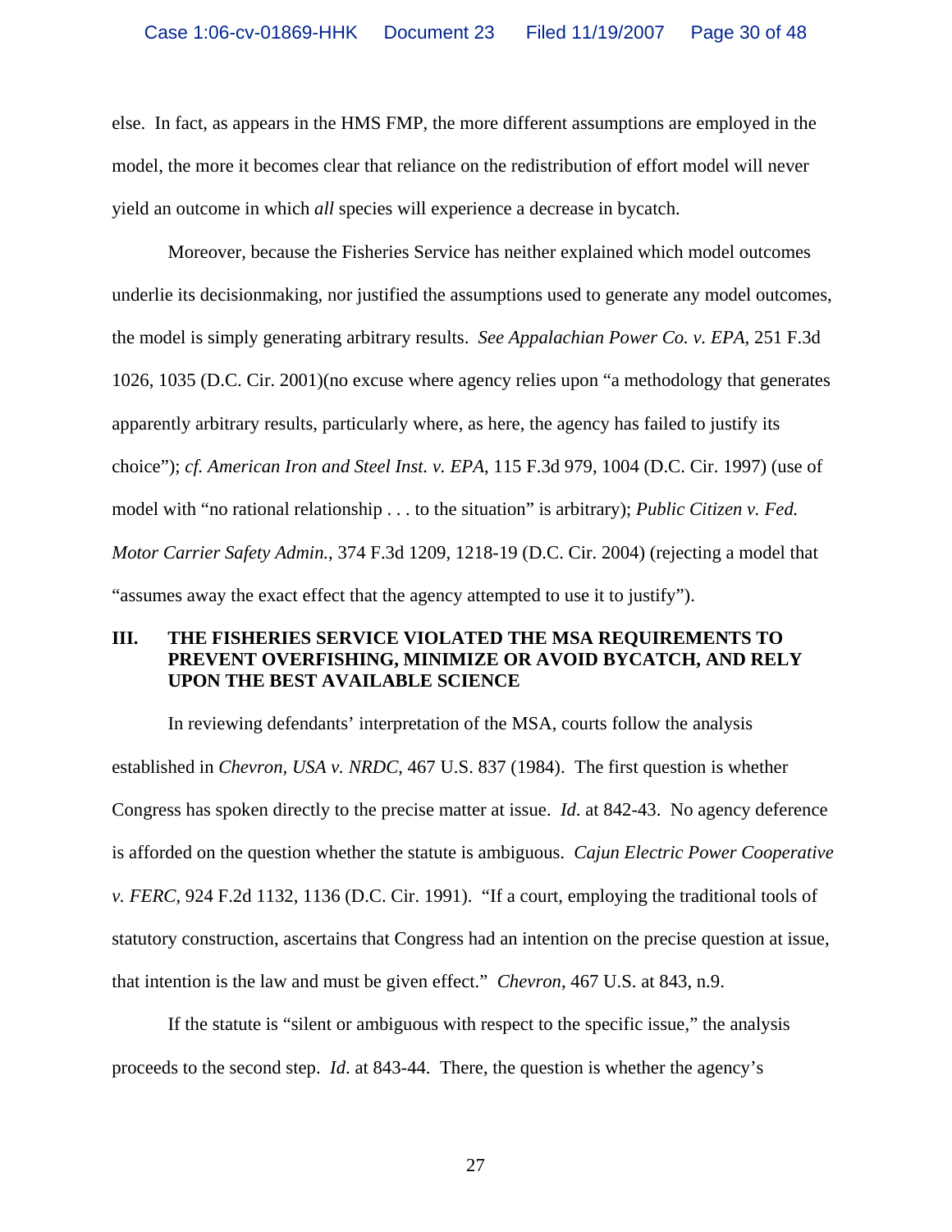else. In fact, as appears in the HMS FMP, the more different assumptions are employed in the model, the more it becomes clear that reliance on the redistribution of effort model will never yield an outcome in which *all* species will experience a decrease in bycatch.

Moreover, because the Fisheries Service has neither explained which model outcomes underlie its decisionmaking, nor justified the assumptions used to generate any model outcomes, the model is simply generating arbitrary results. *See Appalachian Power Co. v. EPA*, 251 F.3d 1026, 1035 (D.C. Cir. 2001)(no excuse where agency relies upon "a methodology that generates apparently arbitrary results, particularly where, as here, the agency has failed to justify its choice"); *cf. American Iron and Steel Inst. v. EPA*, 115 F.3d 979, 1004 (D.C. Cir. 1997) (use of model with "no rational relationship . . . to the situation" is arbitrary); *Public Citizen v. Fed. Motor Carrier Safety Admin.*, 374 F.3d 1209, 1218-19 (D.C. Cir. 2004) (rejecting a model that "assumes away the exact effect that the agency attempted to use it to justify").

## III. THE FISHERIES SERVICE VIOLATED THE MSA REQUIREMENTS TO PREVENT OVERFISHING, MINIMIZE OR AVOID BYCATCH, AND RELY UPON THE BEST AVAILABLE SCIENCE

In reviewing defendants' interpretation of the MSA, courts follow the analysis established in *Chevron, USA v. NRDC*, 467 U.S. 837 (1984). The first question is whether Congress has spoken directly to the precise matter at issue. *Id.* at 842-43. No agency deference is afforded on the question whether the statute is ambiguous. *Cajun Electric Power Cooperative v. FERC*, 924 F.2d 1132, 1136 (D.C. Cir. 1991). "If a court, employing the traditional tools of statutory construction, ascertains that Congress had an intention on the precise question at issue, that intention is the law and must be given effect." *Chevron*, 467 U.S. at 843, n.9.

If the statute is "silent or ambiguous with respect to the specific issue," the analysis proceeds to the second step. *Id.* at 843-44. There, the question is whether the agency's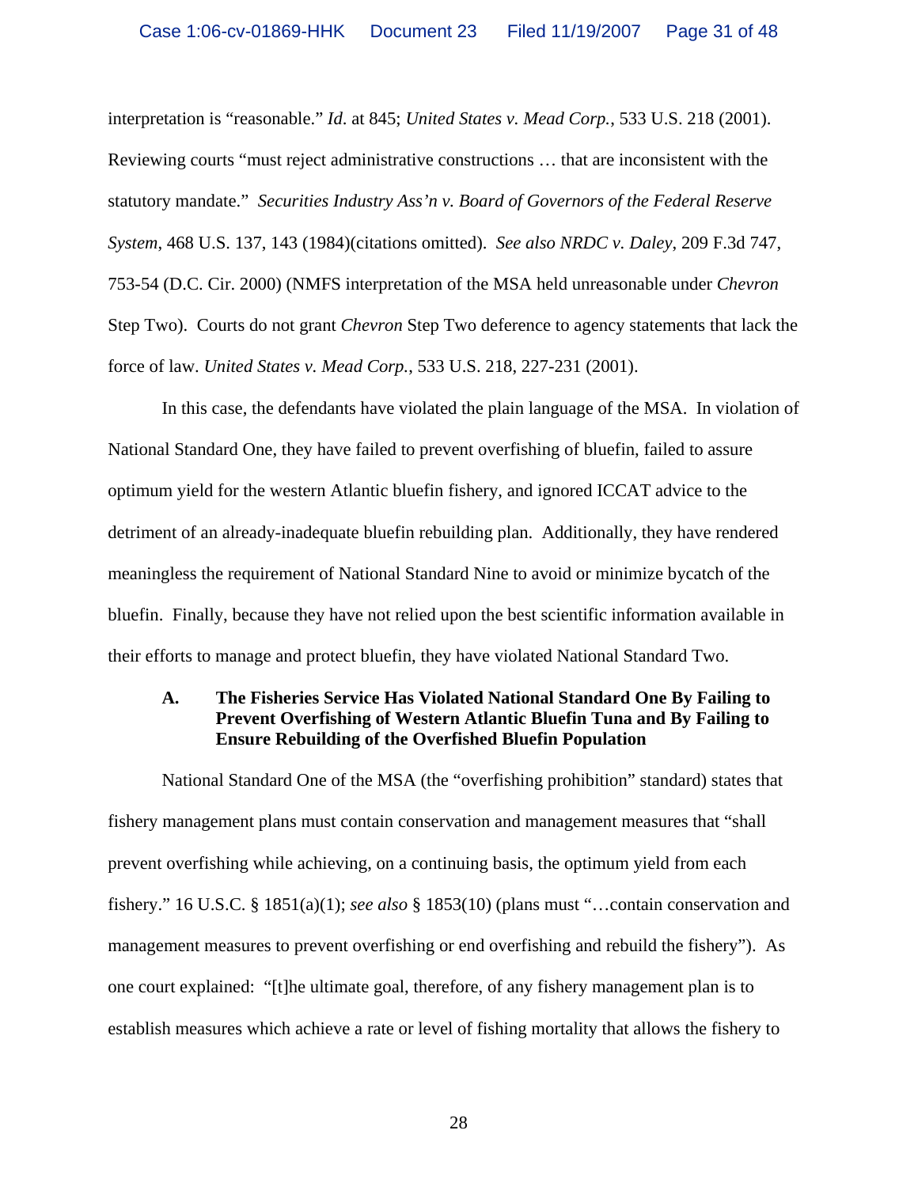interpretation is "reasonable." *Id.* at 845; *United States v. Mead Corp.*, 533 U.S. 218 (2001). Reviewing courts "must reject administrative constructions … that are inconsistent with the statutory mandate." *Securities Industry Ass'n v. Board of Governors of the Federal Reserve System*, 468 U.S. 137, 143 (1984)(citations omitted). *See also NRDC v. Daley*, 209 F.3d 747, 753-54 (D.C. Cir. 2000) (NMFS interpretation of the MSA held unreasonable under *Chevron* Step Two). Courts do not grant *Chevron* Step Two deference to agency statements that lack the force of law. *United States v. Mead Corp.*, 533 U.S. 218, 227-231 (2001).

In this case, the defendants have violated the plain language of the MSA. In violation of National Standard One, they have failed to prevent overfishing of bluefin, failed to assure optimum yield for the western Atlantic bluefin fishery, and ignored ICCAT advice to the detriment of an already-inadequate bluefin rebuilding plan. Additionally, they have rendered meaningless the requirement of National Standard Nine to avoid or minimize bycatch of the bluefin. Finally, because they have not relied upon the best scientific information available in their efforts to manage and protect bluefin, they have violated National Standard Two.

### A. The Fisheries Service Has Violated National Standard One By Failing to Prevent Overfishing of Western Atlantic Bluefin Tuna and By Failing to Ensure Rebuilding of the Overfished Bluefin Population

National Standard One of the MSA (the "overfishing prohibition" standard) states that fishery management plans must contain conservation and management measures that "shall prevent overfishing while achieving, on a continuing basis, the optimum yield from each fishery." 16 U.S.C. § 1851(a)(1); *see also* § 1853(10) (plans must "…contain conservation and management measures to prevent overfishing or end overfishing and rebuild the fishery"). As one court explained: "[t]he ultimate goal, therefore, of any fishery management plan is to establish measures which achieve a rate or level of fishing mortality that allows the fishery to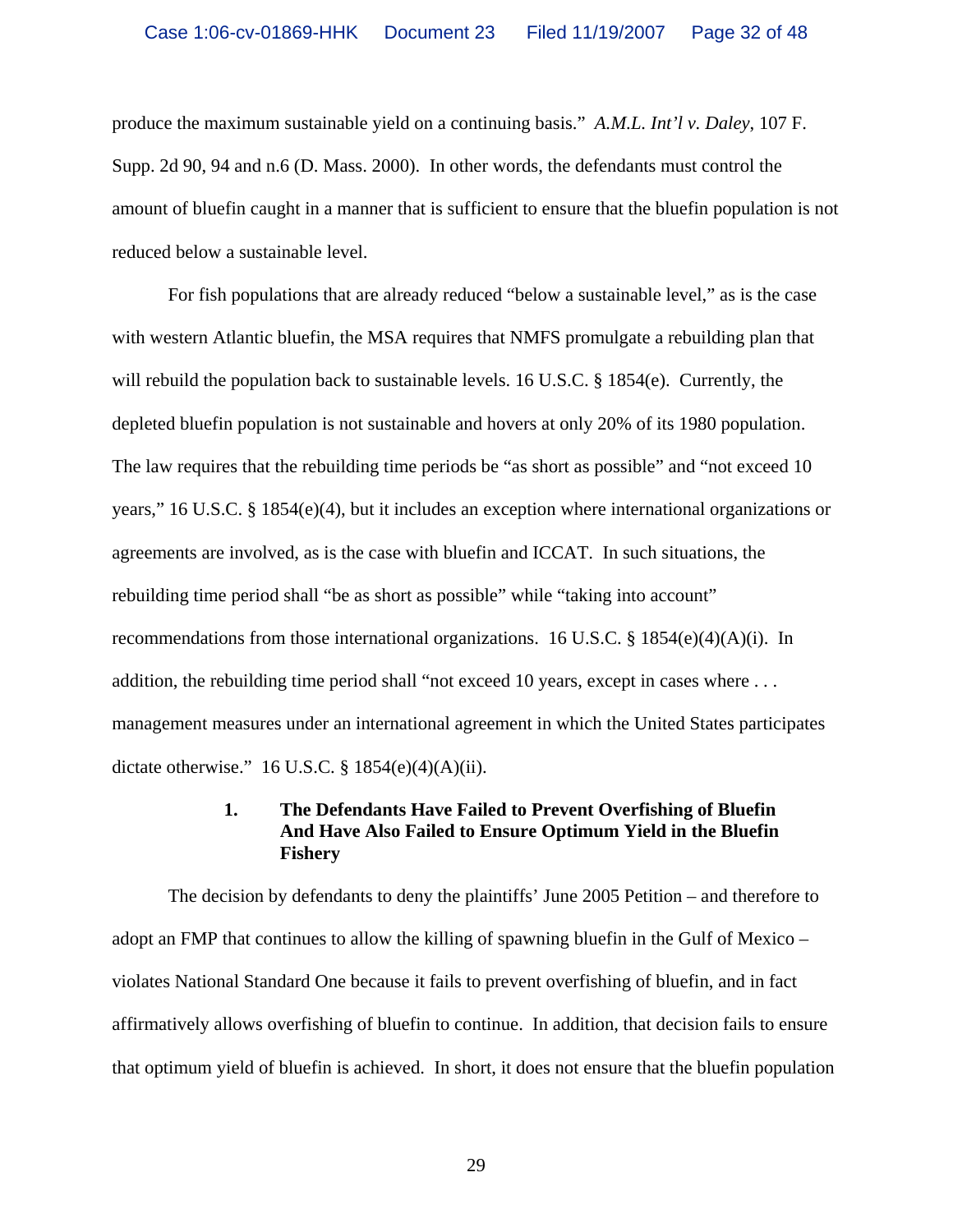produce the maximum sustainable yield on a continuing basis." *A.M.L. Int'l v. Daley*, 107 F. Supp. 2d 90, 94 and n.6 (D. Mass. 2000). In other words, the defendants must control the amount of bluefin caught in a manner that is sufficient to ensure that the bluefin population is not reduced below a sustainable level.

For fish populations that are already reduced "below a sustainable level," as is the case with western Atlantic bluefin, the MSA requires that NMFS promulgate a rebuilding plan that will rebuild the population back to sustainable levels. 16 U.S.C. § 1854(e). Currently, the depleted bluefin population is not sustainable and hovers at only 20% of its 1980 population. The law requires that the rebuilding time periods be "as short as possible" and "not exceed 10 years," 16 U.S.C. § 1854(e)(4), but it includes an exception where international organizations or agreements are involved, as is the case with bluefin and ICCAT. In such situations, the rebuilding time period shall "be as short as possible" while "taking into account" recommendations from those international organizations. 16 U.S.C. § 1854(e)(4)(A)(i). In addition, the rebuilding time period shall "not exceed 10 years, except in cases where . . . management measures under an international agreement in which the United States participates dictate otherwise." 16 U.S.C. § 1854(e)(4)(A)(ii).

### 1. The Defendants Have Failed to Prevent Overfishing of Bluefin And Have Also Failed to Ensure Optimum Yield in the Bluefin Fishery

The decision by defendants to deny the plaintiffs' June 2005 Petition – and therefore to adopt an FMP that continues to allow the killing of spawning bluefin in the Gulf of Mexico – violates National Standard One because it fails to prevent overfishing of bluefin, and in fact affirmatively allows overfishing of bluefin to continue. In addition, that decision fails to ensure that optimum yield of bluefin is achieved. In short, it does not ensure that the bluefin population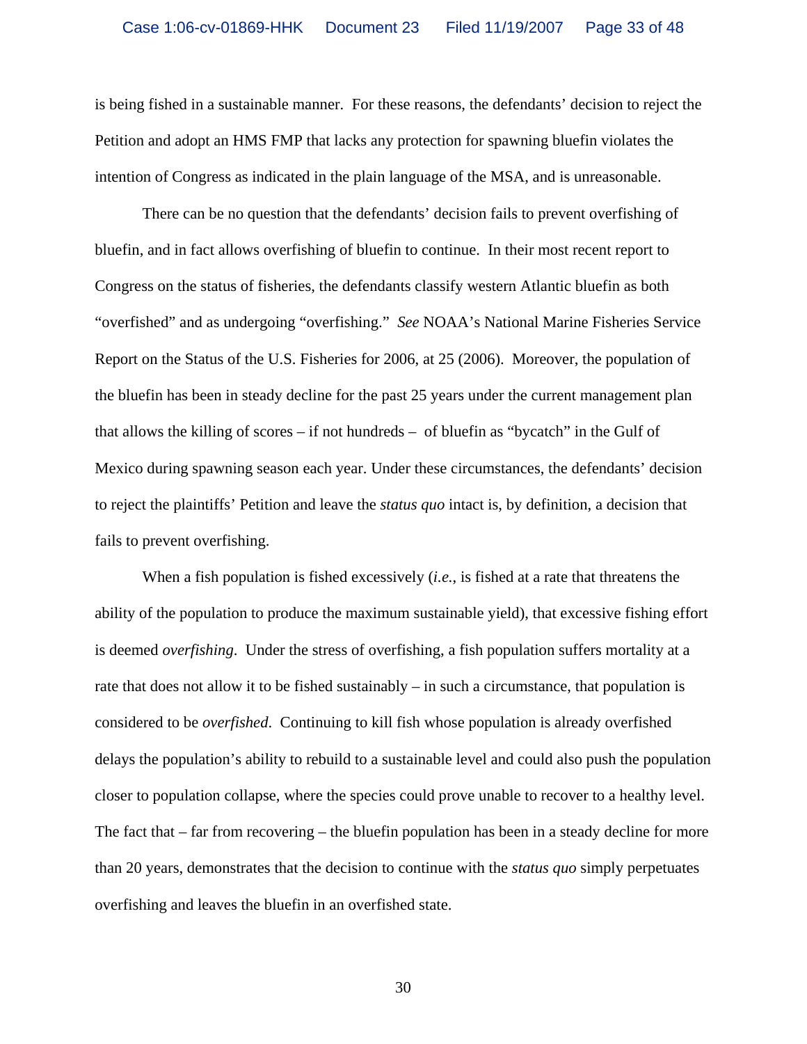is being fished in a sustainable manner. For these reasons, the defendants' decision to reject the Petition and adopt an HMS FMP that lacks any protection for spawning bluefin violates the intention of Congress as indicated in the plain language of the MSA, and is unreasonable.

There can be no question that the defendants' decision fails to prevent overfishing of bluefin, and in fact allows overfishing of bluefin to continue. In their most recent report to Congress on the status of fisheries, the defendants classify western Atlantic bluefin as both "overfished" and as undergoing "overfishing." *See* NOAA's National Marine Fisheries Service Report on the Status of the U.S. Fisheries for 2006, at 25 (2006). Moreover, the population of the bluefin has been in steady decline for the past 25 years under the current management plan that allows the killing of scores – if not hundreds – of bluefin as "bycatch" in the Gulf of Mexico during spawning season each year. Under these circumstances, the defendants' decision to reject the plaintiffs' Petition and leave the *status quo* intact is, by definition, a decision that fails to prevent overfishing.

When a fish population is fished excessively (*i.e.*, is fished at a rate that threatens the ability of the population to produce the maximum sustainable yield), that excessive fishing effort is deemed *overfishing*. Under the stress of overfishing, a fish population suffers mortality at a rate that does not allow it to be fished sustainably – in such a circumstance, that population is considered to be *overfished*. Continuing to kill fish whose population is already overfished delays the population's ability to rebuild to a sustainable level and could also push the population closer to population collapse, where the species could prove unable to recover to a healthy level. The fact that – far from recovering – the bluefin population has been in a steady decline for more than 20 years, demonstrates that the decision to continue with the *status quo* simply perpetuates overfishing and leaves the bluefin in an overfished state.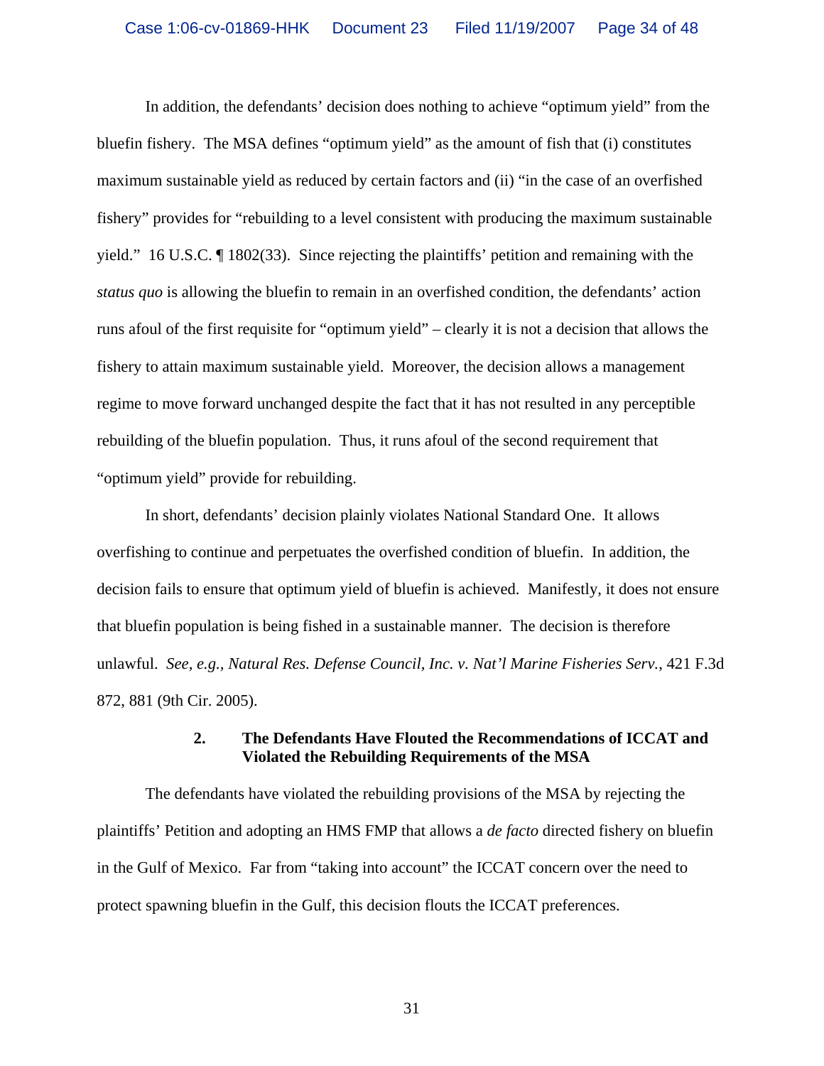In addition, the defendants' decision does nothing to achieve "optimum yield" from the bluefin fishery. The MSA defines "optimum yield" as the amount of fish that (i) constitutes maximum sustainable yield as reduced by certain factors and (ii) "in the case of an overfished fishery" provides for "rebuilding to a level consistent with producing the maximum sustainable yield." 16 U.S.C. ¶ 1802(33). Since rejecting the plaintiffs' petition and remaining with the *status quo* is allowing the bluefin to remain in an overfished condition, the defendants' action runs afoul of the first requisite for "optimum yield" – clearly it is not a decision that allows the fishery to attain maximum sustainable yield. Moreover, the decision allows a management regime to move forward unchanged despite the fact that it has not resulted in any perceptible rebuilding of the bluefin population. Thus, it runs afoul of the second requirement that "optimum yield" provide for rebuilding.

In short, defendants' decision plainly violates National Standard One. It allows overfishing to continue and perpetuates the overfished condition of bluefin. In addition, the decision fails to ensure that optimum yield of bluefin is achieved. Manifestly, it does not ensure that bluefin population is being fished in a sustainable manner. The decision is therefore unlawful. *See, e.g., Natural Res. Defense Council, Inc. v. Nat'l Marine Fisheries Serv.*, 421 F.3d 872, 881 (9th Cir. 2005).

### 2. The Defendants Have Flouted the Recommendations of ICCAT and Violated the Rebuilding Requirements of the MSA

The defendants have violated the rebuilding provisions of the MSA by rejecting the plaintiffs' Petition and adopting an HMS FMP that allows a *de facto* directed fishery on bluefin in the Gulf of Mexico. Far from "taking into account" the ICCAT concern over the need to protect spawning bluefin in the Gulf, this decision flouts the ICCAT preferences.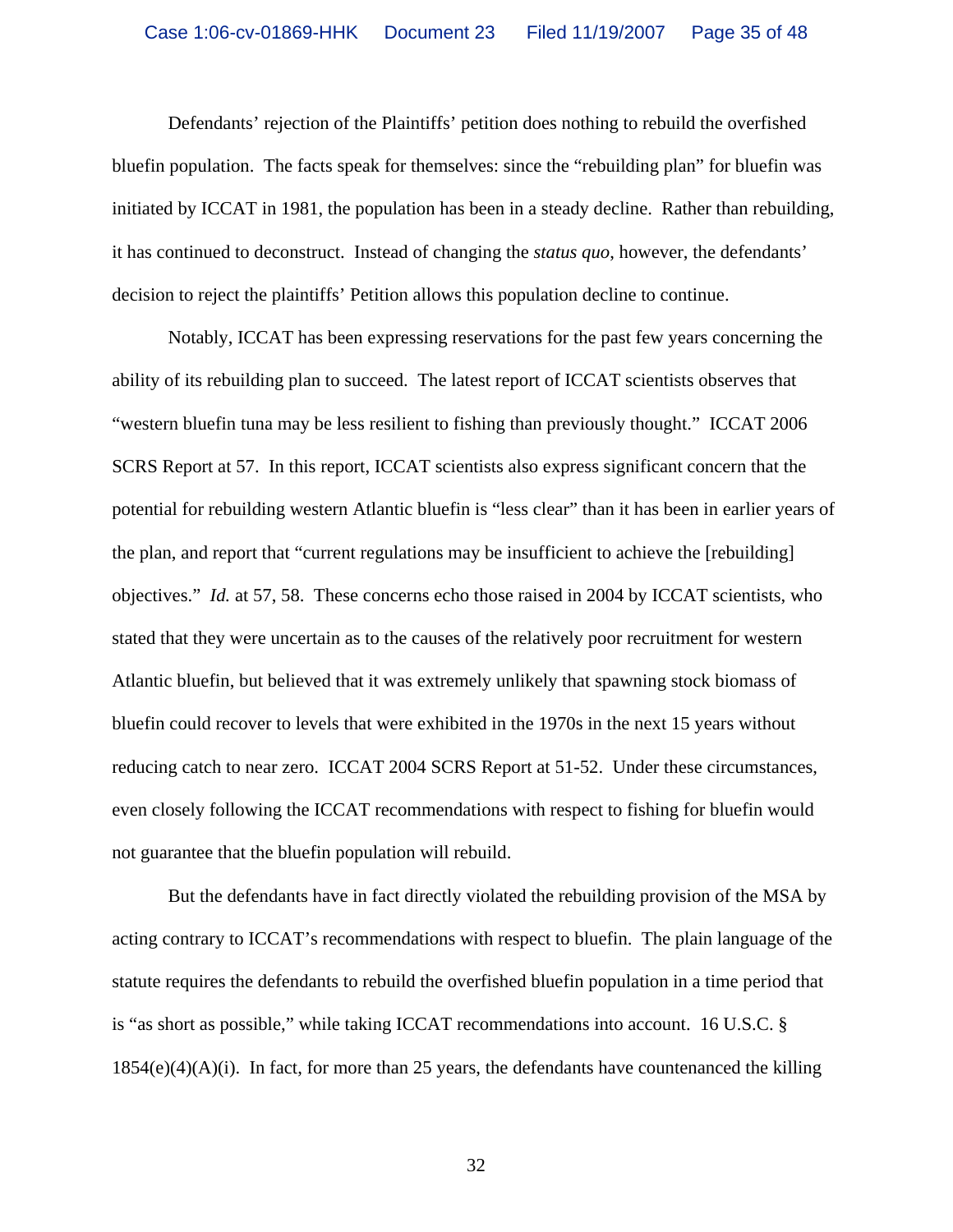Defendants' rejection of the Plaintiffs' petition does nothing to rebuild the overfished bluefin population. The facts speak for themselves: since the "rebuilding plan" for bluefin was initiated by ICCAT in 1981, the population has been in a steady decline. Rather than rebuilding, it has continued to deconstruct. Instead of changing the *status quo*, however, the defendants' decision to reject the plaintiffs' Petition allows this population decline to continue.

Notably, ICCAT has been expressing reservations for the past few years concerning the ability of its rebuilding plan to succeed. The latest report of ICCAT scientists observes that "western bluefin tuna may be less resilient to fishing than previously thought." ICCAT 2006 SCRS Report at 57. In this report, ICCAT scientists also express significant concern that the potential for rebuilding western Atlantic bluefin is "less clear" than it has been in earlier years of the plan, and report that "current regulations may be insufficient to achieve the [rebuilding] objectives." *Id.* at 57, 58. These concerns echo those raised in 2004 by ICCAT scientists, who stated that they were uncertain as to the causes of the relatively poor recruitment for western Atlantic bluefin, but believed that it was extremely unlikely that spawning stock biomass of bluefin could recover to levels that were exhibited in the 1970s in the next 15 years without reducing catch to near zero. ICCAT 2004 SCRS Report at 51-52. Under these circumstances, even closely following the ICCAT recommendations with respect to fishing for bluefin would not guarantee that the bluefin population will rebuild.

But the defendants have in fact directly violated the rebuilding provision of the MSA by acting contrary to ICCAT's recommendations with respect to bluefin. The plain language of the statute requires the defendants to rebuild the overfished bluefin population in a time period that is "as short as possible," while taking ICCAT recommendations into account. 16 U.S.C. § 1854(e)(4)(A)(i). In fact, for more than 25 years, the defendants have countenanced the killing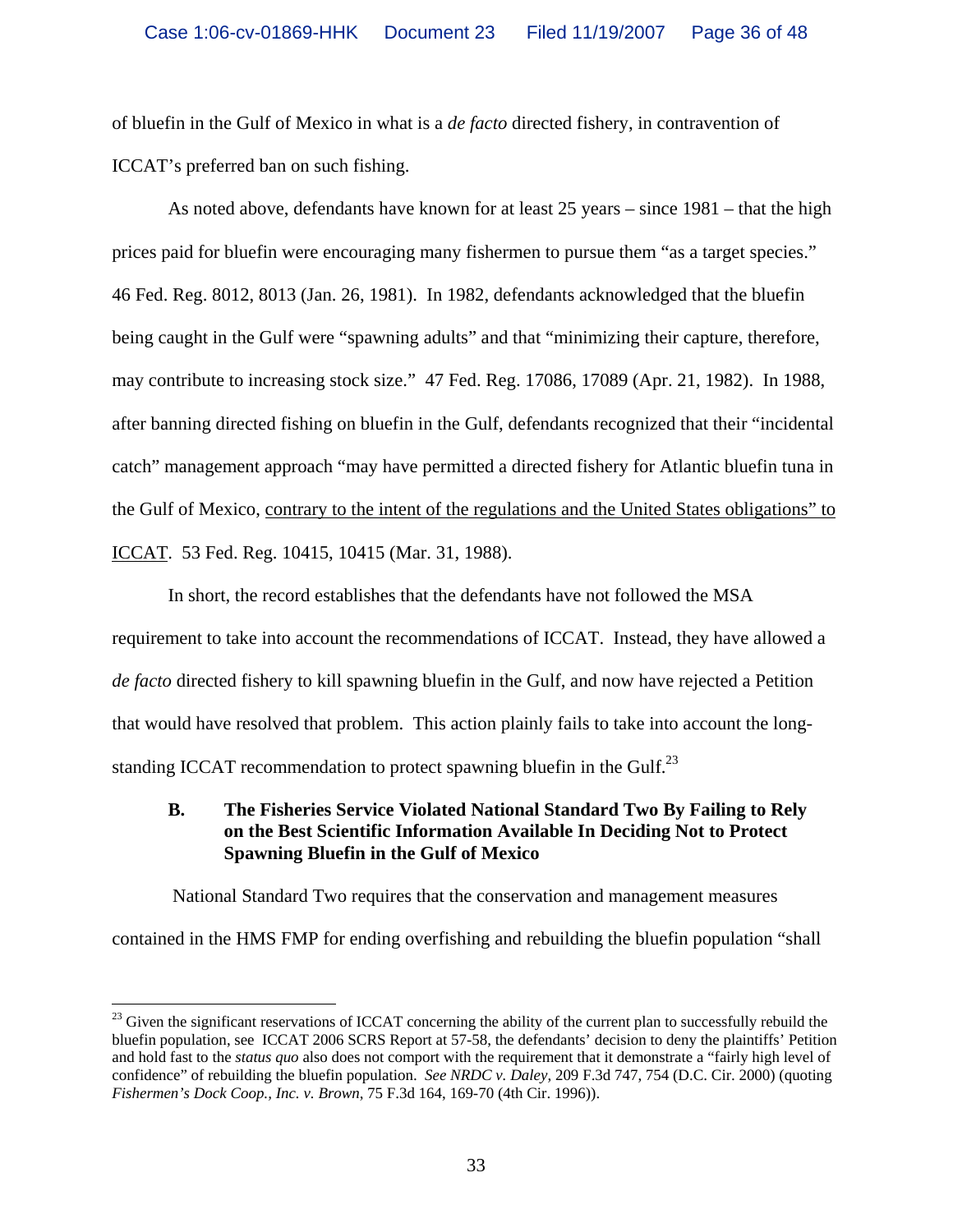of bluefin in the Gulf of Mexico in what is a *de facto* directed fishery, in contravention of ICCAT's preferred ban on such fishing.

As noted above, defendants have known for at least 25 years – since 1981 – that the high prices paid for bluefin were encouraging many fishermen to pursue them "as a target species." 46 Fed. Reg. 8012, 8013 (Jan. 26, 1981). In 1982, defendants acknowledged that the bluefin being caught in the Gulf were "spawning adults" and that "minimizing their capture, therefore, may contribute to increasing stock size." 47 Fed. Reg. 17086, 17089 (Apr. 21, 1982). In 1988, after banning directed fishing on bluefin in the Gulf, defendants recognized that their "incidental catch" management approach "may have permitted a directed fishery for Atlantic bluefin tuna in the Gulf of Mexico, <u>contrary to the intent of the regulations and the United States obligations" to ICCAT</u>. 53 Fed. Reg. 10415, 10415 (Mar. 31, 1988).

In short, the record establishes that the defendants have not followed the MSA requirement to take into account the recommendations of ICCAT. Instead, they have allowed a *de facto* directed fishery to kill spawning bluefin in the Gulf, and now have rejected a Petition that would have resolved that problem. This action plainly fails to take into account the long-standing ICCAT recommendation to protect spawning bluefin in the Gulf.[23]

### B. The Fisheries Service Violated National Standard Two By Failing to Rely on the Best Scientific Information Available In Deciding Not to Protect Spawning Bluefin in the Gulf of Mexico

National Standard Two requires that the conservation and management measures contained in the HMS FMP for ending overfishing and rebuilding the bluefin population "shall

---

[23] Given the significant reservations of ICCAT concerning the ability of the current plan to successfully rebuild the bluefin population, see ICCAT 2006 SCRS Report at 57-58, the defendants' decision to deny the plaintiffs' Petition and hold fast to the *status quo* also does not comport with the requirement that it demonstrate a "fairly high level of confidence" of rebuilding the bluefin population. *See NRDC v. Daley*, 209 F.3d 747, 754 (D.C. Cir. 2000) (quoting *Fishermen's Dock Coop., Inc. v. Brown*, 75 F.3d 164, 169-70 (4th Cir. 1996)).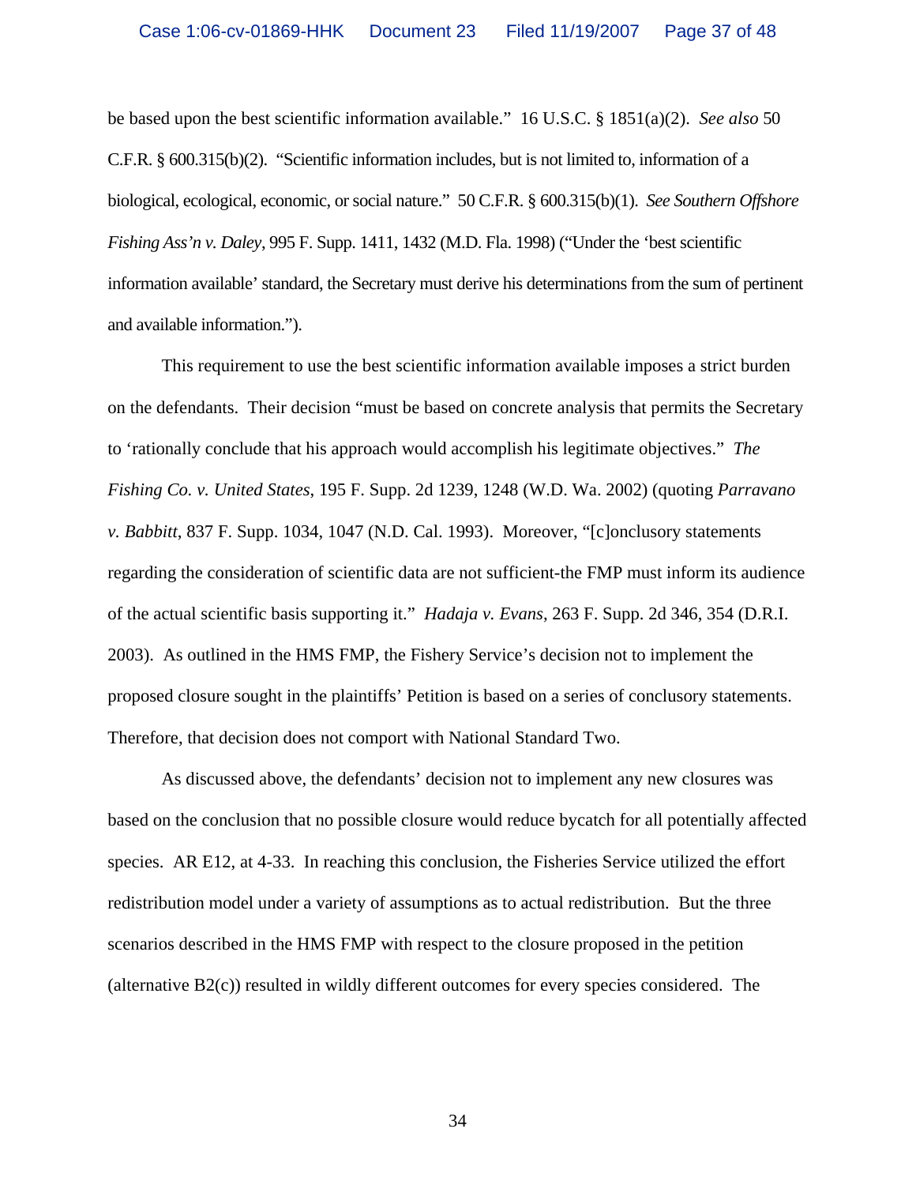be based upon the best scientific information available." 16 U.S.C. § 1851(a)(2). *See also* 50 C.F.R. § 600.315(b)(2). "Scientific information includes, but is not limited to, information of a biological, ecological, economic, or social nature." 50 C.F.R. § 600.315(b)(1). *See Southern Offshore Fishing Ass'n v. Daley*, 995 F. Supp. 1411, 1432 (M.D. Fla. 1998) ("Under the 'best scientific information available' standard, the Secretary must derive his determinations from the sum of pertinent and available information.").

This requirement to use the best scientific information available imposes a strict burden on the defendants. Their decision "must be based on concrete analysis that permits the Secretary to 'rationally conclude that his approach would accomplish his legitimate objectives." *The Fishing Co. v. United States*, 195 F. Supp. 2d 1239, 1248 (W.D. Wa. 2002) (quoting *Parravano v. Babbitt*, 837 F. Supp. 1034, 1047 (N.D. Cal. 1993). Moreover, "[c]onclusory statements regarding the consideration of scientific data are not sufficient-the FMP must inform its audience of the actual scientific basis supporting it." *Hadaja v. Evans*, 263 F. Supp. 2d 346, 354 (D.R.I. 2003). As outlined in the HMS FMP, the Fishery Service's decision not to implement the proposed closure sought in the plaintiffs' Petition is based on a series of conclusory statements. Therefore, that decision does not comport with National Standard Two.

As discussed above, the defendants' decision not to implement any new closures was based on the conclusion that no possible closure would reduce bycatch for all potentially affected species. AR E12, at 4-33. In reaching this conclusion, the Fisheries Service utilized the effort redistribution model under a variety of assumptions as to actual redistribution. But the three scenarios described in the HMS FMP with respect to the closure proposed in the petition (alternative B2(c)) resulted in wildly different outcomes for every species considered. The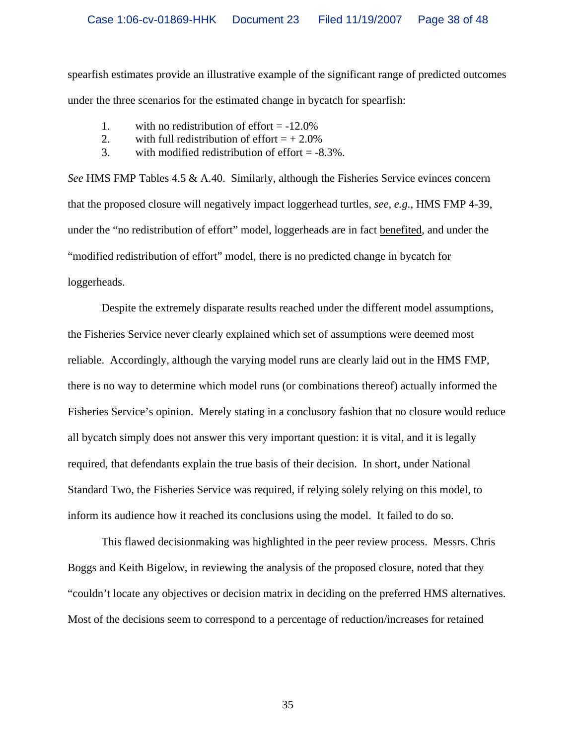spearfish estimates provide an illustrative example of the significant range of predicted outcomes under the three scenarios for the estimated change in bycatch for spearfish:

1. with no redistribution of effort = -12.0%
2. with full redistribution of effort = + 2.0%
3. with modified redistribution of effort = -8.3%.

*See* HMS FMP Tables 4.5 & A.40. Similarly, although the Fisheries Service evinces concern that the proposed closure will negatively impact loggerhead turtles, *see, e.g.*, HMS FMP 4-39, under the "no redistribution of effort" model, loggerheads are in fact <u>benefited</u>, and under the "modified redistribution of effort" model, there is no predicted change in bycatch for loggerheads.

Despite the extremely disparate results reached under the different model assumptions, the Fisheries Service never clearly explained which set of assumptions were deemed most reliable. Accordingly, although the varying model runs are clearly laid out in the HMS FMP, there is no way to determine which model runs (or combinations thereof) actually informed the Fisheries Service's opinion. Merely stating in a conclusory fashion that no closure would reduce all bycatch simply does not answer this very important question: it is vital, and it is legally required, that defendants explain the true basis of their decision. In short, under National Standard Two, the Fisheries Service was required, if relying solely relying on this model, to inform its audience how it reached its conclusions using the model. It failed to do so.

This flawed decisionmaking was highlighted in the peer review process. Messrs. Chris Boggs and Keith Bigelow, in reviewing the analysis of the proposed closure, noted that they "couldn't locate any objectives or decision matrix in deciding on the preferred HMS alternatives. Most of the decisions seem to correspond to a percentage of reduction/increases for retained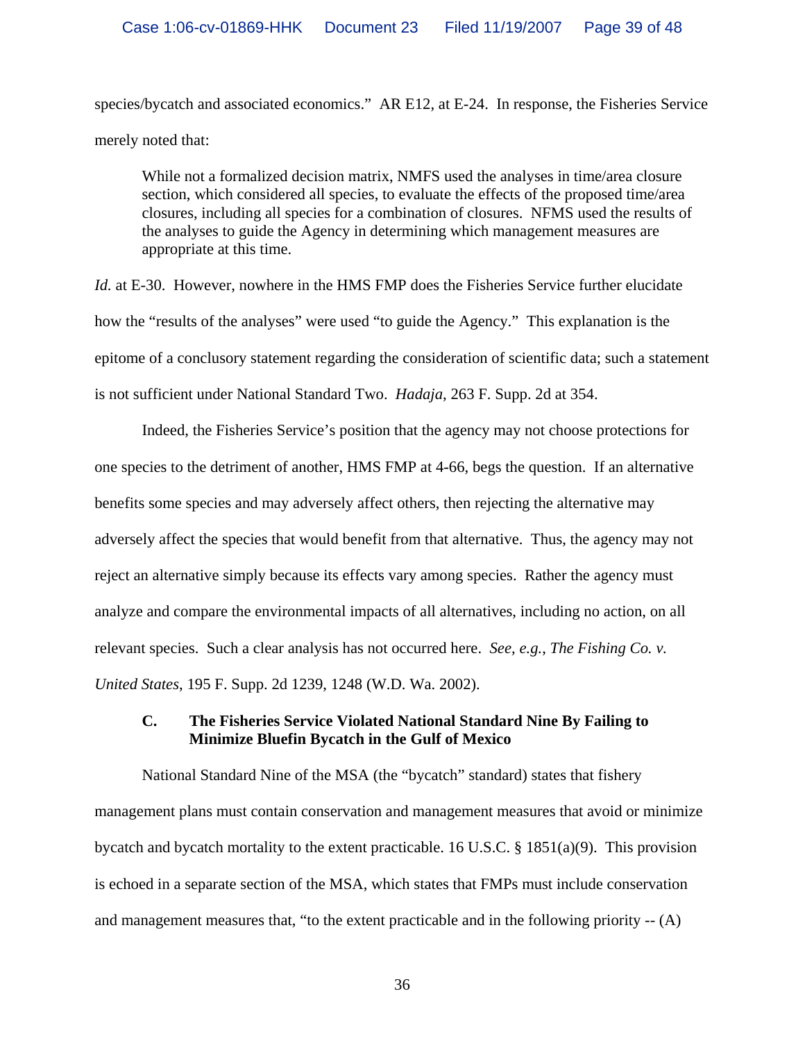species/bycatch and associated economics." AR E12, at E-24. In response, the Fisheries Service merely noted that:

> While not a formalized decision matrix, NMFS used the analyses in time/area closure section, which considered all species, to evaluate the effects of the proposed time/area closures, including all species for a combination of closures. NFMS used the results of the analyses to guide the Agency in determining which management measures are appropriate at this time.

*Id.* at E-30. However, nowhere in the HMS FMP does the Fisheries Service further elucidate how the "results of the analyses" were used "to guide the Agency." This explanation is the epitome of a conclusory statement regarding the consideration of scientific data; such a statement is not sufficient under National Standard Two. *Hadaja*, 263 F. Supp. 2d at 354.

Indeed, the Fisheries Service's position that the agency may not choose protections for one species to the detriment of another, HMS FMP at 4-66, begs the question. If an alternative benefits some species and may adversely affect others, then rejecting the alternative may adversely affect the species that would benefit from that alternative. Thus, the agency may not reject an alternative simply because its effects vary among species. Rather the agency must analyze and compare the environmental impacts of all alternatives, including no action, on all relevant species. Such a clear analysis has not occurred here. *See, e.g.*, *The Fishing Co. v. United States*, 195 F. Supp. 2d 1239, 1248 (W.D. Wa. 2002).

### C. The Fisheries Service Violated National Standard Nine By Failing to Minimize Bluefin Bycatch in the Gulf of Mexico

National Standard Nine of the MSA (the "bycatch" standard) states that fishery management plans must contain conservation and management measures that avoid or minimize bycatch and bycatch mortality to the extent practicable. 16 U.S.C. § 1851(a)(9). This provision is echoed in a separate section of the MSA, which states that FMPs must include conservation and management measures that, "to the extent practicable and in the following priority -- (A)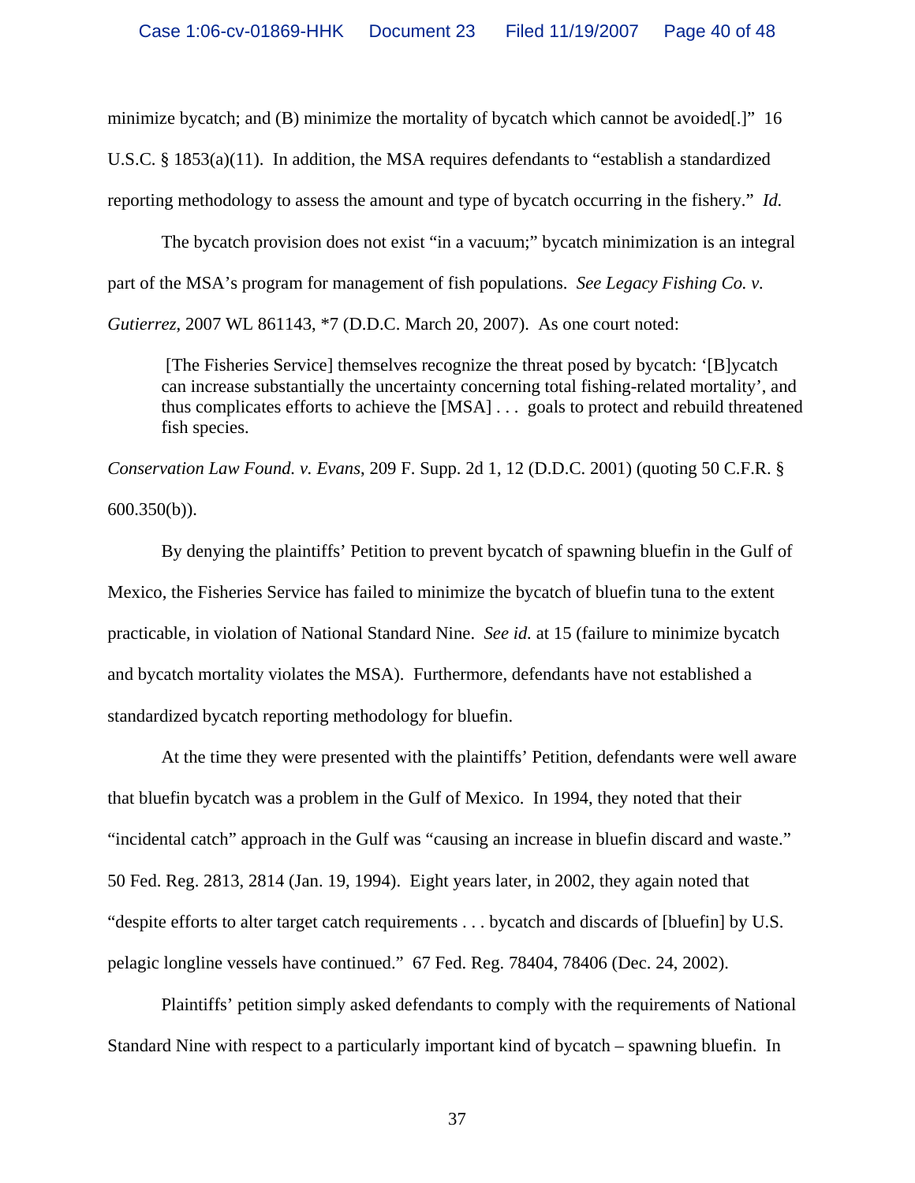minimize bycatch; and (B) minimize the mortality of bycatch which cannot be avoided[.]" 16 U.S.C. § 1853(a)(11). In addition, the MSA requires defendants to "establish a standardized reporting methodology to assess the amount and type of bycatch occurring in the fishery." *Id.*

The bycatch provision does not exist "in a vacuum;" bycatch minimization is an integral part of the MSA's program for management of fish populations. *See Legacy Fishing Co. v. Gutierrez*, 2007 WL 861143, *7 (D.D.C. March 20, 2007). As one court noted:

> [The Fisheries Service] themselves recognize the threat posed by bycatch: '[B]ycatch can increase substantially the uncertainty concerning total fishing-related mortality', and thus complicates efforts to achieve the [MSA] . . . goals to protect and rebuild threatened fish species.

*Conservation Law Found. v. Evans*, 209 F. Supp. 2d 1, 12 (D.D.C. 2001) (quoting 50 C.F.R. § 600.350(b)).

By denying the plaintiffs' Petition to prevent bycatch of spawning bluefin in the Gulf of Mexico, the Fisheries Service has failed to minimize the bycatch of bluefin tuna to the extent practicable, in violation of National Standard Nine. *See id.* at 15 (failure to minimize bycatch and bycatch mortality violates the MSA). Furthermore, defendants have not established a standardized bycatch reporting methodology for bluefin.

At the time they were presented with the plaintiffs' Petition, defendants were well aware that bluefin bycatch was a problem in the Gulf of Mexico. In 1994, they noted that their "incidental catch" approach in the Gulf was "causing an increase in bluefin discard and waste." 50 Fed. Reg. 2813, 2814 (Jan. 19, 1994). Eight years later, in 2002, they again noted that "despite efforts to alter target catch requirements . . . bycatch and discards of [bluefin] by U.S. pelagic longline vessels have continued." 67 Fed. Reg. 78404, 78406 (Dec. 24, 2002).

Plaintiffs' petition simply asked defendants to comply with the requirements of National Standard Nine with respect to a particularly important kind of bycatch – spawning bluefin. In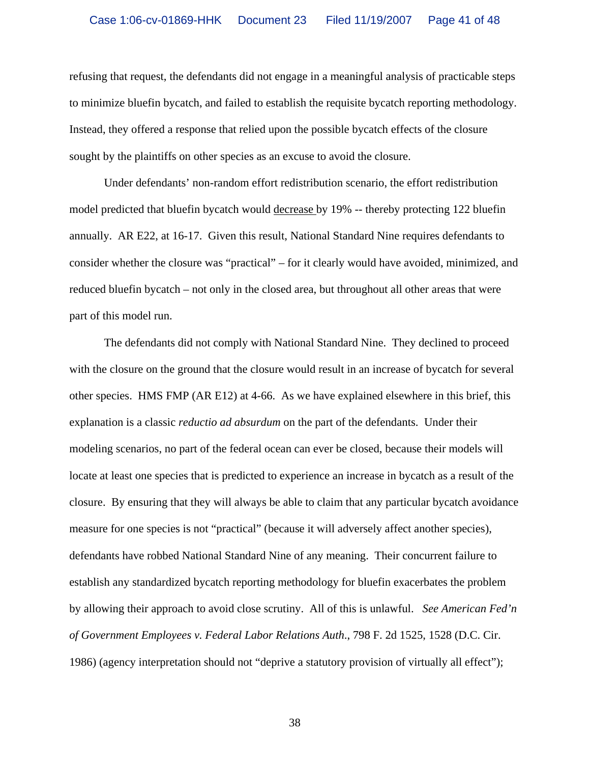refusing that request, the defendants did not engage in a meaningful analysis of practicable steps to minimize bluefin bycatch, and failed to establish the requisite bycatch reporting methodology. Instead, they offered a response that relied upon the possible bycatch effects of the closure sought by the plaintiffs on other species as an excuse to avoid the closure.

Under defendants' non-random effort redistribution scenario, the effort redistribution model predicted that bluefin bycatch would <u>decrease</u> by 19% -- thereby protecting 122 bluefin annually. AR E22, at 16-17. Given this result, National Standard Nine requires defendants to consider whether the closure was "practical" – for it clearly would have avoided, minimized, and reduced bluefin bycatch – not only in the closed area, but throughout all other areas that were part of this model run.

The defendants did not comply with National Standard Nine. They declined to proceed with the closure on the ground that the closure would result in an increase of bycatch for several other species. HMS FMP (AR E12) at 4-66. As we have explained elsewhere in this brief, this explanation is a classic *reductio ad absurdum* on the part of the defendants. Under their modeling scenarios, no part of the federal ocean can ever be closed, because their models will locate at least one species that is predicted to experience an increase in bycatch as a result of the closure. By ensuring that they will always be able to claim that any particular bycatch avoidance measure for one species is not "practical" (because it will adversely affect another species), defendants have robbed National Standard Nine of any meaning. Their concurrent failure to establish any standardized bycatch reporting methodology for bluefin exacerbates the problem by allowing their approach to avoid close scrutiny. All of this is unlawful. *See American Fed'n of Government Employees v. Federal Labor Relations Auth.*, 798 F. 2d 1525, 1528 (D.C. Cir. 1986) (agency interpretation should not "deprive a statutory provision of virtually all effect");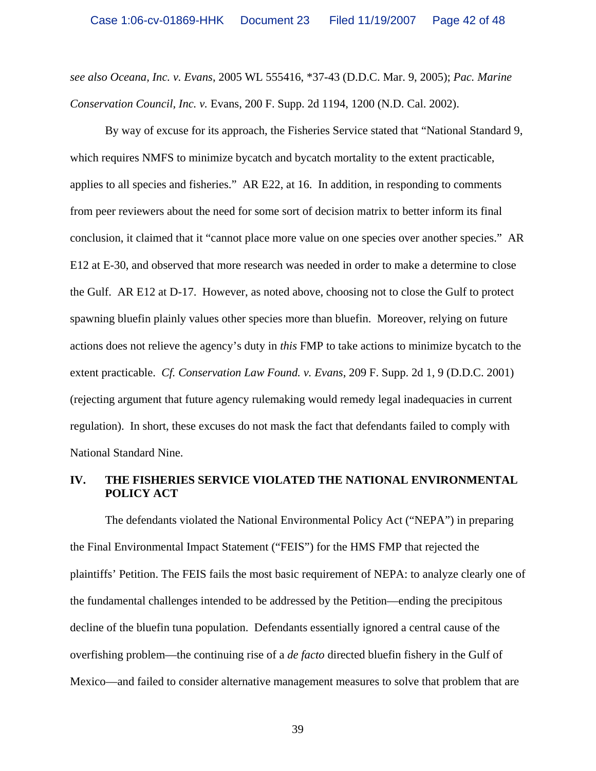*see also Oceana, Inc. v. Evans*, 2005 WL 555416, *37-43 (D.D.C. Mar. 9, 2005); *Pac. Marine Conservation Council, Inc. v.* Evans, 200 F. Supp. 2d 1194, 1200 (N.D. Cal. 2002).

By way of excuse for its approach, the Fisheries Service stated that "National Standard 9, which requires NMFS to minimize bycatch and bycatch mortality to the extent practicable, applies to all species and fisheries." AR E22, at 16. In addition, in responding to comments from peer reviewers about the need for some sort of decision matrix to better inform its final conclusion, it claimed that it "cannot place more value on one species over another species." AR E12 at E-30, and observed that more research was needed in order to make a determine to close the Gulf. AR E12 at D-17. However, as noted above, choosing not to close the Gulf to protect spawning bluefin plainly values other species more than bluefin. Moreover, relying on future actions does not relieve the agency's duty in *this* FMP to take actions to minimize bycatch to the extent practicable. *Cf. Conservation Law Found. v. Evans*, 209 F. Supp. 2d 1, 9 (D.D.C. 2001) (rejecting argument that future agency rulemaking would remedy legal inadequacies in current regulation). In short, these excuses do not mask the fact that defendants failed to comply with National Standard Nine.

## IV. THE FISHERIES SERVICE VIOLATED THE NATIONAL ENVIRONMENTAL POLICY ACT

The defendants violated the National Environmental Policy Act ("NEPA") in preparing the Final Environmental Impact Statement ("FEIS") for the HMS FMP that rejected the plaintiffs' Petition. The FEIS fails the most basic requirement of NEPA: to analyze clearly one of the fundamental challenges intended to be addressed by the Petition—ending the precipitous decline of the bluefin tuna population. Defendants essentially ignored a central cause of the overfishing problem—the continuing rise of a *de facto* directed bluefin fishery in the Gulf of Mexico—and failed to consider alternative management measures to solve that problem that are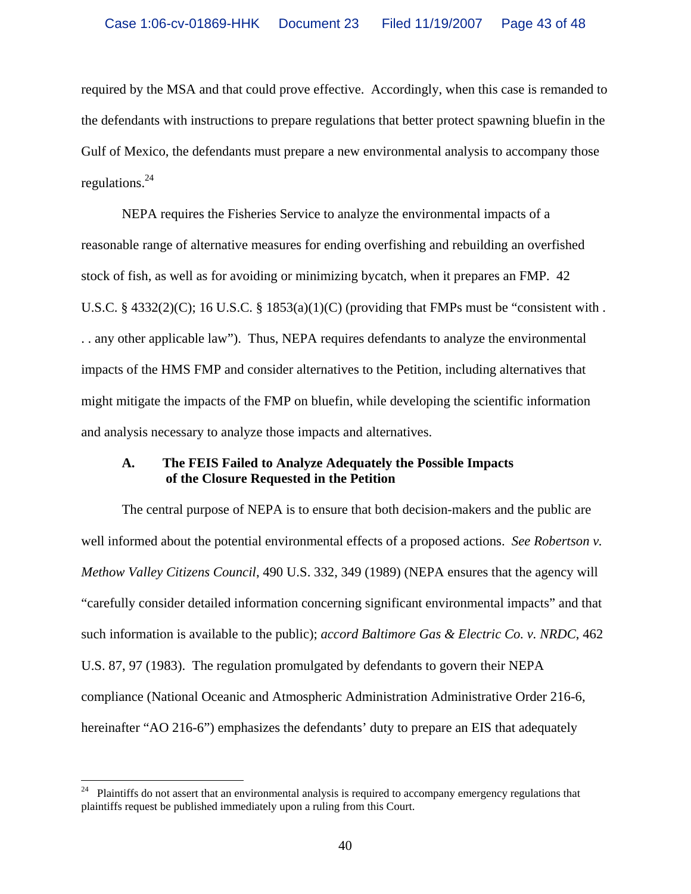required by the MSA and that could prove effective. Accordingly, when this case is remanded to the defendants with instructions to prepare regulations that better protect spawning bluefin in the Gulf of Mexico, the defendants must prepare a new environmental analysis to accompany those regulations.[24]

NEPA requires the Fisheries Service to analyze the environmental impacts of a reasonable range of alternative measures for ending overfishing and rebuilding an overfished stock of fish, as well as for avoiding or minimizing bycatch, when it prepares an FMP. 42 U.S.C. § 4332(2)(C); 16 U.S.C. § 1853(a)(1)(C) (providing that FMPs must be "consistent with . . . any other applicable law"). Thus, NEPA requires defendants to analyze the environmental impacts of the HMS FMP and consider alternatives to the Petition, including alternatives that might mitigate the impacts of the FMP on bluefin, while developing the scientific information and analysis necessary to analyze those impacts and alternatives.

### A. The FEIS Failed to Analyze Adequately the Possible Impacts of the Closure Requested in the Petition

The central purpose of NEPA is to ensure that both decision-makers and the public are well informed about the potential environmental effects of a proposed actions. *See Robertson v. Methow Valley Citizens Council*, 490 U.S. 332, 349 (1989) (NEPA ensures that the agency will "carefully consider detailed information concerning significant environmental impacts" and that such information is available to the public); *accord Baltimore Gas & Electric Co. v. NRDC*, 462 U.S. 87, 97 (1983). The regulation promulgated by defendants to govern their NEPA compliance (National Oceanic and Atmospheric Administration Administrative Order 216-6, hereinafter "AO 216-6") emphasizes the defendants' duty to prepare an EIS that adequately

---

[24] Plaintiffs do not assert that an environmental analysis is required to accompany emergency regulations that plaintiffs request be published immediately upon a ruling from this Court.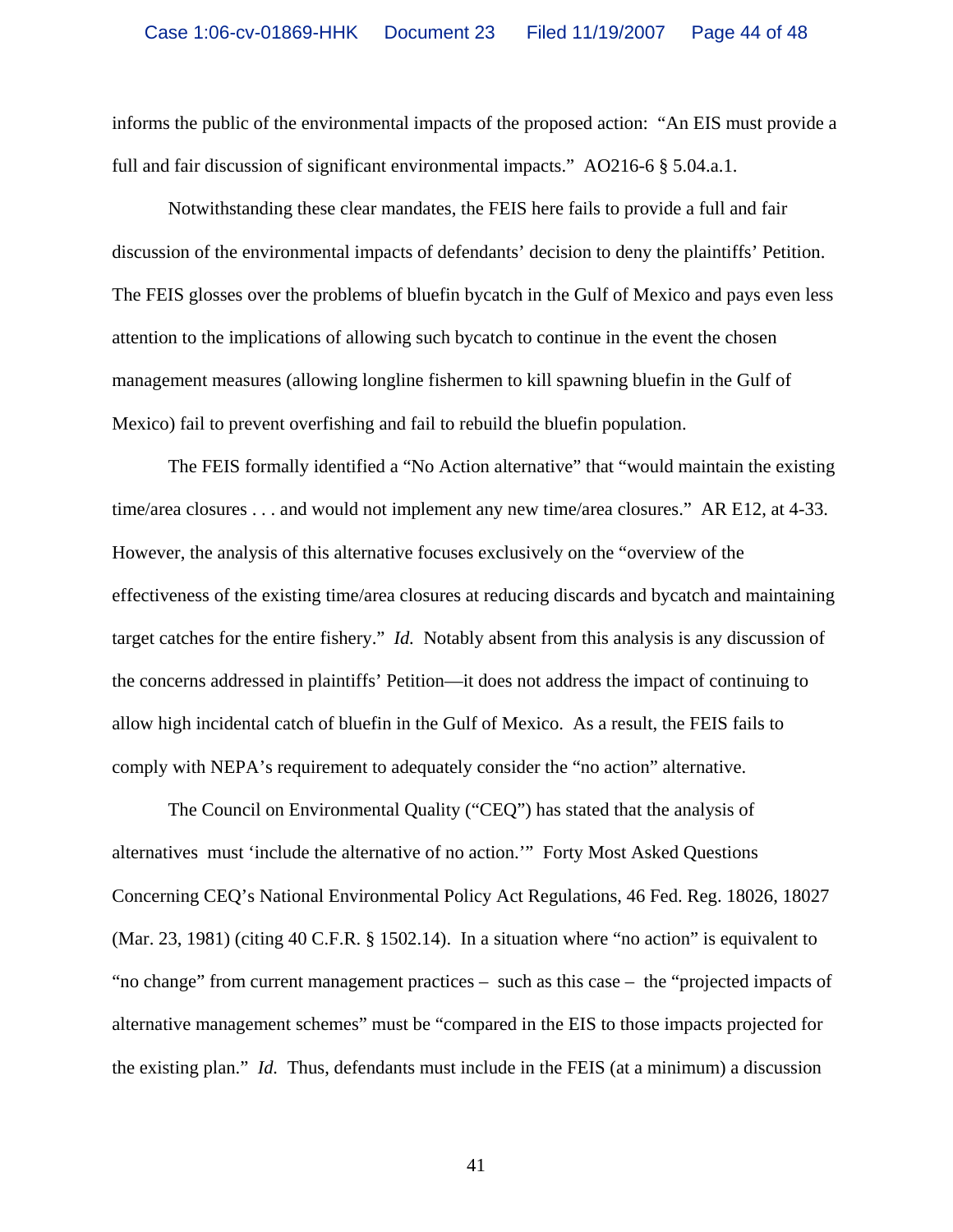informs the public of the environmental impacts of the proposed action: "An EIS must provide a full and fair discussion of significant environmental impacts." AO216-6 § 5.04.a.1.

Notwithstanding these clear mandates, the FEIS here fails to provide a full and fair discussion of the environmental impacts of defendants' decision to deny the plaintiffs' Petition. The FEIS glosses over the problems of bluefin bycatch in the Gulf of Mexico and pays even less attention to the implications of allowing such bycatch to continue in the event the chosen management measures (allowing longline fishermen to kill spawning bluefin in the Gulf of Mexico) fail to prevent overfishing and fail to rebuild the bluefin population.

The FEIS formally identified a "No Action alternative" that "would maintain the existing time/area closures . . . and would not implement any new time/area closures." AR E12, at 4-33. However, the analysis of this alternative focuses exclusively on the "overview of the effectiveness of the existing time/area closures at reducing discards and bycatch and maintaining target catches for the entire fishery." *Id.* Notably absent from this analysis is any discussion of the concerns addressed in plaintiffs' Petition—it does not address the impact of continuing to allow high incidental catch of bluefin in the Gulf of Mexico. As a result, the FEIS fails to comply with NEPA's requirement to adequately consider the "no action" alternative.

The Council on Environmental Quality ("CEQ") has stated that the analysis of alternatives must 'include the alternative of no action.'" Forty Most Asked Questions Concerning CEQ's National Environmental Policy Act Regulations, 46 Fed. Reg. 18026, 18027 (Mar. 23, 1981) (citing 40 C.F.R. § 1502.14). In a situation where "no action" is equivalent to "no change" from current management practices – such as this case – the "projected impacts of alternative management schemes" must be "compared in the EIS to those impacts projected for the existing plan." *Id.* Thus, defendants must include in the FEIS (at a minimum) a discussion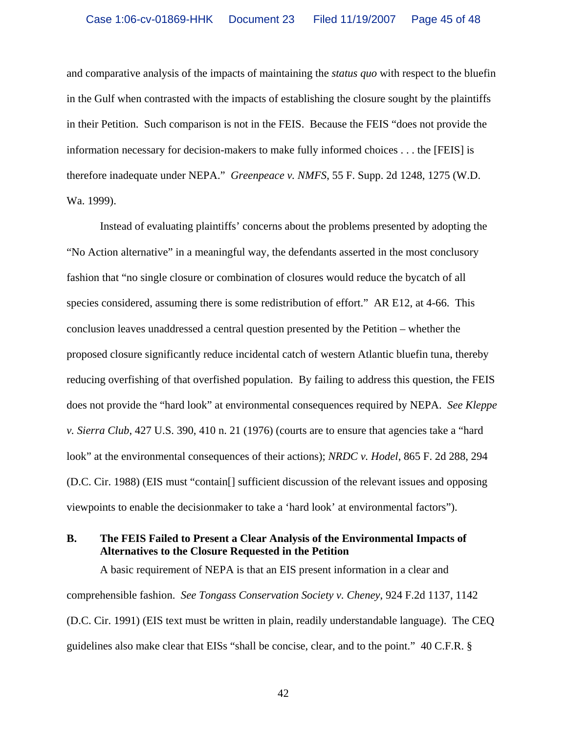and comparative analysis of the impacts of maintaining the *status quo* with respect to the bluefin in the Gulf when contrasted with the impacts of establishing the closure sought by the plaintiffs in their Petition. Such comparison is not in the FEIS. Because the FEIS "does not provide the information necessary for decision-makers to make fully informed choices . . . the [FEIS] is therefore inadequate under NEPA." *Greenpeace v. NMFS*, 55 F. Supp. 2d 1248, 1275 (W.D. Wa. 1999).

Instead of evaluating plaintiffs' concerns about the problems presented by adopting the "No Action alternative" in a meaningful way, the defendants asserted in the most conclusory fashion that "no single closure or combination of closures would reduce the bycatch of all species considered, assuming there is some redistribution of effort." AR E12, at 4-66. This conclusion leaves unaddressed a central question presented by the Petition – whether the proposed closure significantly reduce incidental catch of western Atlantic bluefin tuna, thereby reducing overfishing of that overfished population. By failing to address this question, the FEIS does not provide the "hard look" at environmental consequences required by NEPA. *See Kleppe v. Sierra Club*, 427 U.S. 390, 410 n. 21 (1976) (courts are to ensure that agencies take a "hard look" at the environmental consequences of their actions); *NRDC v. Hodel*, 865 F. 2d 288, 294 (D.C. Cir. 1988) (EIS must "contain[] sufficient discussion of the relevant issues and opposing viewpoints to enable the decisionmaker to take a 'hard look' at environmental factors").

### B. The FEIS Failed to Present a Clear Analysis of the Environmental Impacts of Alternatives to the Closure Requested in the Petition

A basic requirement of NEPA is that an EIS present information in a clear and comprehensible fashion. *See Tongass Conservation Society v. Cheney*, 924 F.2d 1137, 1142 (D.C. Cir. 1991) (EIS text must be written in plain, readily understandable language). The CEQ guidelines also make clear that EISs "shall be concise, clear, and to the point." 40 C.F.R. §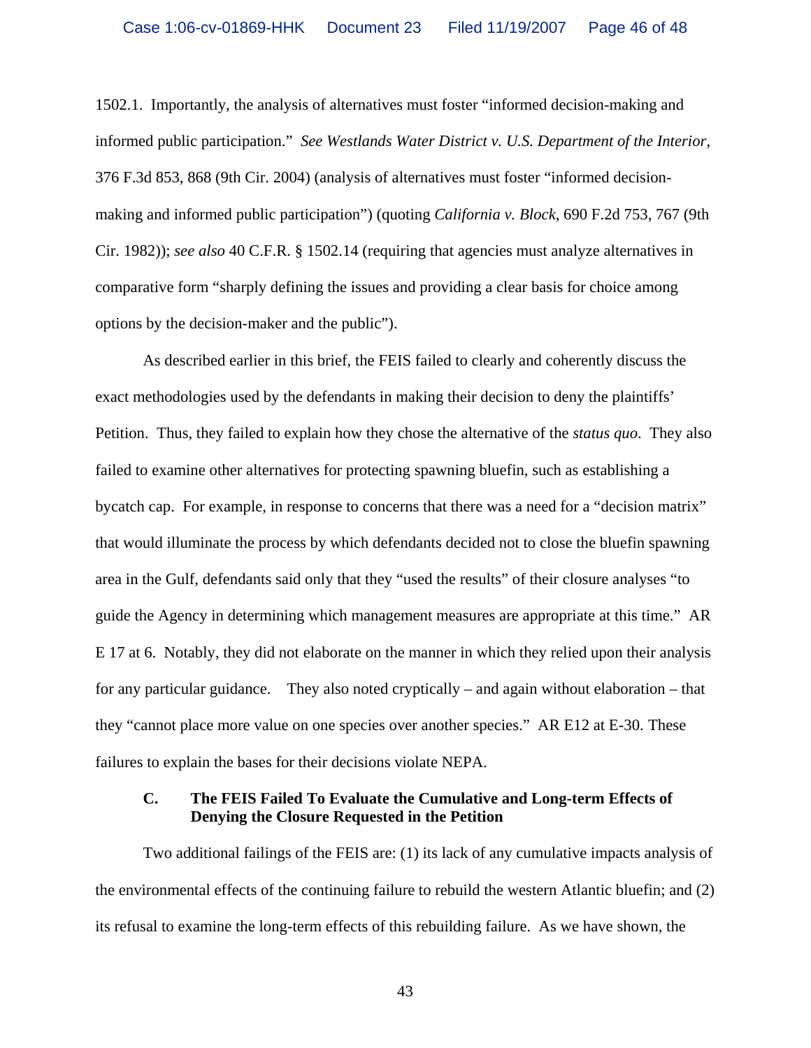1502.1. Importantly, the analysis of alternatives must foster "informed decision-making and informed public participation." *See Westlands Water District v. U.S. Department of the Interior*, 376 F.3d 853, 868 (9th Cir. 2004) (analysis of alternatives must foster "informed decision-making and informed public participation") (quoting *California v. Block*, 690 F.2d 753, 767 (9th Cir. 1982)); *see also* 40 C.F.R. § 1502.14 (requiring that agencies must analyze alternatives in comparative form "sharply defining the issues and providing a clear basis for choice among options by the decision-maker and the public").

As described earlier in this brief, the FEIS failed to clearly and coherently discuss the exact methodologies used by the defendants in making their decision to deny the plaintiffs' Petition. Thus, they failed to explain how they chose the alternative of the *status quo*. They also failed to examine other alternatives for protecting spawning bluefin, such as establishing a bycatch cap. For example, in response to concerns that there was a need for a "decision matrix" that would illuminate the process by which defendants decided not to close the bluefin spawning area in the Gulf, defendants said only that they "used the results" of their closure analyses "to guide the Agency in determining which management measures are appropriate at this time." AR E 17 at 6. Notably, they did not elaborate on the manner in which they relied upon their analysis for any particular guidance. They also noted cryptically – and again without elaboration – that they "cannot place more value on one species over another species." AR E12 at E-30. These failures to explain the bases for their decisions violate NEPA.

### C. The FEIS Failed To Evaluate the Cumulative and Long-term Effects of Denying the Closure Requested in the Petition

Two additional failings of the FEIS are: (1) its lack of any cumulative impacts analysis of the environmental effects of the continuing failure to rebuild the western Atlantic bluefin; and (2) its refusal to examine the long-term effects of this rebuilding failure. As we have shown, the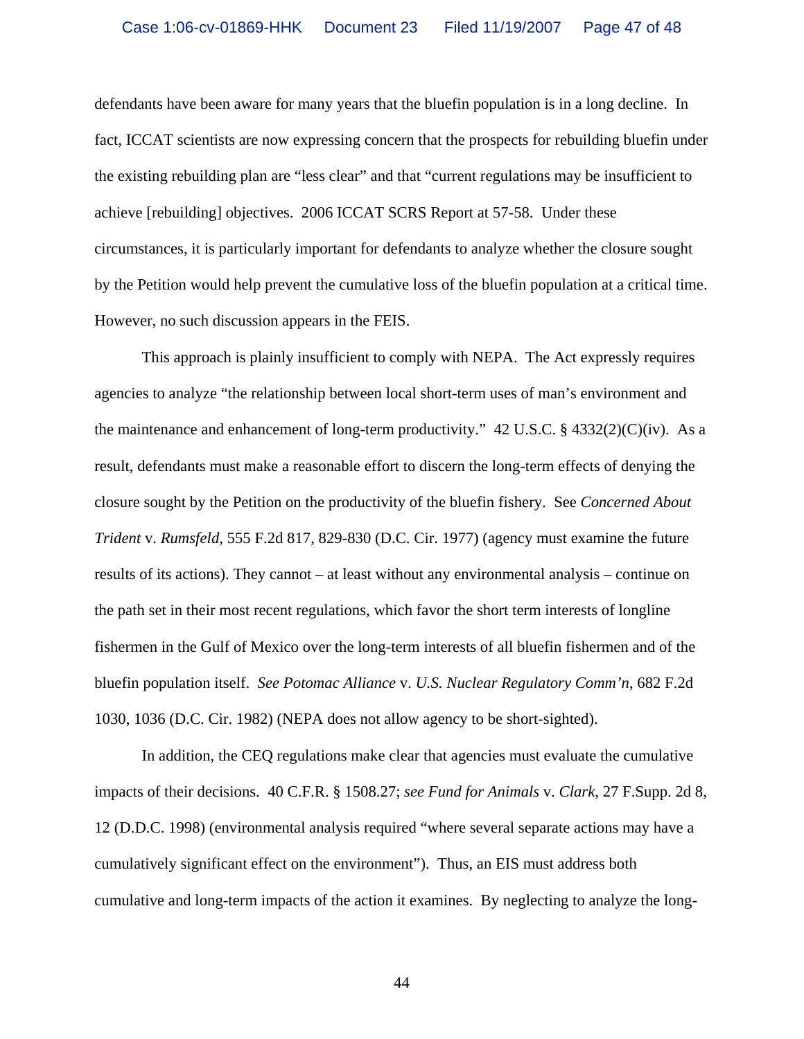defendants have been aware for many years that the bluefin population is in a long decline. In fact, ICCAT scientists are now expressing concern that the prospects for rebuilding bluefin under the existing rebuilding plan are "less clear" and that "current regulations may be insufficient to achieve [rebuilding] objectives. 2006 ICCAT SCRS Report at 57-58. Under these circumstances, it is particularly important for defendants to analyze whether the closure sought by the Petition would help prevent the cumulative loss of the bluefin population at a critical time. However, no such discussion appears in the FEIS.

This approach is plainly insufficient to comply with NEPA. The Act expressly requires agencies to analyze "the relationship between local short-term uses of man's environment and the maintenance and enhancement of long-term productivity." 42 U.S.C. § 4332(2)(C)(iv). As a result, defendants must make a reasonable effort to discern the long-term effects of denying the closure sought by the Petition on the productivity of the bluefin fishery. See *Concerned About Trident* v. *Rumsfeld*, 555 F.2d 817, 829-830 (D.C. Cir. 1977) (agency must examine the future results of its actions). They cannot – at least without any environmental analysis – continue on the path set in their most recent regulations, which favor the short term interests of longline fishermen in the Gulf of Mexico over the long-term interests of all bluefin fishermen and of the bluefin population itself. *See Potomac Alliance* v. *U.S. Nuclear Regulatory Comm'n*, 682 F.2d 1030, 1036 (D.C. Cir. 1982) (NEPA does not allow agency to be short-sighted).

In addition, the CEQ regulations make clear that agencies must evaluate the cumulative impacts of their decisions. 40 C.F.R. § 1508.27; *see Fund for Animals* v. *Clark*, 27 F.Supp. 2d 8, 12 (D.D.C. 1998) (environmental analysis required "where several separate actions may have a cumulatively significant effect on the environment"). Thus, an EIS must address both cumulative and long-term impacts of the action it examines. By neglecting to analyze the long-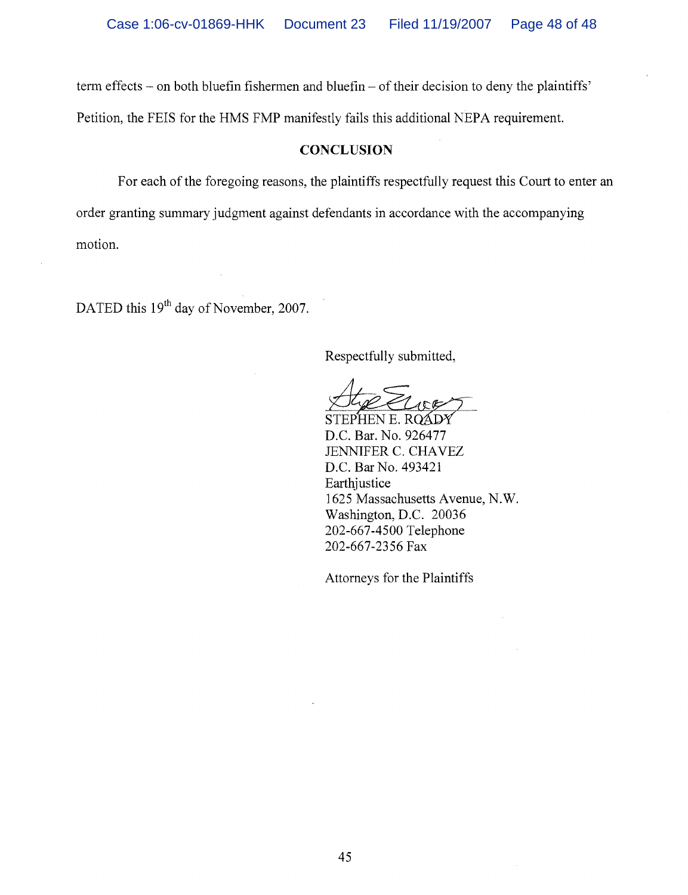term effects – on both bluefin fishermen and bluefin – of their decision to deny the plaintiffs' Petition, the FEIS for the HMS FMP manifestly fails this additional NEPA requirement.

## CONCLUSION

For each of the foregoing reasons, the plaintiffs respectfully request this Court to enter an order granting summary judgment against defendants in accordance with the accompanying motion.

DATED this 19th day of November, 2007.

Respectfully submitted,

STEPHEN E. ROADY
D.C. Bar. No. 926477
JENNIFER C. CHAVEZ
D.C. Bar No. 493421
Earthjustice
1625 Massachusetts Avenue, N.W.
Washington, D.C. 20036
202-667-4500 Telephone
202-667-2356 Fax

Attorneys for the Plaintiffs